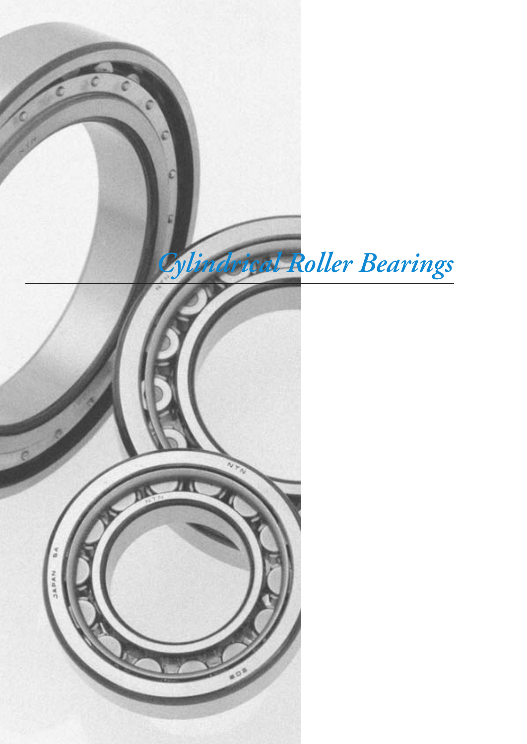# *Cylindrical Roller Bearings*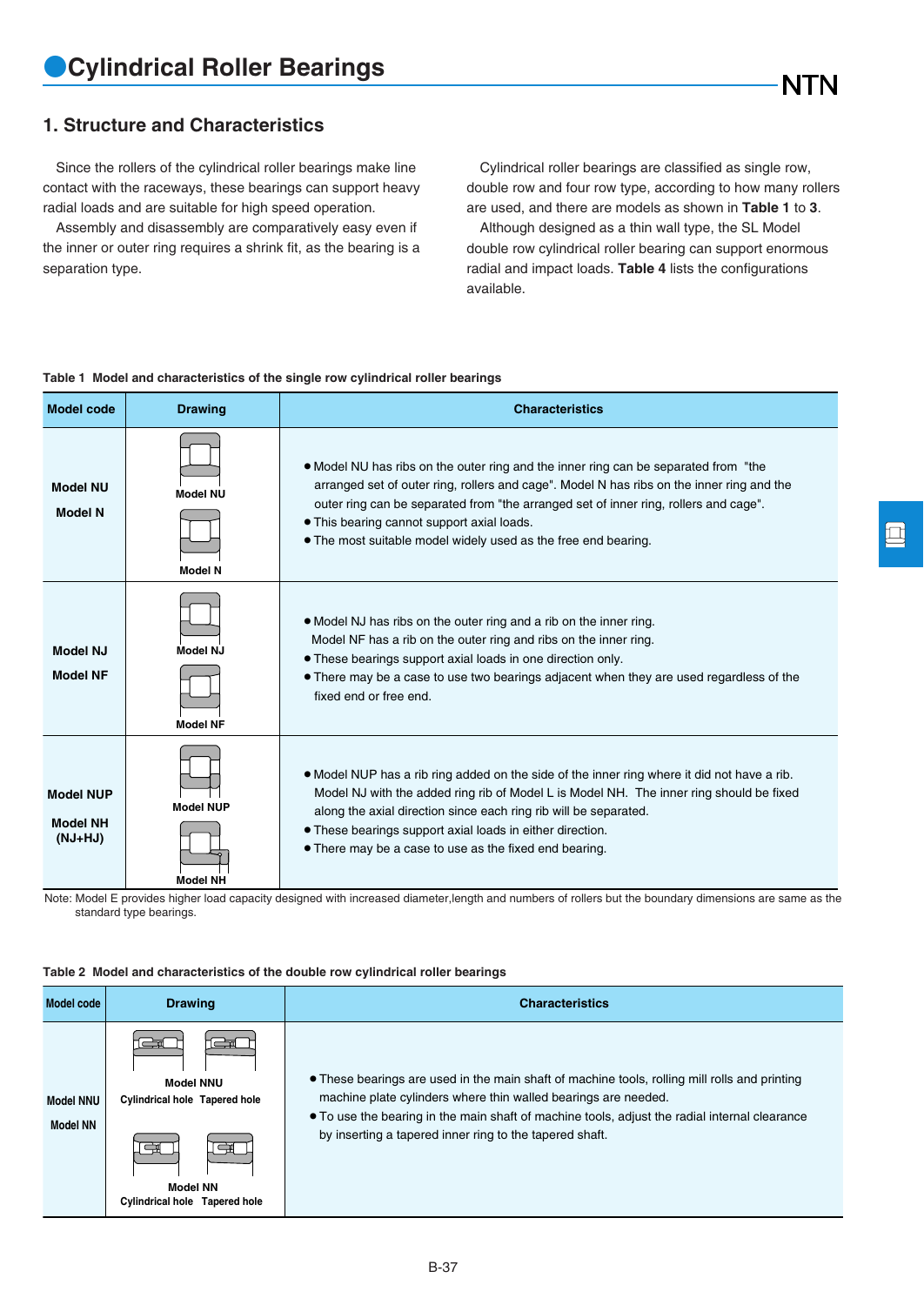# Cylindrical Roller Bearings

## 1. Structure and Characteristics

Since the rollers of the cylindrical roller bearings make line contact with the raceways, these bearings can support heavy radial loads and are suitable for high speed operation.

Assembly and disassembly are comparatively easy even if the inner or outer ring requires a shrink fit, as the bearing is a separation type.

Cylindrical roller bearings are classified as single row, double row and four row type, according to how many rollers are used, and there are models as shown in **Table 1** to **3**.

Although designed as a thin wall type, the SL Model double row cylindrical roller bearing can support enormous radial and impact loads. **Table 4** lists the configurations available.

Table 1 Model and characteristics of the single row cylindrical roller bearings

| Model code | Drawing | Characteristics |
|---|---|---|
| Model NU<br>Model N | Model NU<br>Model N | ● Model NU has ribs on the outer ring and the inner ring can be separated from "the arranged set of outer ring, rollers and cage". Model N has ribs on the inner ring and the outer ring can be separated from "the arranged set of inner ring, rollers and cage".<br>● This bearing cannot support axial loads.<br>● The most suitable model widely used as the free end bearing. |
| Model NJ<br>Model NF | Model NJ<br>Model NF | ● Model NJ has ribs on the outer ring and a rib on the inner ring. Model NF has a rib on the outer ring and ribs on the inner ring.<br>● These bearings support axial loads in one direction only.<br>● There may be a case to use two bearings adjacent when they are used regardless of the fixed end or free end. |
| Model NUP<br>Model NH (NJ+HJ) | Model NUP<br>Model NH | ● Model NUP has a rib ring added on the side of the inner ring where it did not have a rib. Model NJ with the added ring rib of Model L is Model NH. The inner ring should be fixed along the axial direction since each ring rib will be separated.<br>● These bearings support axial loads in either direction.<br>● There may be a case to use as the fixed end bearing. |

Note: Model E provides higher load capacity designed with increased diameter,length and numbers of rollers but the boundary dimensions are same as the standard type bearings.

Table 2 Model and characteristics of the double row cylindrical roller bearings

| Model code | Drawing | Characteristics |
|---|---|---|
| Model NNU<br>Model NN | Model NNU<br>Cylindrical hole Tapered hole<br>Model NN<br>Cylindrical hole Tapered hole | ● These bearings are used in the main shaft of machine tools, rolling mill rolls and printing machine plate cylinders where thin walled bearings are needed.<br>● To use the bearing in the main shaft of machine tools, adjust the radial internal clearance by inserting a tapered inner ring to the tapered shaft. |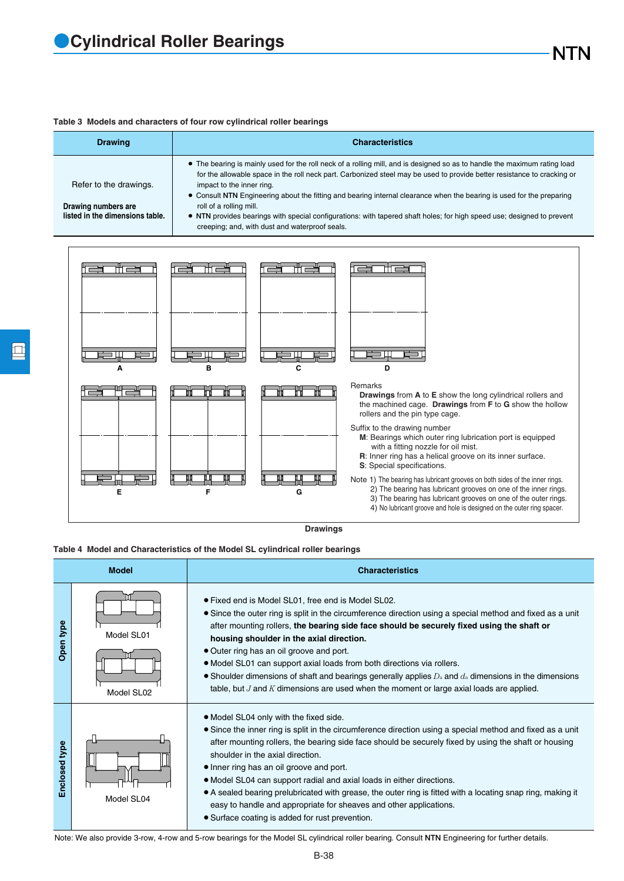# Cylindrical Roller Bearings

**Table 3 Models and characters of four row cylindrical roller bearings**

| Drawing | Characteristics |
|---|---|
| Refer to the drawings. **Drawing numbers are listed in the dimensions table.** | • The bearing is mainly used for the roll neck of a rolling mill, and is designed so as to handle the maximum rating load for the allowable space in the roll neck part. Carbonized steel may be used to provide better resistance to cracking or impact to the inner ring. • Consult **NTN** Engineering about the fitting and bearing internal clearance when the bearing is used for the preparing roll of a rolling mill. • **NTN** provides bearings with special configurations: with tapered shaft holes; for high speed use; designed to prevent creeping; and, with dust and waterproof seals. |

A B C D

E F G

Remarks
**Drawings** from **A** to **E** show the long cylindrical rollers and the machined cage. **Drawings** from **F** to **G** show the hollow rollers and the pin type cage.

Suffix to the drawing number
**M**: Bearings which outer ring lubrication port is equipped with a fitting nozzle for oil mist.
**R**: Inner ring has a helical groove on its inner surface.
**S**: Special specifications.

Note 1) The bearing has lubricant grooves on both sides of the inner rings.
2) The bearing has lubricant grooves on one of the inner rings.
3) The bearing has lubricant grooves on one of the outer rings.
4) No lubricant groove and hole is designed on the outer ring spacer.

**Drawings**

**Table 4 Model and Characteristics of the Model SL cylindrical roller bearings**

| | Model | Characteristics |
|---|---|---|
| Open type | Model SL01 / Model SL02 | • Fixed end is Model SL01, free end is Model SL02. • Since the outer ring is split in the circumference direction using a special method and fixed as a unit after mounting rollers, **the bearing side face should be securely fixed using the shaft or housing shoulder in the axial direction.** • Outer ring has an oil groove and port. • Model SL01 can support axial loads from both directions via rollers. • Shoulder dimensions of shaft and bearings generally applies $D_a$ and $d_a$ dimensions in the dimensions table, but $J$ and $K$ dimensions are used when the moment or large axial loads are applied. |
| Enclosed type | Model SL04 | • Model SL04 only with the fixed side. • Since the inner ring is split in the circumference direction using a special method and fixed as a unit after mounting rollers, the bearing side face should be securely fixed by using the shaft or housing shoulder in the axial direction. • Inner ring has an oil groove and port. • Model SL04 can support radial and axial loads in either directions. • A sealed bearing prelubricated with grease, the outer ring is fitted with a locating snap ring, making it easy to handle and appropriate for sheaves and other applications. • Surface coating is added for rust prevention. |

Note: We also provide 3-row, 4-row and 5-row bearings for the Model SL cylindrical roller bearing. Consult **NTN** Engineering for further details.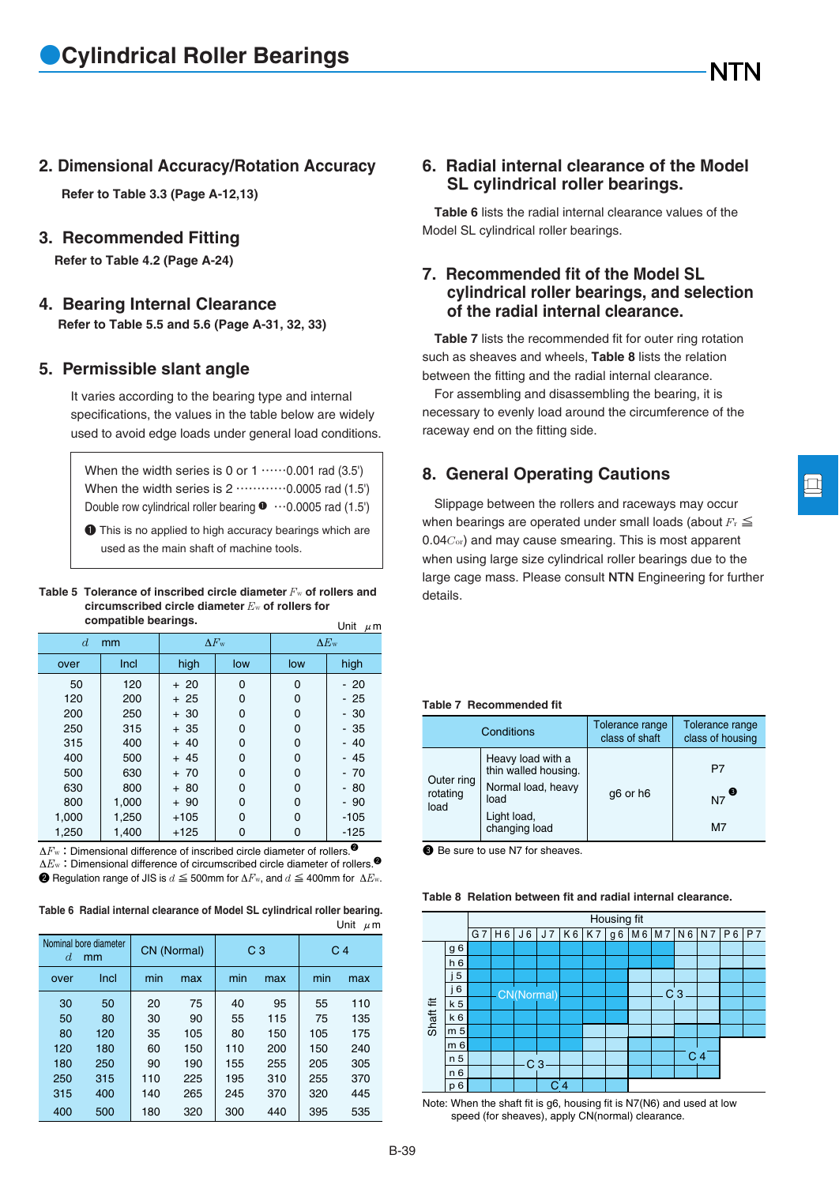## 2. Dimensional Accuracy/Rotation Accuracy

**Refer to Table 3.3 (Page A-12,13)**

## 3. Recommended Fitting

**Refer to Table 4.2 (Page A-24)**

## 4. Bearing Internal Clearance

**Refer to Table 5.5 and 5.6 (Page A-31, 32, 33)**

## 5. Permissible slant angle

It varies according to the bearing type and internal specifications, the values in the table below are widely used to avoid edge loads under general load conditions.

> When the width series is 0 or 1 ······0.001 rad (3.5')
> When the width series is 2 ············0.0005 rad (1.5')
> Double row cylindrical roller bearing ❶ ···0.0005 rad (1.5')
>
> ❶ This is no applied to high accuracy bearings which are used as the main shaft of machine tools.

**Table 5 Tolerance of inscribed circle diameter $F_w$ of rollers and circumscribed circle diameter $E_w$ of rollers for compatible bearings.**

Unit $\mu$m

| $d$ mm | | $\Delta F_w$ | | $\Delta E_w$ | |
|---|---|---|---|---|---|
| over | Incl | high | low | low | high |
| 50 | 120 | + 20 | 0 | 0 | - 20 |
| 120 | 200 | + 25 | 0 | 0 | - 25 |
| 200 | 250 | + 30 | 0 | 0 | - 30 |
| 250 | 315 | + 35 | 0 | 0 | - 35 |
| 315 | 400 | + 40 | 0 | 0 | - 40 |
| 400 | 500 | + 45 | 0 | 0 | - 45 |
| 500 | 630 | + 70 | 0 | 0 | - 70 |
| 630 | 800 | + 80 | 0 | 0 | - 80 |
| 800 | 1,000 | + 90 | 0 | 0 | - 90 |
| 1,000 | 1,250 | +105 | 0 | 0 | -105 |
| 1,250 | 1,400 | +125 | 0 | 0 | -125 |

$\Delta F_w$ : Dimensional difference of inscribed circle diameter of rollers.❷
$\Delta E_w$ : Dimensional difference of circumscribed circle diameter of rollers.❷
❷ Regulation range of JIS is $d \leqq 500$mm for $\Delta F_w$, and $d \leqq 400$mm for $\Delta E_w$.

**Table 6 Radial internal clearance of Model SL cylindrical roller bearing.**

Unit $\mu$m

| Nominal bore diameter $d$ mm | | CN (Normal) | | C 3 | | C 4 | |
|---|---|---|---|---|---|---|---|
| over | Incl | min | max | min | max | min | max |
| 30 | 50 | 20 | 75 | 40 | 95 | 55 | 110 |
| 50 | 80 | 30 | 90 | 55 | 115 | 75 | 135 |
| 80 | 120 | 35 | 105 | 80 | 150 | 105 | 175 |
| 120 | 180 | 60 | 150 | 110 | 200 | 150 | 240 |
| 180 | 250 | 90 | 190 | 155 | 255 | 205 | 305 |
| 250 | 315 | 110 | 225 | 195 | 310 | 255 | 370 |
| 315 | 400 | 140 | 265 | 245 | 370 | 320 | 445 |
| 400 | 500 | 180 | 320 | 300 | 440 | 395 | 535 |

## 6. Radial internal clearance of the Model SL cylindrical roller bearings.

**Table 6** lists the radial internal clearance values of the Model SL cylindrical roller bearings.

## 7. Recommended fit of the Model SL cylindrical roller bearings, and selection of the radial internal clearance.

**Table 7** lists the recommended fit for outer ring rotation such as sheaves and wheels, **Table 8** lists the relation between the fitting and the radial internal clearance.

For assembling and disassembling the bearing, it is necessary to evenly load around the circumference of the raceway end on the fitting side.

## 8. General Operating Cautions

Slippage between the rollers and raceways may occur when bearings are operated under small loads (about $F_r \leqq 0.04C_{or}$) and may cause smearing. This is most apparent when using large size cylindrical roller bearings due to the large cage mass. Please consult **NTN** Engineering for further details.

**Table 7 Recommended fit**

| Conditions | | Tolerance range class of shaft | Tolerance range class of housing |
|---|---|---|---|
| Outer ring rotating load | Heavy load with a thin walled housing. | g6 or h6 | P7 |
| | Normal load, heavy load | | N7 ❸ |
| | Light load, changing load | | M7 |

❸ Be sure to use N7 for sheaves.

**Table 8 Relation between fit and radial internal clearance.**

| Shaft fit \ Housing fit | G 7 | H 6 | J 6 | J 7 | K 6 | K 7 | g 6 | M 6 | M 7 | N 6 | N 7 | P 6 | P 7 |
|---|---|---|---|---|---|---|---|---|---|---|---|---|---|
| g 6 | CN | CN | CN | CN | CN | CN | CN | CN | CN | C3 | C3 | C3 | C3 |
| h 6 | CN | CN | CN | CN | CN | CN | CN | CN | CN | C3 | C3 | C3 | C3 |
| j 5 | CN | CN | CN | CN | CN | CN | CN | C3 | C3 | C3 | C3 | C3 | C3 |
| j 6 | CN | CN | CN | CN | CN | CN | CN | C3 | C3 | C3 | C3 | C3 | C3 |
| k 5 | CN | CN | CN | CN | CN | CN | CN | C3 | C3 | C3 | C3 | C3 | C3 |
| k 6 | CN | CN | CN | CN | CN | CN | CN | C3 | C3 | C3 | C3 | C3 | C3 |
| m 5 | CN | CN | CN | CN | CN | C3 | C3 | C3 | C3 | C3 | C3 | C4 | C4 |
| m 6 | CN | CN | CN | CN | C3 | C3 | C3 | C3 | C3 | C4 | C4 | | |
| n 5 | CN | C3 | C3 | C3 | C3 | C3 | C4 | C4 | C4 | C4 | C4 | | |
| n 6 | C3 | C3 | C3 | C3 | C3 | C3 | C4 | C4 | C4 | C4 | C4 | | |
| p 6 | C3 | C4 | C4 | C4 | C4 | C4 | C4 | | | | | | |

Note: When the shaft fit is g6, housing fit is N7(N6) and used at low speed (for sheaves), apply CN(normal) clearance.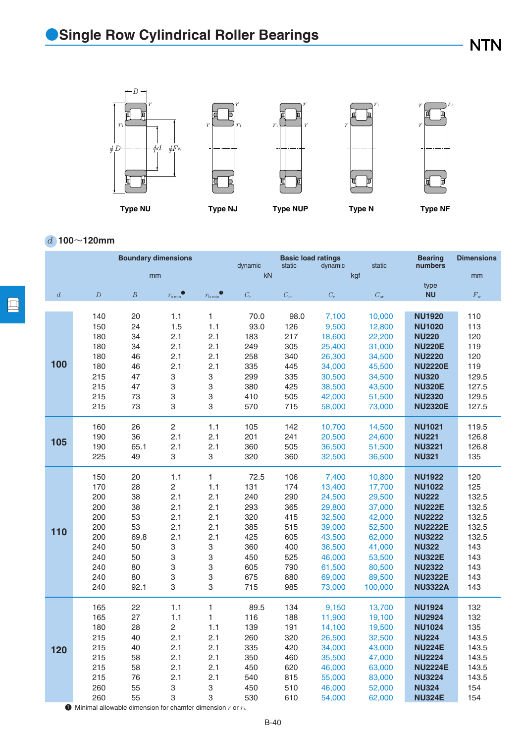# Single Row Cylindrical Roller Bearings

Type NU　　Type NJ　　Type NUP　　Type N　　Type NF

## $d$ 100～120mm

| Boundary dimensions | | | | | Basic load ratings | | | | Bearing numbers | Dimensions |
|---|---|---|---|---|---|---|---|---|---|---|
| | | | | | dynamic | static | dynamic | static | | |
| mm | | | | | kN | | kgf | | type | mm |
| $d$ | $D$ | $B$ | $r_{s\,min}$ [1] | $r_{1s\,min}$ [1] | $C_r$ | $C_{or}$ | $C_r$ | $C_{or}$ | NU | $F_w$ |
| 100 | 140 | 20 | 1.1 | 1 | 70.0 | 98.0 | 7,100 | 10,000 | NU1920 | 110 |
| | 150 | 24 | 1.5 | 1.1 | 93.0 | 126 | 9,500 | 12,800 | NU1020 | 113 |
| | 180 | 34 | 2.1 | 2.1 | 183 | 217 | 18,600 | 22,200 | NU220 | 120 |
| | 180 | 34 | 2.1 | 2.1 | 249 | 305 | 25,400 | 31,000 | NU220E | 119 |
| | 180 | 46 | 2.1 | 2.1 | 258 | 340 | 26,300 | 34,500 | NU2220 | 120 |
| | 180 | 46 | 2.1 | 2.1 | 335 | 445 | 34,000 | 45,500 | NU2220E | 119 |
| | 215 | 47 | 3 | 3 | 299 | 335 | 30,500 | 34,500 | NU320 | 129.5 |
| | 215 | 47 | 3 | 3 | 380 | 425 | 38,500 | 43,500 | NU320E | 127.5 |
| | 215 | 73 | 3 | 3 | 410 | 505 | 42,000 | 51,500 | NU2320 | 129.5 |
| | 215 | 73 | 3 | 3 | 570 | 715 | 58,000 | 73,000 | NU2320E | 127.5 |
| 105 | 160 | 26 | 2 | 1.1 | 105 | 142 | 10,700 | 14,500 | NU1021 | 119.5 |
| | 190 | 36 | 2.1 | 2.1 | 201 | 241 | 20,500 | 24,600 | NU221 | 126.8 |
| | 190 | 65.1 | 2.1 | 2.1 | 360 | 505 | 36,500 | 51,500 | NU3221 | 126.8 |
| | 225 | 49 | 3 | 3 | 320 | 360 | 32,500 | 36,500 | NU321 | 135 |
| 110 | 150 | 20 | 1.1 | 1 | 72.5 | 106 | 7,400 | 10,800 | NU1922 | 120 |
| | 170 | 28 | 2 | 1.1 | 131 | 174 | 13,400 | 17,700 | NU1022 | 125 |
| | 200 | 38 | 2.1 | 2.1 | 240 | 290 | 24,500 | 29,500 | NU222 | 132.5 |
| | 200 | 38 | 2.1 | 2.1 | 293 | 365 | 29,800 | 37,000 | NU222E | 132.5 |
| | 200 | 53 | 2.1 | 2.1 | 320 | 415 | 32,500 | 42,000 | NU2222 | 132.5 |
| | 200 | 53 | 2.1 | 2.1 | 385 | 515 | 39,000 | 52,500 | NU2222E | 132.5 |
| | 200 | 69.8 | 2.1 | 2.1 | 425 | 605 | 43,500 | 62,000 | NU3222 | 132.5 |
| | 240 | 50 | 3 | 3 | 360 | 400 | 36,500 | 41,000 | NU322 | 143 |
| | 240 | 50 | 3 | 3 | 450 | 525 | 46,000 | 53,500 | NU322E | 143 |
| | 240 | 80 | 3 | 3 | 605 | 790 | 61,500 | 80,500 | NU2322 | 143 |
| | 240 | 80 | 3 | 3 | 675 | 880 | 69,000 | 89,500 | NU2322E | 143 |
| | 240 | 92.1 | 3 | 3 | 715 | 985 | 73,000 | 100,000 | NU3322A | 143 |
| 120 | 165 | 22 | 1.1 | 1 | 89.5 | 134 | 9,150 | 13,700 | NU1924 | 132 |
| | 165 | 27 | 1.1 | 1 | 116 | 188 | 11,900 | 19,100 | NU2924 | 132 |
| | 180 | 28 | 2 | 1.1 | 139 | 191 | 14,100 | 19,500 | NU1024 | 135 |
| | 215 | 40 | 2.1 | 2.1 | 260 | 320 | 26,500 | 32,500 | NU224 | 143.5 |
| | 215 | 40 | 2.1 | 2.1 | 335 | 420 | 34,000 | 43,000 | NU224E | 143.5 |
| | 215 | 58 | 2.1 | 2.1 | 350 | 460 | 35,500 | 47,000 | NU2224 | 143.5 |
| | 215 | 58 | 2.1 | 2.1 | 450 | 620 | 46,000 | 63,000 | NU2224E | 143.5 |
| | 215 | 76 | 2.1 | 2.1 | 540 | 815 | 55,000 | 83,000 | NU3224 | 143.5 |
| | 260 | 55 | 3 | 3 | 450 | 510 | 46,000 | 52,000 | NU324 | 154 |
| | 260 | 55 | 3 | 3 | 530 | 610 | 54,000 | 62,000 | NU324E | 154 |

[1] Minimal allowable dimension for chamfer dimension $r$ or $r_1$.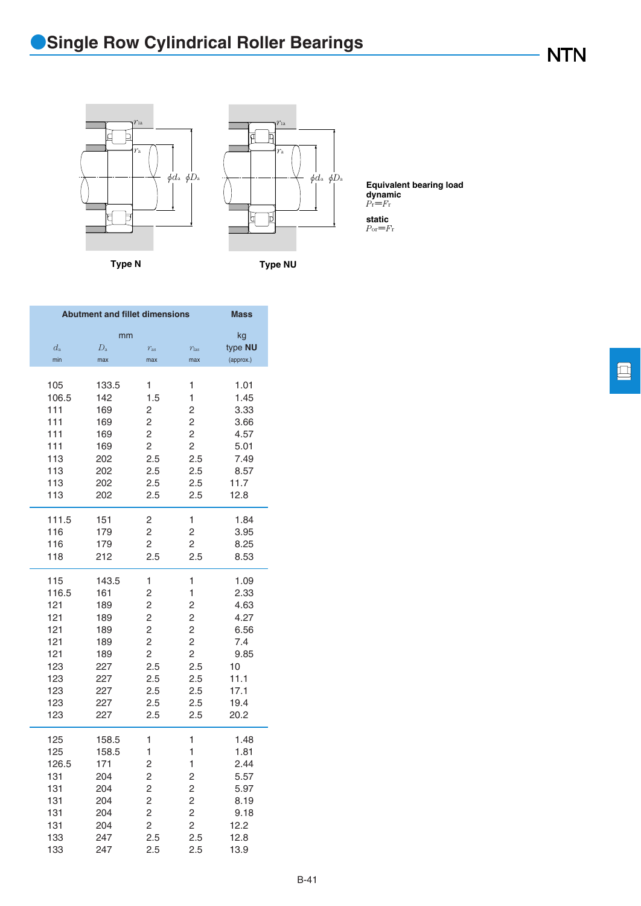# Single Row Cylindrical Roller Bearings

Type N

Type NU

**Equivalent bearing load**
**dynamic**
$P_r = F_r$

**static**
$P_{or} = F_r$

| Abutment and fillet dimensions | | | | Mass |
|---|---|---|---|---|
| mm | | | | kg |
| $d_a$ | $D_a$ | $r_{as}$ | $r_{1as}$ | type **NU** |
| min | max | max | max | (approx.) |
| 105 | 133.5 | 1 | 1 | 1.01 |
| 106.5 | 142 | 1.5 | 1 | 1.45 |
| 111 | 169 | 2 | 2 | 3.33 |
| 111 | 169 | 2 | 2 | 3.66 |
| 111 | 169 | 2 | 2 | 4.57 |
| 111 | 169 | 2 | 2 | 5.01 |
| 113 | 202 | 2.5 | 2.5 | 7.49 |
| 113 | 202 | 2.5 | 2.5 | 8.57 |
| 113 | 202 | 2.5 | 2.5 | 11.7 |
| 113 | 202 | 2.5 | 2.5 | 12.8 |
| 111.5 | 151 | 2 | 1 | 1.84 |
| 116 | 179 | 2 | 2 | 3.95 |
| 116 | 179 | 2 | 2 | 8.25 |
| 118 | 212 | 2.5 | 2.5 | 8.53 |
| 115 | 143.5 | 1 | 1 | 1.09 |
| 116.5 | 161 | 2 | 1 | 2.33 |
| 121 | 189 | 2 | 2 | 4.63 |
| 121 | 189 | 2 | 2 | 4.27 |
| 121 | 189 | 2 | 2 | 6.56 |
| 121 | 189 | 2 | 2 | 7.4 |
| 121 | 189 | 2 | 2 | 9.85 |
| 123 | 227 | 2.5 | 2.5 | 10 |
| 123 | 227 | 2.5 | 2.5 | 11.1 |
| 123 | 227 | 2.5 | 2.5 | 17.1 |
| 123 | 227 | 2.5 | 2.5 | 19.4 |
| 123 | 227 | 2.5 | 2.5 | 20.2 |
| 125 | 158.5 | 1 | 1 | 1.48 |
| 125 | 158.5 | 1 | 1 | 1.81 |
| 126.5 | 171 | 2 | 1 | 2.44 |
| 131 | 204 | 2 | 2 | 5.57 |
| 131 | 204 | 2 | 2 | 5.97 |
| 131 | 204 | 2 | 2 | 8.19 |
| 131 | 204 | 2 | 2 | 9.18 |
| 131 | 204 | 2 | 2 | 12.2 |
| 133 | 247 | 2.5 | 2.5 | 12.8 |
| 133 | 247 | 2.5 | 2.5 | 13.9 |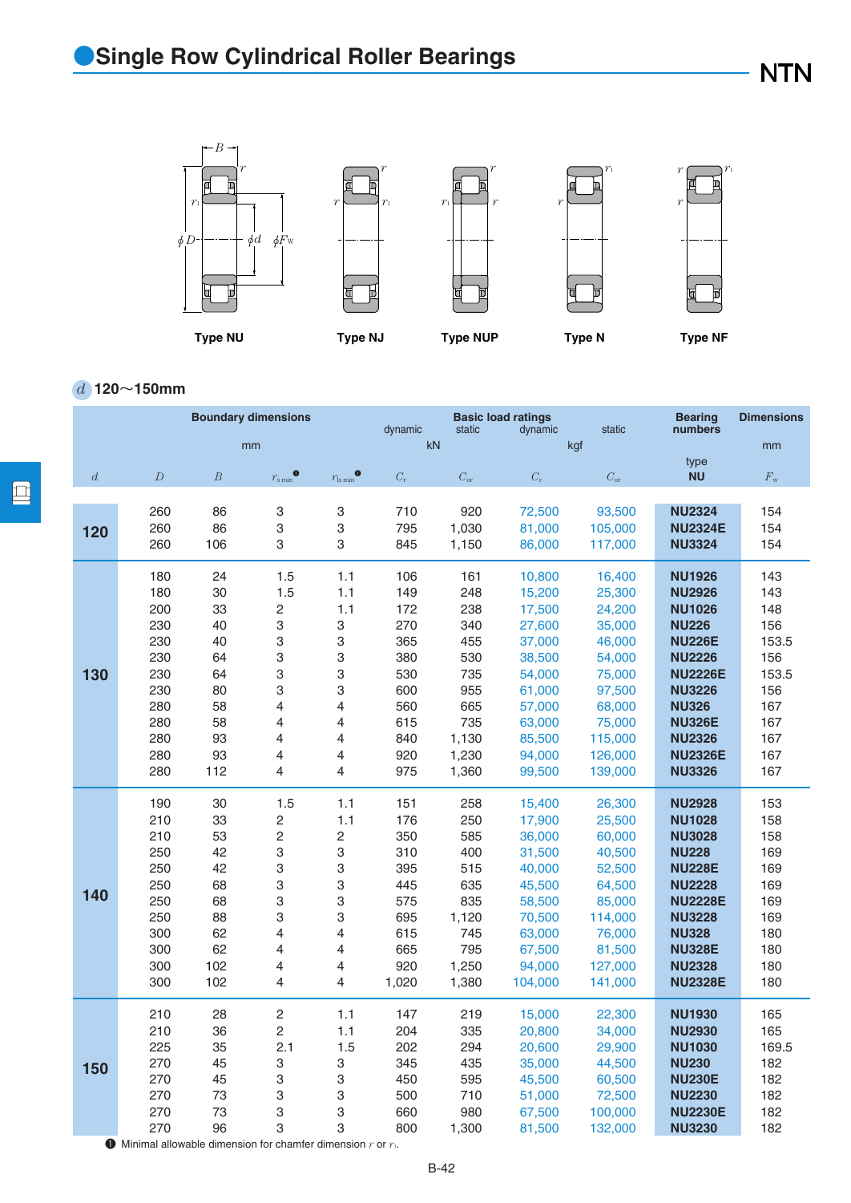# Single Row Cylindrical Roller Bearings

Type NU　　Type NJ　　Type NUP　　Type N　　Type NF

## $d$ 120～150mm

| Boundary dimensions | | | | | Basic load ratings | | | | Bearing numbers | Dimensions |
|---|---|---|---|---|---|---|---|---|---|---|
| mm | | | | | dynamic kN | static kN | dynamic kgf | static kgf | type | mm |
| $d$ | $D$ | $B$ | $r_{s\,min}$ ❶ | $r_{1s\,min}$ ❶ | $C_r$ | $C_{or}$ | $C_r$ | $C_{or}$ | NU | $F_w$ |
| 120 | 260 | 86 | 3 | 3 | 710 | 920 | 72,500 | 93,500 | NU2324 | 154 |
| | 260 | 86 | 3 | 3 | 795 | 1,030 | 81,000 | 105,000 | NU2324E | 154 |
| | 260 | 106 | 3 | 3 | 845 | 1,150 | 86,000 | 117,000 | NU3324 | 154 |
| 130 | 180 | 24 | 1.5 | 1.1 | 106 | 161 | 10,800 | 16,400 | NU1926 | 143 |
| | 180 | 30 | 1.5 | 1.1 | 149 | 248 | 15,200 | 25,300 | NU2926 | 143 |
| | 200 | 33 | 2 | 1.1 | 172 | 238 | 17,500 | 24,200 | NU1026 | 148 |
| | 230 | 40 | 3 | 3 | 270 | 340 | 27,600 | 35,000 | NU226 | 156 |
| | 230 | 40 | 3 | 3 | 365 | 455 | 37,000 | 46,000 | NU226E | 153.5 |
| | 230 | 64 | 3 | 3 | 380 | 530 | 38,500 | 54,000 | NU2226 | 156 |
| | 230 | 64 | 3 | 3 | 530 | 735 | 54,000 | 75,000 | NU2226E | 153.5 |
| | 230 | 80 | 3 | 3 | 600 | 955 | 61,000 | 97,500 | NU3226 | 156 |
| | 280 | 58 | 4 | 4 | 560 | 665 | 57,000 | 68,000 | NU326 | 167 |
| | 280 | 58 | 4 | 4 | 615 | 735 | 63,000 | 75,000 | NU326E | 167 |
| | 280 | 93 | 4 | 4 | 840 | 1,130 | 85,500 | 115,000 | NU2326 | 167 |
| | 280 | 93 | 4 | 4 | 920 | 1,230 | 94,000 | 126,000 | NU2326E | 167 |
| | 280 | 112 | 4 | 4 | 975 | 1,360 | 99,500 | 139,000 | NU3326 | 167 |
| 140 | 190 | 30 | 1.5 | 1.1 | 151 | 258 | 15,400 | 26,300 | NU2928 | 153 |
| | 210 | 33 | 2 | 1.1 | 176 | 250 | 17,900 | 25,500 | NU1028 | 158 |
| | 210 | 53 | 2 | 2 | 350 | 585 | 36,000 | 60,000 | NU3028 | 158 |
| | 250 | 42 | 3 | 3 | 310 | 400 | 31,500 | 40,500 | NU228 | 169 |
| | 250 | 42 | 3 | 3 | 395 | 515 | 40,000 | 52,500 | NU228E | 169 |
| | 250 | 68 | 3 | 3 | 445 | 635 | 45,500 | 64,500 | NU2228 | 169 |
| | 250 | 68 | 3 | 3 | 575 | 835 | 58,500 | 85,000 | NU2228E | 169 |
| | 250 | 88 | 3 | 3 | 695 | 1,120 | 70,500 | 114,000 | NU3228 | 169 |
| | 300 | 62 | 4 | 4 | 615 | 745 | 63,000 | 76,000 | NU328 | 180 |
| | 300 | 62 | 4 | 4 | 665 | 795 | 67,500 | 81,500 | NU328E | 180 |
| | 300 | 102 | 4 | 4 | 920 | 1,250 | 94,000 | 127,000 | NU2328 | 180 |
| | 300 | 102 | 4 | 4 | 1,020 | 1,380 | 104,000 | 141,000 | NU2328E | 180 |
| 150 | 210 | 28 | 2 | 1.1 | 147 | 219 | 15,000 | 22,300 | NU1930 | 165 |
| | 210 | 36 | 2 | 1.1 | 204 | 335 | 20,800 | 34,000 | NU2930 | 165 |
| | 225 | 35 | 2.1 | 1.5 | 202 | 294 | 20,600 | 29,900 | NU1030 | 169.5 |
| | 270 | 45 | 3 | 3 | 345 | 435 | 35,000 | 44,500 | NU230 | 182 |
| | 270 | 45 | 3 | 3 | 450 | 595 | 45,500 | 60,500 | NU230E | 182 |
| | 270 | 73 | 3 | 3 | 500 | 710 | 51,000 | 72,500 | NU2230 | 182 |
| | 270 | 73 | 3 | 3 | 660 | 980 | 67,500 | 100,000 | NU2230E | 182 |
| | 270 | 96 | 3 | 3 | 800 | 1,300 | 81,500 | 132,000 | NU3230 | 182 |

❶ Minimal allowable dimension for chamfer dimension $r$ or $r_1$.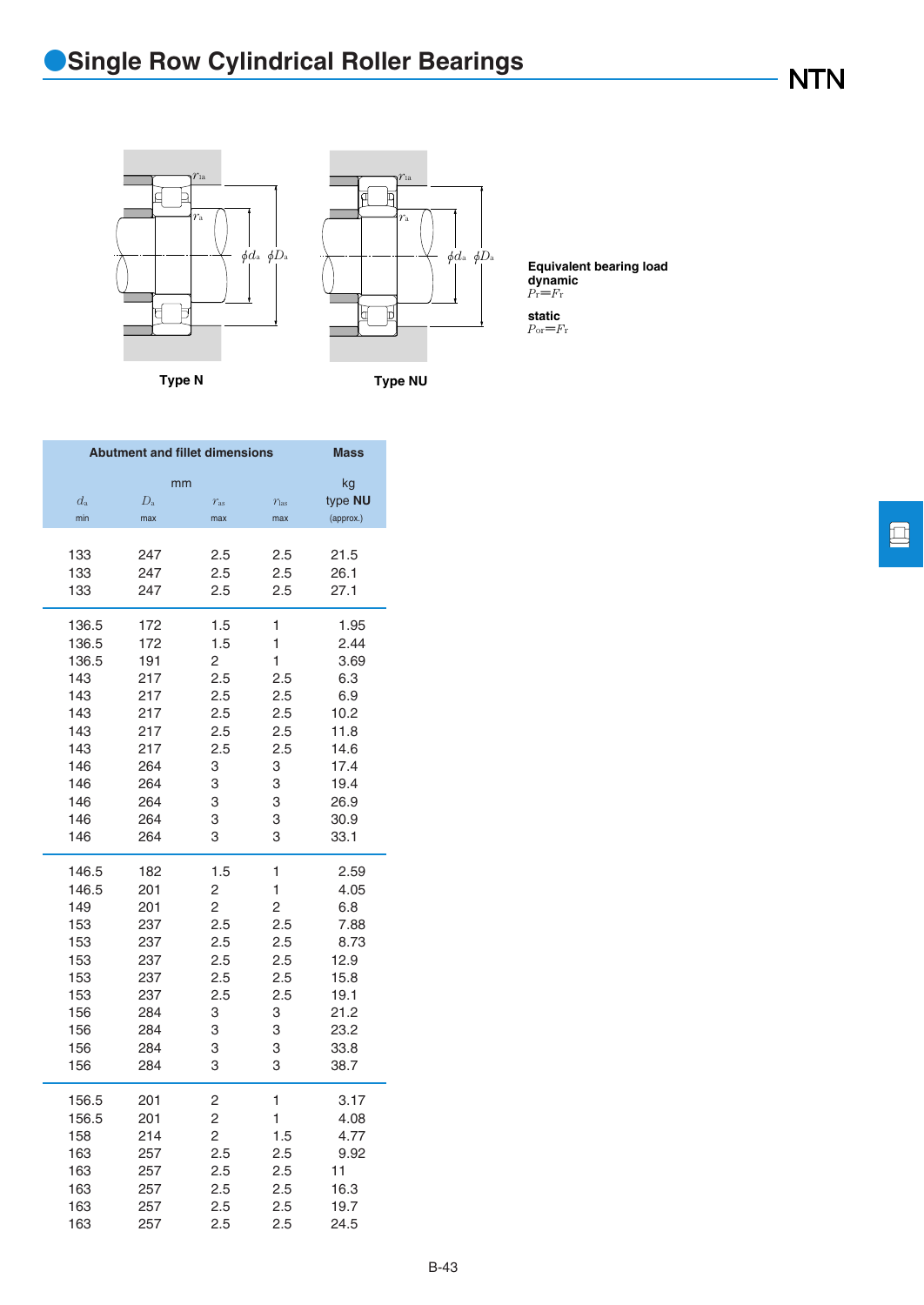# Single Row Cylindrical Roller Bearings

Type N

Type NU

**Equivalent bearing load**
**dynamic**
$P_r = F_r$

**static**
$P_{or} = F_r$

| Abutment and fillet dimensions | | | | Mass |
|---|---|---|---|---|
| mm | | | | kg |
| $d_a$ | $D_a$ | $r_{as}$ | $r_{1as}$ | type **NU** |
| min | max | max | max | (approx.) |
| 133 | 247 | 2.5 | 2.5 | 21.5 |
| 133 | 247 | 2.5 | 2.5 | 26.1 |
| 133 | 247 | 2.5 | 2.5 | 27.1 |
| 136.5 | 172 | 1.5 | 1 | 1.95 |
| 136.5 | 172 | 1.5 | 1 | 2.44 |
| 136.5 | 191 | 2 | 1 | 3.69 |
| 143 | 217 | 2.5 | 2.5 | 6.3 |
| 143 | 217 | 2.5 | 2.5 | 6.9 |
| 143 | 217 | 2.5 | 2.5 | 10.2 |
| 143 | 217 | 2.5 | 2.5 | 11.8 |
| 143 | 217 | 2.5 | 2.5 | 14.6 |
| 146 | 264 | 3 | 3 | 17.4 |
| 146 | 264 | 3 | 3 | 19.4 |
| 146 | 264 | 3 | 3 | 26.9 |
| 146 | 264 | 3 | 3 | 30.9 |
| 146 | 264 | 3 | 3 | 33.1 |
| 146.5 | 182 | 1.5 | 1 | 2.59 |
| 146.5 | 201 | 2 | 1 | 4.05 |
| 149 | 201 | 2 | 2 | 6.8 |
| 153 | 237 | 2.5 | 2.5 | 7.88 |
| 153 | 237 | 2.5 | 2.5 | 8.73 |
| 153 | 237 | 2.5 | 2.5 | 12.9 |
| 153 | 237 | 2.5 | 2.5 | 15.8 |
| 153 | 237 | 2.5 | 2.5 | 19.1 |
| 156 | 284 | 3 | 3 | 21.2 |
| 156 | 284 | 3 | 3 | 23.2 |
| 156 | 284 | 3 | 3 | 33.8 |
| 156 | 284 | 3 | 3 | 38.7 |
| 156.5 | 201 | 2 | 1 | 3.17 |
| 156.5 | 201 | 2 | 1 | 4.08 |
| 158 | 214 | 2 | 1.5 | 4.77 |
| 163 | 257 | 2.5 | 2.5 | 9.92 |
| 163 | 257 | 2.5 | 2.5 | 11 |
| 163 | 257 | 2.5 | 2.5 | 16.3 |
| 163 | 257 | 2.5 | 2.5 | 19.7 |
| 163 | 257 | 2.5 | 2.5 | 24.5 |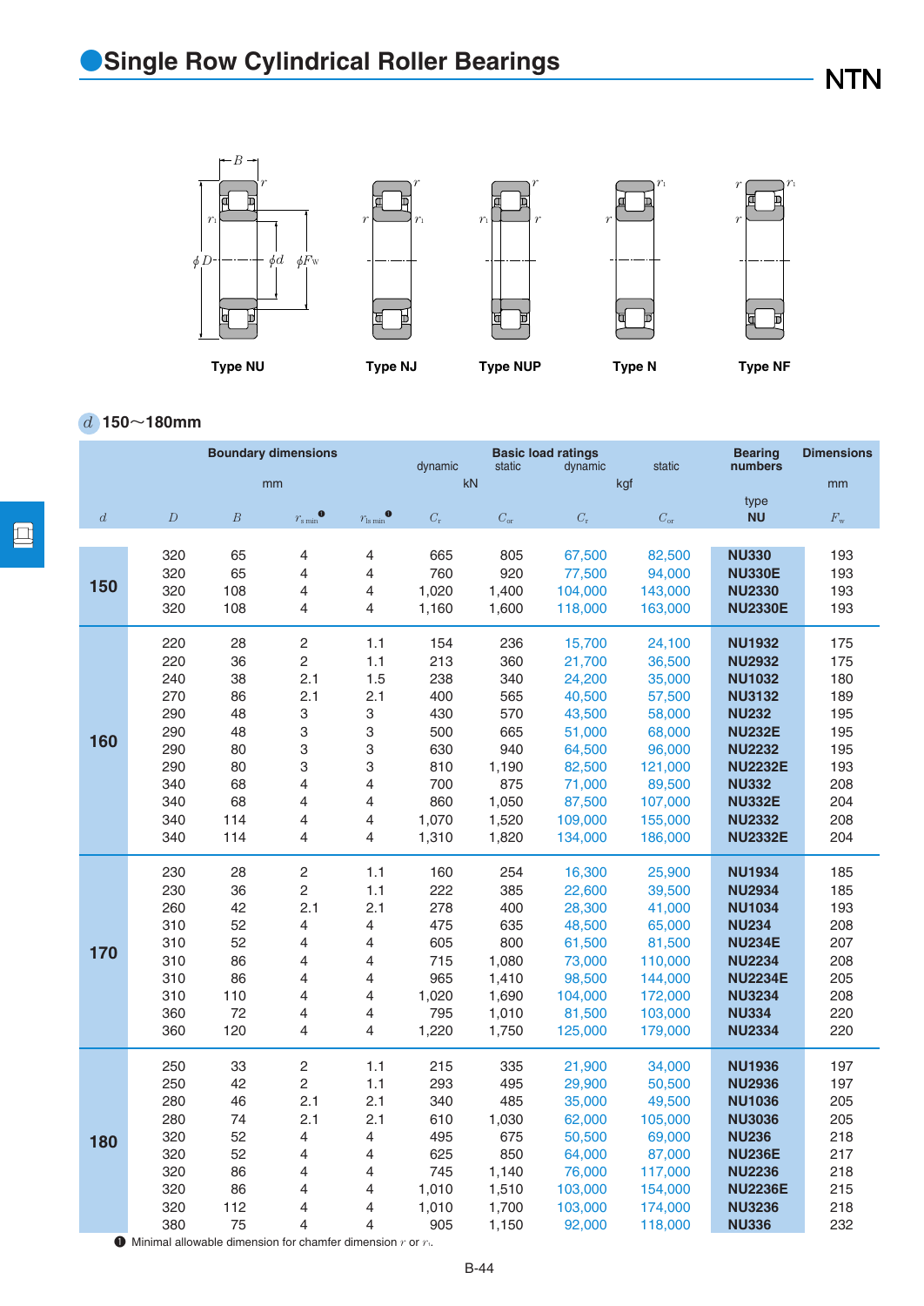# Single Row Cylindrical Roller Bearings

Type NU Type NJ Type NUP Type N Type NF

*d* 150～180mm

| Boundary dimensions | | | | | Basic load ratings | | | | Bearing numbers | Dimensions |
|---|---|---|---|---|---|---|---|---|---|---|
| mm | | | | | dynamic | static | dynamic | static | | mm |
| | | | | | kN | | kgf | | type | |
| $d$ | $D$ | $B$ | $r_{s\,min}$ ❶ | $r_{1s\,min}$ ❶ | $C_r$ | $C_{or}$ | $C_r$ | $C_{or}$ | NU | $F_w$ |
| 150 | 320 | 65 | 4 | 4 | 665 | 805 | 67,500 | 82,500 | **NU330** | 193 |
| | 320 | 65 | 4 | 4 | 760 | 920 | 77,500 | 94,000 | **NU330E** | 193 |
| | 320 | 108 | 4 | 4 | 1,020 | 1,400 | 104,000 | 143,000 | **NU2330** | 193 |
| | 320 | 108 | 4 | 4 | 1,160 | 1,600 | 118,000 | 163,000 | **NU2330E** | 193 |
| 160 | 220 | 28 | 2 | 1.1 | 154 | 236 | 15,700 | 24,100 | **NU1932** | 175 |
| | 220 | 36 | 2 | 1.1 | 213 | 360 | 21,700 | 36,500 | **NU2932** | 175 |
| | 240 | 38 | 2.1 | 1.5 | 238 | 340 | 24,200 | 35,000 | **NU1032** | 180 |
| | 270 | 86 | 2.1 | 2.1 | 400 | 565 | 40,500 | 57,500 | **NU3132** | 189 |
| | 290 | 48 | 3 | 3 | 430 | 570 | 43,500 | 58,000 | **NU232** | 195 |
| | 290 | 48 | 3 | 3 | 500 | 665 | 51,000 | 68,000 | **NU232E** | 195 |
| | 290 | 80 | 3 | 3 | 630 | 940 | 64,500 | 96,000 | **NU2232** | 195 |
| | 290 | 80 | 3 | 3 | 810 | 1,190 | 82,500 | 121,000 | **NU2232E** | 193 |
| | 340 | 68 | 4 | 4 | 700 | 875 | 71,000 | 89,500 | **NU332** | 208 |
| | 340 | 68 | 4 | 4 | 860 | 1,050 | 87,500 | 107,000 | **NU332E** | 204 |
| | 340 | 114 | 4 | 4 | 1,070 | 1,520 | 109,000 | 155,000 | **NU2332** | 208 |
| | 340 | 114 | 4 | 4 | 1,310 | 1,820 | 134,000 | 186,000 | **NU2332E** | 204 |
| 170 | 230 | 28 | 2 | 1.1 | 160 | 254 | 16,300 | 25,900 | **NU1934** | 185 |
| | 230 | 36 | 2 | 1.1 | 222 | 385 | 22,600 | 39,500 | **NU2934** | 185 |
| | 260 | 42 | 2.1 | 2.1 | 278 | 400 | 28,300 | 41,000 | **NU1034** | 193 |
| | 310 | 52 | 4 | 4 | 475 | 635 | 48,500 | 65,000 | **NU234** | 208 |
| | 310 | 52 | 4 | 4 | 605 | 800 | 61,500 | 81,500 | **NU234E** | 207 |
| | 310 | 86 | 4 | 4 | 715 | 1,080 | 73,000 | 110,000 | **NU2234** | 208 |
| | 310 | 86 | 4 | 4 | 965 | 1,410 | 98,500 | 144,000 | **NU2234E** | 205 |
| | 310 | 110 | 4 | 4 | 1,020 | 1,690 | 104,000 | 172,000 | **NU3234** | 208 |
| | 360 | 72 | 4 | 4 | 795 | 1,010 | 81,500 | 103,000 | **NU334** | 220 |
| | 360 | 120 | 4 | 4 | 1,220 | 1,750 | 125,000 | 179,000 | **NU2334** | 220 |
| 180 | 250 | 33 | 2 | 1.1 | 215 | 335 | 21,900 | 34,000 | **NU1936** | 197 |
| | 250 | 42 | 2 | 1.1 | 293 | 495 | 29,900 | 50,500 | **NU2936** | 197 |
| | 280 | 46 | 2.1 | 2.1 | 340 | 485 | 35,000 | 49,500 | **NU1036** | 205 |
| | 280 | 74 | 2.1 | 2.1 | 610 | 1,030 | 62,000 | 105,000 | **NU3036** | 205 |
| | 320 | 52 | 4 | 4 | 495 | 675 | 50,500 | 69,000 | **NU236** | 218 |
| | 320 | 52 | 4 | 4 | 625 | 850 | 64,000 | 87,000 | **NU236E** | 217 |
| | 320 | 86 | 4 | 4 | 745 | 1,140 | 76,000 | 117,000 | **NU2236** | 218 |
| | 320 | 86 | 4 | 4 | 1,010 | 1,510 | 103,000 | 154,000 | **NU2236E** | 215 |
| | 320 | 112 | 4 | 4 | 1,010 | 1,700 | 103,000 | 174,000 | **NU3236** | 218 |
| | 380 | 75 | 4 | 4 | 905 | 1,150 | 92,000 | 118,000 | **NU336** | 232 |

❶ Minimal allowable dimension for chamfer dimension $r$ or $r_1$.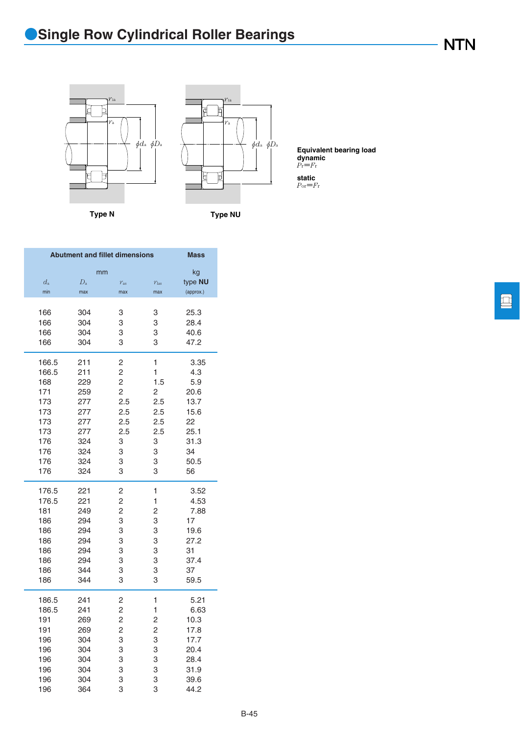# Single Row Cylindrical Roller Bearings

Type N

Type NU

**Equivalent bearing load**
**dynamic**
$P_r=F_r$

**static**
$P_{or}=F_r$

| Abutment and fillet dimensions | | | | Mass |
|---|---|---|---|---|
| mm | | | | kg |
| $d_a$ | $D_a$ | $r_{as}$ | $r_{1as}$ | type **NU** |
| min | max | max | max | (approx.) |
| 166 | 304 | 3 | 3 | 25.3 |
| 166 | 304 | 3 | 3 | 28.4 |
| 166 | 304 | 3 | 3 | 40.6 |
| 166 | 304 | 3 | 3 | 47.2 |
| 166.5 | 211 | 2 | 1 | 3.35 |
| 166.5 | 211 | 2 | 1 | 4.3 |
| 168 | 229 | 2 | 1.5 | 5.9 |
| 171 | 259 | 2 | 2 | 20.6 |
| 173 | 277 | 2.5 | 2.5 | 13.7 |
| 173 | 277 | 2.5 | 2.5 | 15.6 |
| 173 | 277 | 2.5 | 2.5 | 22 |
| 173 | 277 | 2.5 | 2.5 | 25.1 |
| 176 | 324 | 3 | 3 | 31.3 |
| 176 | 324 | 3 | 3 | 34 |
| 176 | 324 | 3 | 3 | 50.5 |
| 176 | 324 | 3 | 3 | 56 |
| 176.5 | 221 | 2 | 1 | 3.52 |
| 176.5 | 221 | 2 | 1 | 4.53 |
| 181 | 249 | 2 | 2 | 7.88 |
| 186 | 294 | 3 | 3 | 17 |
| 186 | 294 | 3 | 3 | 19.6 |
| 186 | 294 | 3 | 3 | 27.2 |
| 186 | 294 | 3 | 3 | 31 |
| 186 | 294 | 3 | 3 | 37.4 |
| 186 | 344 | 3 | 3 | 37 |
| 186 | 344 | 3 | 3 | 59.5 |
| 186.5 | 241 | 2 | 1 | 5.21 |
| 186.5 | 241 | 2 | 1 | 6.63 |
| 191 | 269 | 2 | 2 | 10.3 |
| 191 | 269 | 2 | 2 | 17.8 |
| 196 | 304 | 3 | 3 | 17.7 |
| 196 | 304 | 3 | 3 | 20.4 |
| 196 | 304 | 3 | 3 | 28.4 |
| 196 | 304 | 3 | 3 | 31.9 |
| 196 | 304 | 3 | 3 | 39.6 |
| 196 | 364 | 3 | 3 | 44.2 |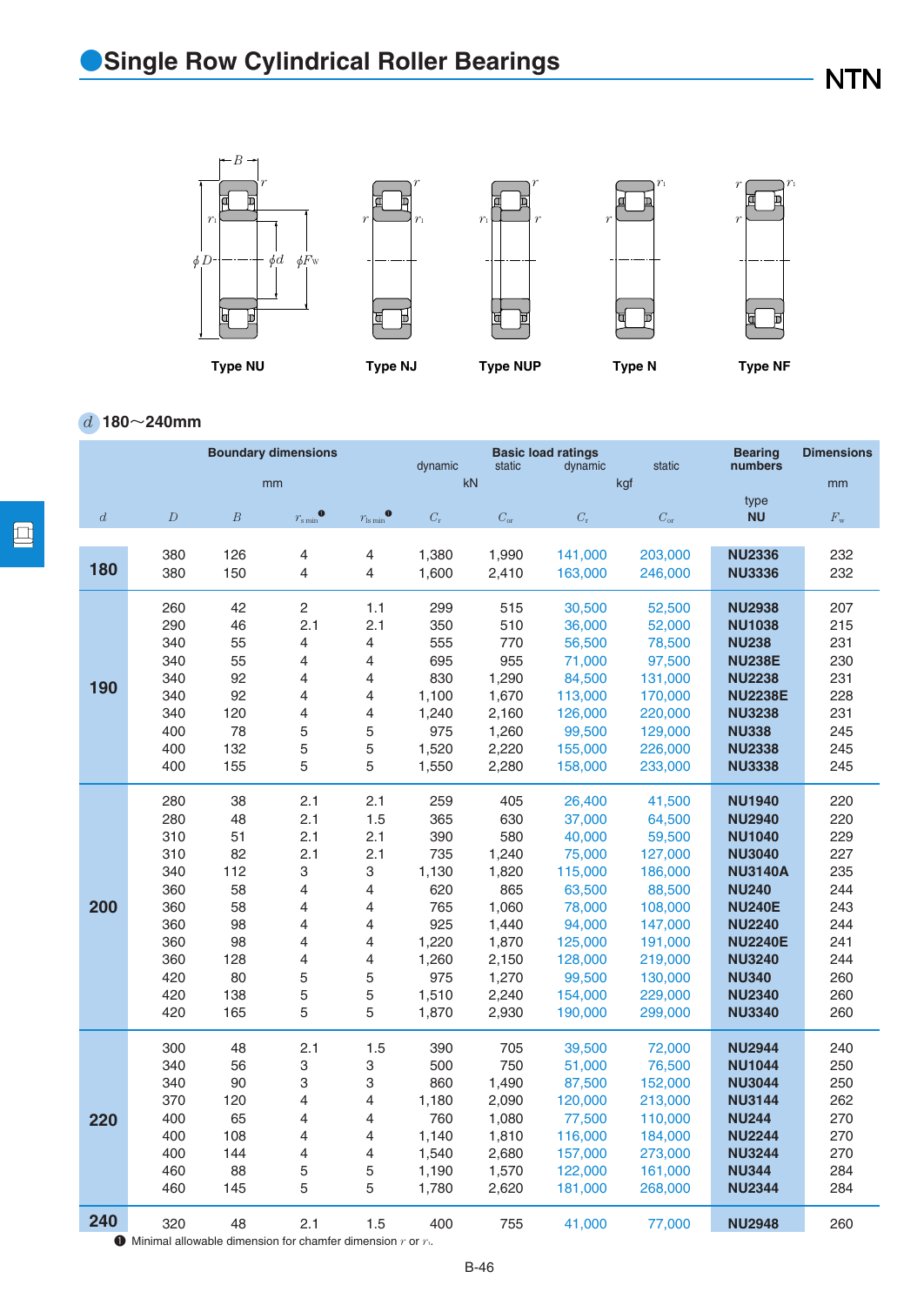# Single Row Cylindrical Roller Bearings

Type NU　　Type NJ　　Type NUP　　Type N　　Type NF

$d$ 180～240mm

| Boundary dimensions | | | | | Basic load ratings | | | | Bearing numbers | Dimensions |
|---|---|---|---|---|---|---|---|---|---|---|
| mm | | | | | dynamic kN | static kN | dynamic kgf | static kgf | type | mm |
| $d$ | $D$ | $B$ | $r_{s\,min}$[1] | $r_{1s\,min}$[1] | $C_r$ | $C_{or}$ | $C_r$ | $C_{or}$ | NU | $F_w$ |
| 180 | 380 | 126 | 4 | 4 | 1,380 | 1,990 | 141,000 | 203,000 | NU2336 | 232 |
| | 380 | 150 | 4 | 4 | 1,600 | 2,410 | 163,000 | 246,000 | NU3336 | 232 |
| 190 | 260 | 42 | 2 | 1.1 | 299 | 515 | 30,500 | 52,500 | NU2938 | 207 |
| | 290 | 46 | 2.1 | 2.1 | 350 | 510 | 36,000 | 52,000 | NU1038 | 215 |
| | 340 | 55 | 4 | 4 | 555 | 770 | 56,500 | 78,500 | NU238 | 231 |
| | 340 | 55 | 4 | 4 | 695 | 955 | 71,000 | 97,500 | NU238E | 230 |
| | 340 | 92 | 4 | 4 | 830 | 1,290 | 84,500 | 131,000 | NU2238 | 231 |
| | 340 | 92 | 4 | 4 | 1,100 | 1,670 | 113,000 | 170,000 | NU2238E | 228 |
| | 340 | 120 | 4 | 4 | 1,240 | 2,160 | 126,000 | 220,000 | NU3238 | 231 |
| | 400 | 78 | 5 | 5 | 975 | 1,260 | 99,500 | 129,000 | NU338 | 245 |
| | 400 | 132 | 5 | 5 | 1,520 | 2,220 | 155,000 | 226,000 | NU2338 | 245 |
| | 400 | 155 | 5 | 5 | 1,550 | 2,280 | 158,000 | 233,000 | NU3338 | 245 |
| 200 | 280 | 38 | 2.1 | 2.1 | 259 | 405 | 26,400 | 41,500 | NU1940 | 220 |
| | 280 | 48 | 2.1 | 1.5 | 365 | 630 | 37,000 | 64,500 | NU2940 | 220 |
| | 310 | 51 | 2.1 | 2.1 | 390 | 580 | 40,000 | 59,500 | NU1040 | 229 |
| | 310 | 82 | 2.1 | 2.1 | 735 | 1,240 | 75,000 | 127,000 | NU3040 | 227 |
| | 340 | 112 | 3 | 3 | 1,130 | 1,820 | 115,000 | 186,000 | NU3140A | 235 |
| | 360 | 58 | 4 | 4 | 620 | 865 | 63,500 | 88,500 | NU240 | 244 |
| | 360 | 58 | 4 | 4 | 765 | 1,060 | 78,000 | 108,000 | NU240E | 243 |
| | 360 | 98 | 4 | 4 | 925 | 1,440 | 94,000 | 147,000 | NU2240 | 244 |
| | 360 | 98 | 4 | 4 | 1,220 | 1,870 | 125,000 | 191,000 | NU2240E | 241 |
| | 360 | 128 | 4 | 4 | 1,260 | 2,150 | 128,000 | 219,000 | NU3240 | 244 |
| | 420 | 80 | 5 | 5 | 975 | 1,270 | 99,500 | 130,000 | NU340 | 260 |
| | 420 | 138 | 5 | 5 | 1,510 | 2,240 | 154,000 | 229,000 | NU2340 | 260 |
| | 420 | 165 | 5 | 5 | 1,870 | 2,930 | 190,000 | 299,000 | NU3340 | 260 |
| 220 | 300 | 48 | 2.1 | 1.5 | 390 | 705 | 39,500 | 72,000 | NU2944 | 240 |
| | 340 | 56 | 3 | 3 | 500 | 750 | 51,000 | 76,500 | NU1044 | 250 |
| | 340 | 90 | 3 | 3 | 860 | 1,490 | 87,500 | 152,000 | NU3044 | 250 |
| | 370 | 120 | 4 | 4 | 1,180 | 2,090 | 120,000 | 213,000 | NU3144 | 262 |
| | 400 | 65 | 4 | 4 | 760 | 1,080 | 77,500 | 110,000 | NU244 | 270 |
| | 400 | 108 | 4 | 4 | 1,140 | 1,810 | 116,000 | 184,000 | NU2244 | 270 |
| | 400 | 144 | 4 | 4 | 1,540 | 2,680 | 157,000 | 273,000 | NU3244 | 270 |
| | 460 | 88 | 5 | 5 | 1,190 | 1,570 | 122,000 | 161,000 | NU344 | 284 |
| | 460 | 145 | 5 | 5 | 1,780 | 2,620 | 181,000 | 268,000 | NU2344 | 284 |
| 240 | 320 | 48 | 2.1 | 1.5 | 400 | 755 | 41,000 | 77,000 | NU2948 | 260 |

[1] Minimal allowable dimension for chamfer dimension $r$ or $r_1$.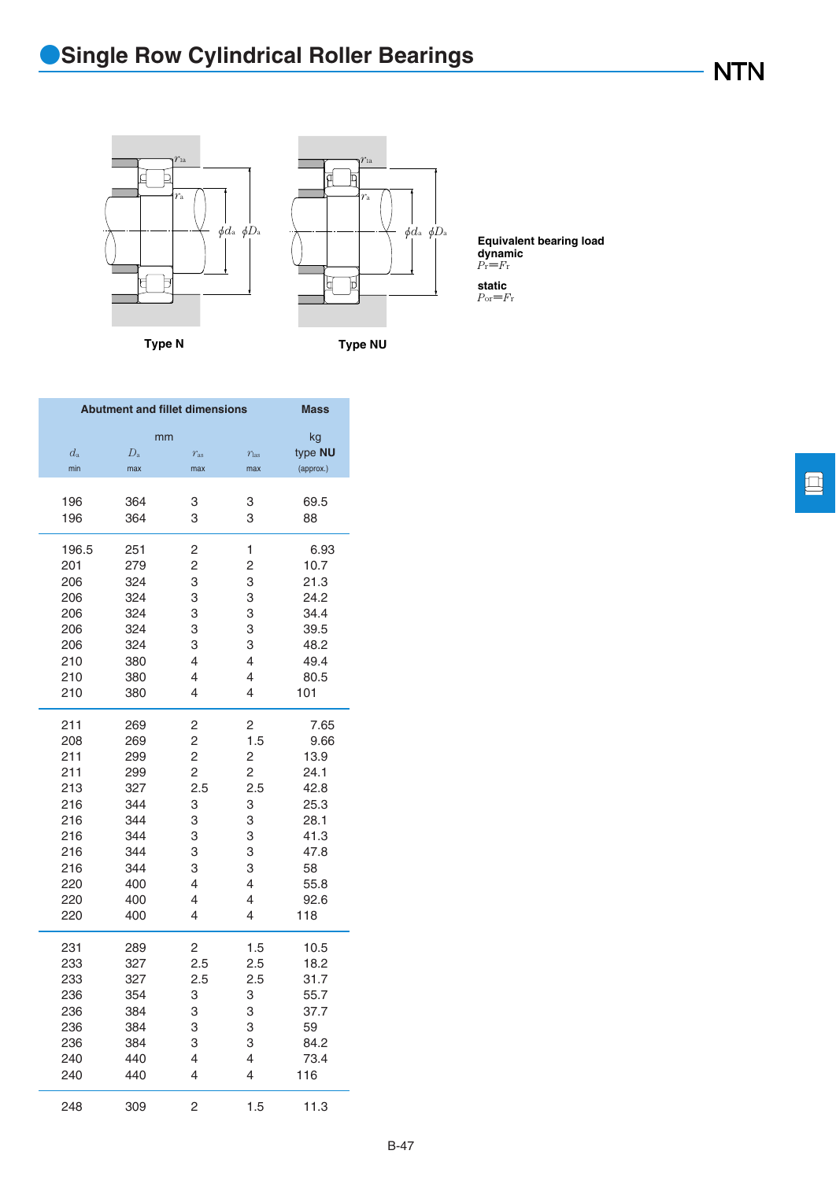# Single Row Cylindrical Roller Bearings

Type N

Type NU

**Equivalent bearing load**
**dynamic**
$P_r = F_r$

**static**
$P_{or} = F_r$

| Abutment and fillet dimensions | | | | Mass |
|---|---|---|---|---|
| mm | | | | kg |
| $d_a$ | $D_a$ | $r_{as}$ | $r_{1as}$ | type **NU** |
| min | max | max | max | (approx.) |
| 196 | 364 | 3 | 3 | 69.5 |
| 196 | 364 | 3 | 3 | 88 |
| 196.5 | 251 | 2 | 1 | 6.93 |
| 201 | 279 | 2 | 2 | 10.7 |
| 206 | 324 | 3 | 3 | 21.3 |
| 206 | 324 | 3 | 3 | 24.2 |
| 206 | 324 | 3 | 3 | 34.4 |
| 206 | 324 | 3 | 3 | 39.5 |
| 206 | 324 | 3 | 3 | 48.2 |
| 210 | 380 | 4 | 4 | 49.4 |
| 210 | 380 | 4 | 4 | 80.5 |
| 210 | 380 | 4 | 4 | 101 |
| 211 | 269 | 2 | 2 | 7.65 |
| 208 | 269 | 2 | 1.5 | 9.66 |
| 211 | 299 | 2 | 2 | 13.9 |
| 211 | 299 | 2 | 2 | 24.1 |
| 213 | 327 | 2.5 | 2.5 | 42.8 |
| 216 | 344 | 3 | 3 | 25.3 |
| 216 | 344 | 3 | 3 | 28.1 |
| 216 | 344 | 3 | 3 | 41.3 |
| 216 | 344 | 3 | 3 | 47.8 |
| 216 | 344 | 3 | 3 | 58 |
| 220 | 400 | 4 | 4 | 55.8 |
| 220 | 400 | 4 | 4 | 92.6 |
| 220 | 400 | 4 | 4 | 118 |
| 231 | 289 | 2 | 1.5 | 10.5 |
| 233 | 327 | 2.5 | 2.5 | 18.2 |
| 233 | 327 | 2.5 | 2.5 | 31.7 |
| 236 | 354 | 3 | 3 | 55.7 |
| 236 | 384 | 3 | 3 | 37.7 |
| 236 | 384 | 3 | 3 | 59 |
| 236 | 384 | 3 | 3 | 84.2 |
| 240 | 440 | 4 | 4 | 73.4 |
| 240 | 440 | 4 | 4 | 116 |
| 248 | 309 | 2 | 1.5 | 11.3 |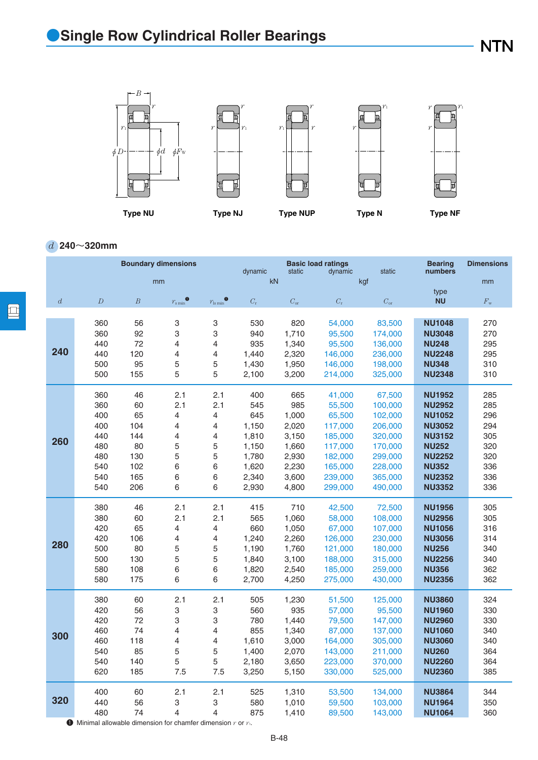# Single Row Cylindrical Roller Bearings

Type NU　Type NJ　Type NUP　Type N　Type NF

$d$ 240～320mm

| Boundary dimensions | | | | | Basic load ratings | | | | Bearing numbers | Dimensions |
|---|---|---|---|---|---|---|---|---|---|---|
| mm | | | | | dynamic kN | static kN | dynamic kgf | static kgf | type | mm |
| $d$ | $D$ | $B$ | $r_{s\,min}$ [1] | $r_{1s\,min}$ [1] | $C_r$ | $C_{or}$ | $C_r$ | $C_{or}$ | NU | $F_w$ |
| 240 | 360 | 56 | 3 | 3 | 530 | 820 | 54,000 | 83,500 | **NU1048** | 270 |
| | 360 | 92 | 3 | 3 | 940 | 1,710 | 95,500 | 174,000 | **NU3048** | 270 |
| | 440 | 72 | 4 | 4 | 935 | 1,340 | 95,500 | 136,000 | **NU248** | 295 |
| | 440 | 120 | 4 | 4 | 1,440 | 2,320 | 146,000 | 236,000 | **NU2248** | 295 |
| | 500 | 95 | 5 | 5 | 1,430 | 1,950 | 146,000 | 198,000 | **NU348** | 310 |
| | 500 | 155 | 5 | 5 | 2,100 | 3,200 | 214,000 | 325,000 | **NU2348** | 310 |
| 260 | 360 | 46 | 2.1 | 2.1 | 400 | 665 | 41,000 | 67,500 | **NU1952** | 285 |
| | 360 | 60 | 2.1 | 2.1 | 545 | 985 | 55,500 | 100,000 | **NU2952** | 285 |
| | 400 | 65 | 4 | 4 | 645 | 1,000 | 65,500 | 102,000 | **NU1052** | 296 |
| | 400 | 104 | 4 | 4 | 1,150 | 2,020 | 117,000 | 206,000 | **NU3052** | 294 |
| | 440 | 144 | 4 | 4 | 1,810 | 3,150 | 185,000 | 320,000 | **NU3152** | 305 |
| | 480 | 80 | 5 | 5 | 1,150 | 1,660 | 117,000 | 170,000 | **NU252** | 320 |
| | 480 | 130 | 5 | 5 | 1,780 | 2,930 | 182,000 | 299,000 | **NU2252** | 320 |
| | 540 | 102 | 6 | 6 | 1,620 | 2,230 | 165,000 | 228,000 | **NU352** | 336 |
| | 540 | 165 | 6 | 6 | 2,340 | 3,600 | 239,000 | 365,000 | **NU2352** | 336 |
| | 540 | 206 | 6 | 6 | 2,930 | 4,800 | 299,000 | 490,000 | **NU3352** | 336 |
| 280 | 380 | 46 | 2.1 | 2.1 | 415 | 710 | 42,500 | 72,500 | **NU1956** | 305 |
| | 380 | 60 | 2.1 | 2.1 | 565 | 1,060 | 58,000 | 108,000 | **NU2956** | 305 |
| | 420 | 65 | 4 | 4 | 660 | 1,050 | 67,000 | 107,000 | **NU1056** | 316 |
| | 420 | 106 | 4 | 4 | 1,240 | 2,260 | 126,000 | 230,000 | **NU3056** | 314 |
| | 500 | 80 | 5 | 5 | 1,190 | 1,760 | 121,000 | 180,000 | **NU256** | 340 |
| | 500 | 130 | 5 | 5 | 1,840 | 3,100 | 188,000 | 315,000 | **NU2256** | 340 |
| | 580 | 108 | 6 | 6 | 1,820 | 2,540 | 185,000 | 259,000 | **NU356** | 362 |
| | 580 | 175 | 6 | 6 | 2,700 | 4,250 | 275,000 | 430,000 | **NU2356** | 362 |
| 300 | 380 | 60 | 2.1 | 2.1 | 505 | 1,230 | 51,500 | 125,000 | **NU3860** | 324 |
| | 420 | 56 | 3 | 3 | 560 | 935 | 57,000 | 95,500 | **NU1960** | 330 |
| | 420 | 72 | 3 | 3 | 780 | 1,440 | 79,500 | 147,000 | **NU2960** | 330 |
| | 460 | 74 | 4 | 4 | 855 | 1,340 | 87,000 | 137,000 | **NU1060** | 340 |
| | 460 | 118 | 4 | 4 | 1,610 | 3,000 | 164,000 | 305,000 | **NU3060** | 340 |
| | 540 | 85 | 5 | 5 | 1,400 | 2,070 | 143,000 | 211,000 | **NU260** | 364 |
| | 540 | 140 | 5 | 5 | 2,180 | 3,650 | 223,000 | 370,000 | **NU2260** | 364 |
| | 620 | 185 | 7.5 | 7.5 | 3,250 | 5,150 | 330,000 | 525,000 | **NU2360** | 385 |
| 320 | 400 | 60 | 2.1 | 2.1 | 525 | 1,310 | 53,500 | 134,000 | **NU3864** | 344 |
| | 440 | 56 | 3 | 3 | 580 | 1,010 | 59,500 | 103,000 | **NU1964** | 350 |
| | 480 | 74 | 4 | 4 | 875 | 1,410 | 89,500 | 143,000 | **NU1064** | 360 |

[1] Minimal allowable dimension for chamfer dimension $r$ or $r_1$.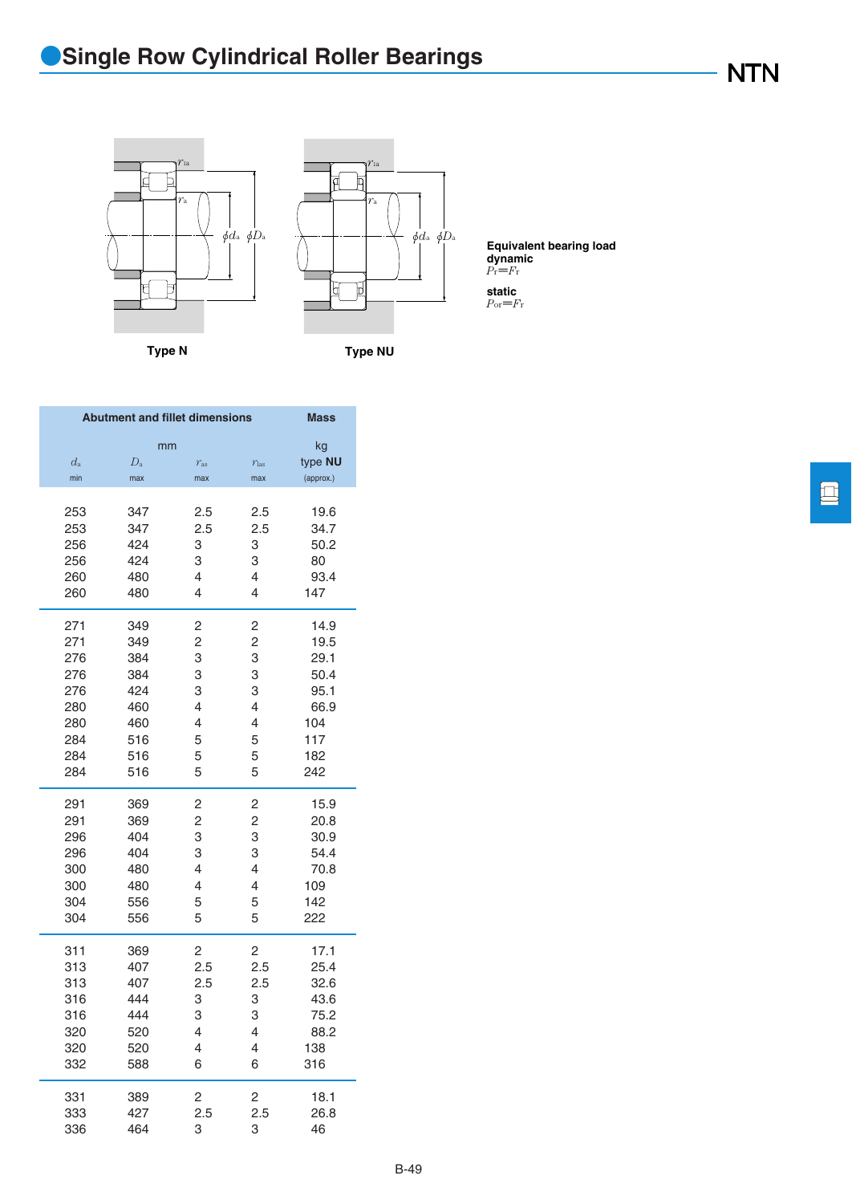# Single Row Cylindrical Roller Bearings

Type N

Type NU

**Equivalent bearing load**
**dynamic**
$P_r = F_r$

**static**
$P_{or} = F_r$

| Abutment and fillet dimensions | | | | Mass |
|---|---|---|---|---|
| mm | | | | kg |
| $d_a$ | $D_a$ | $r_{as}$ | $r_{1as}$ | type **NU** |
| min | max | max | max | (approx.) |
| 253 | 347 | 2.5 | 2.5 | 19.6 |
| 253 | 347 | 2.5 | 2.5 | 34.7 |
| 256 | 424 | 3 | 3 | 50.2 |
| 256 | 424 | 3 | 3 | 80 |
| 260 | 480 | 4 | 4 | 93.4 |
| 260 | 480 | 4 | 4 | 147 |
| 271 | 349 | 2 | 2 | 14.9 |
| 271 | 349 | 2 | 2 | 19.5 |
| 276 | 384 | 3 | 3 | 29.1 |
| 276 | 384 | 3 | 3 | 50.4 |
| 276 | 424 | 3 | 3 | 95.1 |
| 280 | 460 | 4 | 4 | 66.9 |
| 280 | 460 | 4 | 4 | 104 |
| 284 | 516 | 5 | 5 | 117 |
| 284 | 516 | 5 | 5 | 182 |
| 284 | 516 | 5 | 5 | 242 |
| 291 | 369 | 2 | 2 | 15.9 |
| 291 | 369 | 2 | 2 | 20.8 |
| 296 | 404 | 3 | 3 | 30.9 |
| 296 | 404 | 3 | 3 | 54.4 |
| 300 | 480 | 4 | 4 | 70.8 |
| 300 | 480 | 4 | 4 | 109 |
| 304 | 556 | 5 | 5 | 142 |
| 304 | 556 | 5 | 5 | 222 |
| 311 | 369 | 2 | 2 | 17.1 |
| 313 | 407 | 2.5 | 2.5 | 25.4 |
| 313 | 407 | 2.5 | 2.5 | 32.6 |
| 316 | 444 | 3 | 3 | 43.6 |
| 316 | 444 | 3 | 3 | 75.2 |
| 320 | 520 | 4 | 4 | 88.2 |
| 320 | 520 | 4 | 4 | 138 |
| 332 | 588 | 6 | 6 | 316 |
| 331 | 389 | 2 | 2 | 18.1 |
| 333 | 427 | 2.5 | 2.5 | 26.8 |
| 336 | 464 | 3 | 3 | 46 |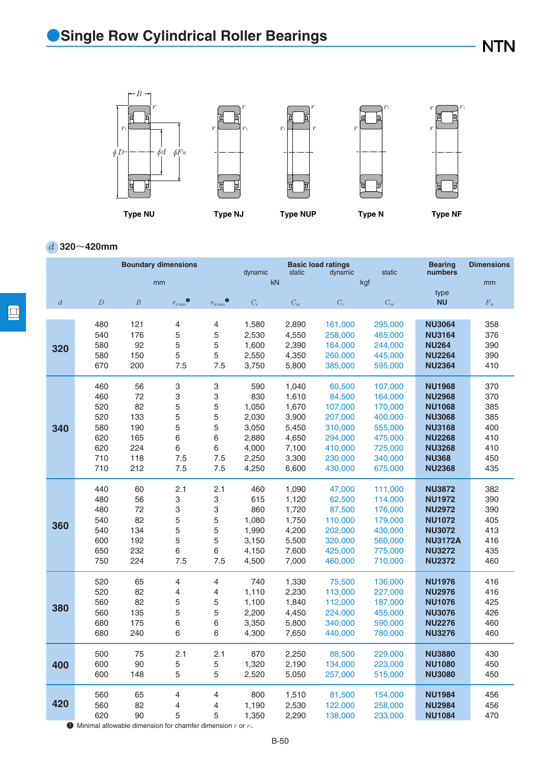# Single Row Cylindrical Roller Bearings

NTN

Type NU　　Type NJ　　Type NUP　　Type N　　Type NF

$d$ 320～420mm

| Boundary dimensions | | | | | Basic load ratings | | | | Bearing numbers | Dimensions |
|---|---|---|---|---|---|---|---|---|---|---|
| | | | | | dynamic | static | dynamic | static | | |
| mm | | | | | kN | | kgf | | | mm |
| | | | | | | | | | type | |
| $d$ | $D$ | $B$ | $r_{s\,min}$ ❶ | $r_{1s\,min}$ ❶ | $C_r$ | $C_{or}$ | $C_r$ | $C_{or}$ | NU | $F_w$ |
| 320 | 480 | 121 | 4 | 4 | 1,580 | 2,890 | 161,000 | 295,000 | NU3064 | 358 |
| | 540 | 176 | 5 | 5 | 2,530 | 4,550 | 258,000 | 465,000 | NU3164 | 376 |
| | 580 | 92 | 5 | 5 | 1,600 | 2,390 | 164,000 | 244,000 | NU264 | 390 |
| | 580 | 150 | 5 | 5 | 2,550 | 4,350 | 260,000 | 445,000 | NU2264 | 390 |
| | 670 | 200 | 7.5 | 7.5 | 3,750 | 5,800 | 385,000 | 595,000 | NU2364 | 410 |
| 340 | 460 | 56 | 3 | 3 | 590 | 1,040 | 60,500 | 107,000 | NU1968 | 370 |
| | 460 | 72 | 3 | 3 | 830 | 1,610 | 84,500 | 164,000 | NU2968 | 370 |
| | 520 | 82 | 5 | 5 | 1,050 | 1,670 | 107,000 | 170,000 | NU1068 | 385 |
| | 520 | 133 | 5 | 5 | 2,030 | 3,900 | 207,000 | 400,000 | NU3068 | 385 |
| | 580 | 190 | 5 | 5 | 3,050 | 5,450 | 310,000 | 555,000 | NU3168 | 400 |
| | 620 | 165 | 6 | 6 | 2,880 | 4,650 | 294,000 | 475,000 | NU2268 | 410 |
| | 620 | 224 | 6 | 6 | 4,000 | 7,100 | 410,000 | 725,000 | NU3268 | 410 |
| | 710 | 118 | 7.5 | 7.5 | 2,250 | 3,300 | 230,000 | 340,000 | NU368 | 450 |
| | 710 | 212 | 7.5 | 7.5 | 4,250 | 6,600 | 430,000 | 675,000 | NU2368 | 435 |
| 360 | 440 | 60 | 2.1 | 2.1 | 460 | 1,090 | 47,000 | 111,000 | NU3872 | 382 |
| | 480 | 56 | 3 | 3 | 615 | 1,120 | 62,500 | 114,000 | NU1972 | 390 |
| | 480 | 72 | 3 | 3 | 860 | 1,720 | 87,500 | 176,000 | NU2972 | 390 |
| | 540 | 82 | 5 | 5 | 1,080 | 1,750 | 110,000 | 179,000 | NU1072 | 405 |
| | 540 | 134 | 5 | 5 | 1,990 | 4,200 | 202,000 | 430,000 | NU3072 | 413 |
| | 600 | 192 | 5 | 5 | 3,150 | 5,500 | 320,000 | 560,000 | NU3172A | 416 |
| | 650 | 232 | 6 | 6 | 4,150 | 7,600 | 425,000 | 775,000 | NU3272 | 435 |
| | 750 | 224 | 7.5 | 7.5 | 4,500 | 7,000 | 460,000 | 710,000 | NU2372 | 460 |
| 380 | 520 | 65 | 4 | 4 | 740 | 1,330 | 75,500 | 136,000 | NU1976 | 416 |
| | 520 | 82 | 4 | 4 | 1,110 | 2,230 | 113,000 | 227,000 | NU2976 | 416 |
| | 560 | 82 | 5 | 5 | 1,100 | 1,840 | 112,000 | 187,000 | NU1076 | 425 |
| | 560 | 135 | 5 | 5 | 2,200 | 4,450 | 224,000 | 455,000 | NU3076 | 426 |
| | 680 | 175 | 6 | 6 | 3,350 | 5,800 | 340,000 | 590,000 | NU2276 | 460 |
| | 680 | 240 | 6 | 6 | 4,300 | 7,650 | 440,000 | 780,000 | NU3276 | 460 |
| 400 | 500 | 75 | 2.1 | 2.1 | 870 | 2,250 | 88,500 | 229,000 | NU3880 | 430 |
| | 600 | 90 | 5 | 5 | 1,320 | 2,190 | 134,000 | 223,000 | NU1080 | 450 |
| | 600 | 148 | 5 | 5 | 2,520 | 5,050 | 257,000 | 515,000 | NU3080 | 450 |
| 420 | 560 | 65 | 4 | 4 | 800 | 1,510 | 81,500 | 154,000 | NU1984 | 456 |
| | 560 | 82 | 4 | 4 | 1,190 | 2,530 | 122,000 | 258,000 | NU2984 | 456 |
| | 620 | 90 | 5 | 5 | 1,350 | 2,290 | 138,000 | 233,000 | NU1084 | 470 |

❶ Minimal allowable dimension for chamfer dimension $r$ or $r_1$.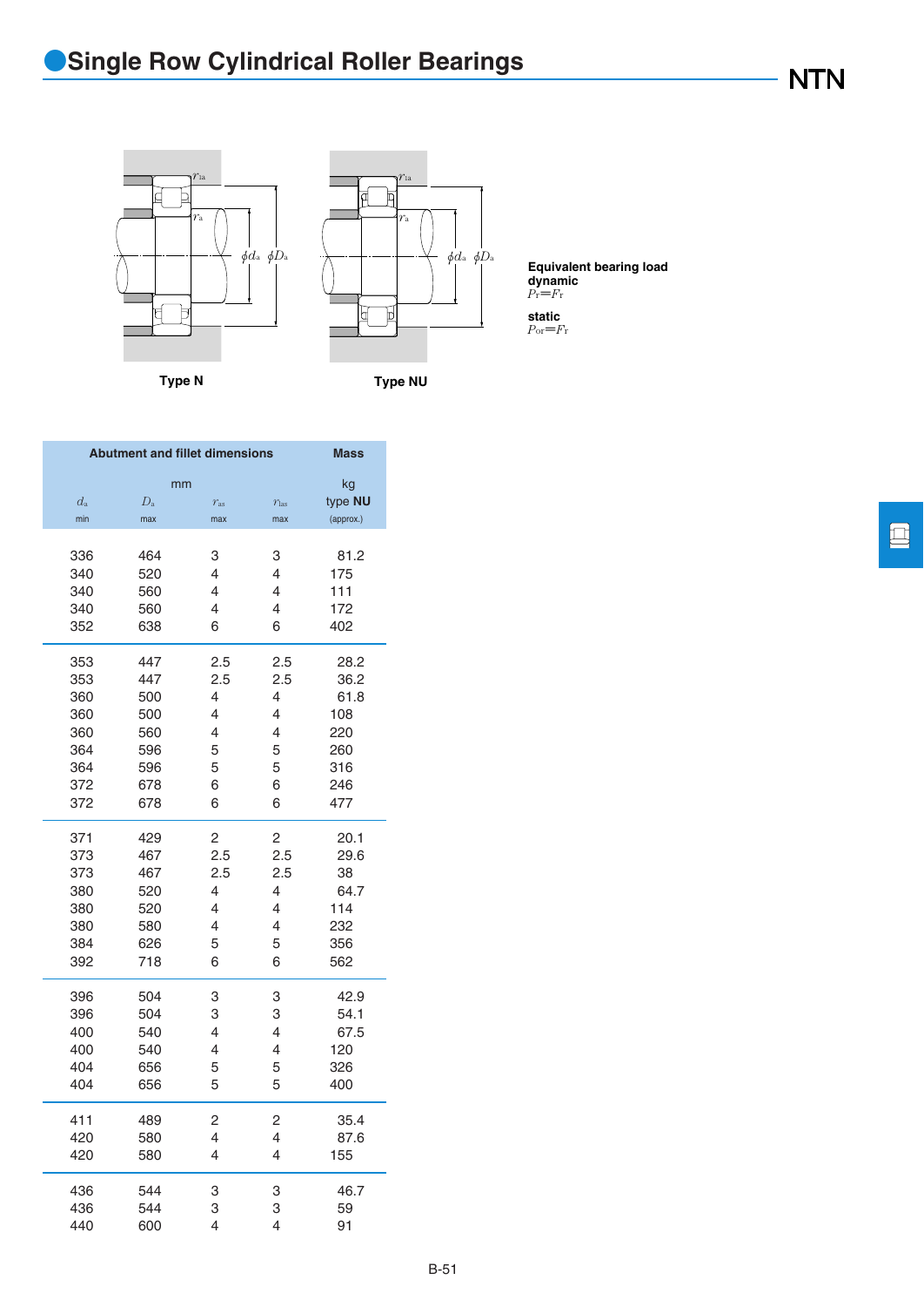# Single Row Cylindrical Roller Bearings

Type N

Type NU

**Equivalent bearing load**
**dynamic**
$P_r = F_r$

**static**
$P_{or} = F_r$

| Abutment and fillet dimensions | | | | Mass |
|---|---|---|---|---|
| mm | | | | kg |
| $d_a$ | $D_a$ | $r_{as}$ | $r_{1as}$ | type **NU** |
| min | max | max | max | (approx.) |
| 336 | 464 | 3 | 3 | 81.2 |
| 340 | 520 | 4 | 4 | 175 |
| 340 | 560 | 4 | 4 | 111 |
| 340 | 560 | 4 | 4 | 172 |
| 352 | 638 | 6 | 6 | 402 |
| 353 | 447 | 2.5 | 2.5 | 28.2 |
| 353 | 447 | 2.5 | 2.5 | 36.2 |
| 360 | 500 | 4 | 4 | 61.8 |
| 360 | 500 | 4 | 4 | 108 |
| 360 | 560 | 4 | 4 | 220 |
| 364 | 596 | 5 | 5 | 260 |
| 364 | 596 | 5 | 5 | 316 |
| 372 | 678 | 6 | 6 | 246 |
| 372 | 678 | 6 | 6 | 477 |
| 371 | 429 | 2 | 2 | 20.1 |
| 373 | 467 | 2.5 | 2.5 | 29.6 |
| 373 | 467 | 2.5 | 2.5 | 38 |
| 380 | 520 | 4 | 4 | 64.7 |
| 380 | 520 | 4 | 4 | 114 |
| 380 | 580 | 4 | 4 | 232 |
| 384 | 626 | 5 | 5 | 356 |
| 392 | 718 | 6 | 6 | 562 |
| 396 | 504 | 3 | 3 | 42.9 |
| 396 | 504 | 3 | 3 | 54.1 |
| 400 | 540 | 4 | 4 | 67.5 |
| 400 | 540 | 4 | 4 | 120 |
| 404 | 656 | 5 | 5 | 326 |
| 404 | 656 | 5 | 5 | 400 |
| 411 | 489 | 2 | 2 | 35.4 |
| 420 | 580 | 4 | 4 | 87.6 |
| 420 | 580 | 4 | 4 | 155 |
| 436 | 544 | 3 | 3 | 46.7 |
| 436 | 544 | 3 | 3 | 59 |
| 440 | 600 | 4 | 4 | 91 |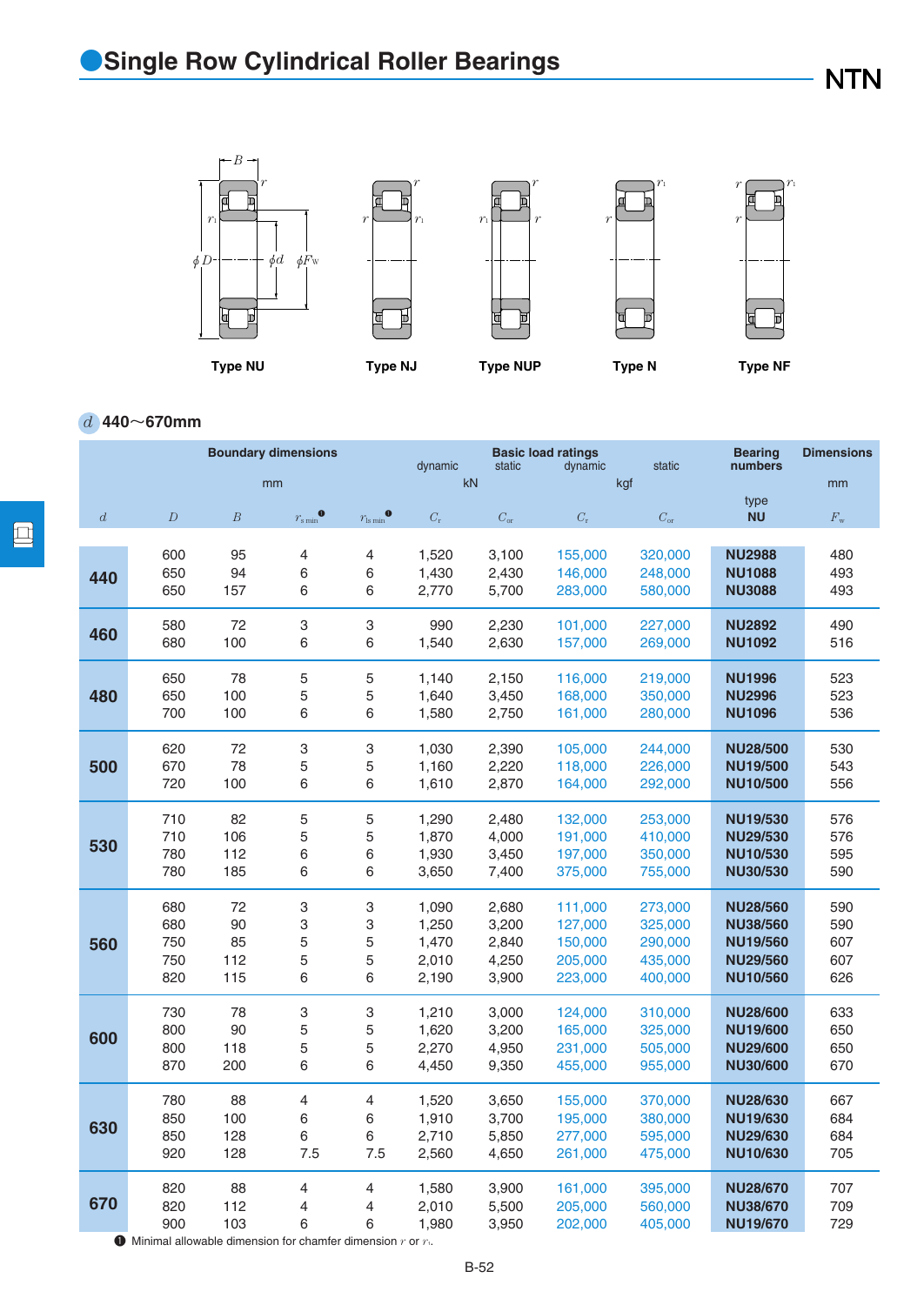# Single Row Cylindrical Roller Bearings

Type NU　　Type NJ　　Type NUP　　Type N　　Type NF

$d$ 440～670mm

| Boundary dimensions | | | | | Basic load ratings | | | | Bearing numbers | Dimensions |
|---|---|---|---|---|---|---|---|---|---|---|
| | | | | | dynamic | static | dynamic | static | | |
| mm | | | | | kN | | kgf | | type | mm |
| $d$ | $D$ | $B$ | $r_{s\,min}$ ❶ | $r_{1s\,min}$ ❶ | $C_r$ | $C_{or}$ | $C_r$ | $C_{or}$ | NU | $F_w$ |
| 440 | 600 | 95 | 4 | 4 | 1,520 | 3,100 | 155,000 | 320,000 | NU2988 | 480 |
| | 650 | 94 | 6 | 6 | 1,430 | 2,430 | 146,000 | 248,000 | NU1088 | 493 |
| | 650 | 157 | 6 | 6 | 2,770 | 5,700 | 283,000 | 580,000 | NU3088 | 493 |
| 460 | 580 | 72 | 3 | 3 | 990 | 2,230 | 101,000 | 227,000 | NU2892 | 490 |
| | 680 | 100 | 6 | 6 | 1,540 | 2,630 | 157,000 | 269,000 | NU1092 | 516 |
| 480 | 650 | 78 | 5 | 5 | 1,140 | 2,150 | 116,000 | 219,000 | NU1996 | 523 |
| | 650 | 100 | 5 | 5 | 1,640 | 3,450 | 168,000 | 350,000 | NU2996 | 523 |
| | 700 | 100 | 6 | 6 | 1,580 | 2,750 | 161,000 | 280,000 | NU1096 | 536 |
| 500 | 620 | 72 | 3 | 3 | 1,030 | 2,390 | 105,000 | 244,000 | NU28/500 | 530 |
| | 670 | 78 | 5 | 5 | 1,160 | 2,220 | 118,000 | 226,000 | NU19/500 | 543 |
| | 720 | 100 | 6 | 6 | 1,610 | 2,870 | 164,000 | 292,000 | NU10/500 | 556 |
| 530 | 710 | 82 | 5 | 5 | 1,290 | 2,480 | 132,000 | 253,000 | NU19/530 | 576 |
| | 710 | 106 | 5 | 5 | 1,870 | 4,000 | 191,000 | 410,000 | NU29/530 | 576 |
| | 780 | 112 | 6 | 6 | 1,930 | 3,450 | 197,000 | 350,000 | NU10/530 | 595 |
| | 780 | 185 | 6 | 6 | 3,650 | 7,400 | 375,000 | 755,000 | NU30/530 | 590 |
| 560 | 680 | 72 | 3 | 3 | 1,090 | 2,680 | 111,000 | 273,000 | NU28/560 | 590 |
| | 680 | 90 | 3 | 3 | 1,250 | 3,200 | 127,000 | 325,000 | NU38/560 | 590 |
| | 750 | 85 | 5 | 5 | 1,470 | 2,840 | 150,000 | 290,000 | NU19/560 | 607 |
| | 750 | 112 | 5 | 5 | 2,010 | 4,250 | 205,000 | 435,000 | NU29/560 | 607 |
| | 820 | 115 | 6 | 6 | 2,190 | 3,900 | 223,000 | 400,000 | NU10/560 | 626 |
| 600 | 730 | 78 | 3 | 3 | 1,210 | 3,000 | 124,000 | 310,000 | NU28/600 | 633 |
| | 800 | 90 | 5 | 5 | 1,620 | 3,200 | 165,000 | 325,000 | NU19/600 | 650 |
| | 800 | 118 | 5 | 5 | 2,270 | 4,950 | 231,000 | 505,000 | NU29/600 | 650 |
| | 870 | 200 | 6 | 6 | 4,450 | 9,350 | 455,000 | 955,000 | NU30/600 | 670 |
| 630 | 780 | 88 | 4 | 4 | 1,520 | 3,650 | 155,000 | 370,000 | NU28/630 | 667 |
| | 850 | 100 | 6 | 6 | 1,910 | 3,700 | 195,000 | 380,000 | NU19/630 | 684 |
| | 850 | 128 | 6 | 6 | 2,710 | 5,850 | 277,000 | 595,000 | NU29/630 | 684 |
| | 920 | 128 | 7.5 | 7.5 | 2,560 | 4,650 | 261,000 | 475,000 | NU10/630 | 705 |
| 670 | 820 | 88 | 4 | 4 | 1,580 | 3,900 | 161,000 | 395,000 | NU28/670 | 707 |
| | 820 | 112 | 4 | 4 | 2,010 | 5,500 | 205,000 | 560,000 | NU38/670 | 709 |
| | 900 | 103 | 6 | 6 | 1,980 | 3,950 | 202,000 | 405,000 | NU19/670 | 729 |

❶ Minimal allowable dimension for chamfer dimension $r$ or $r_1$.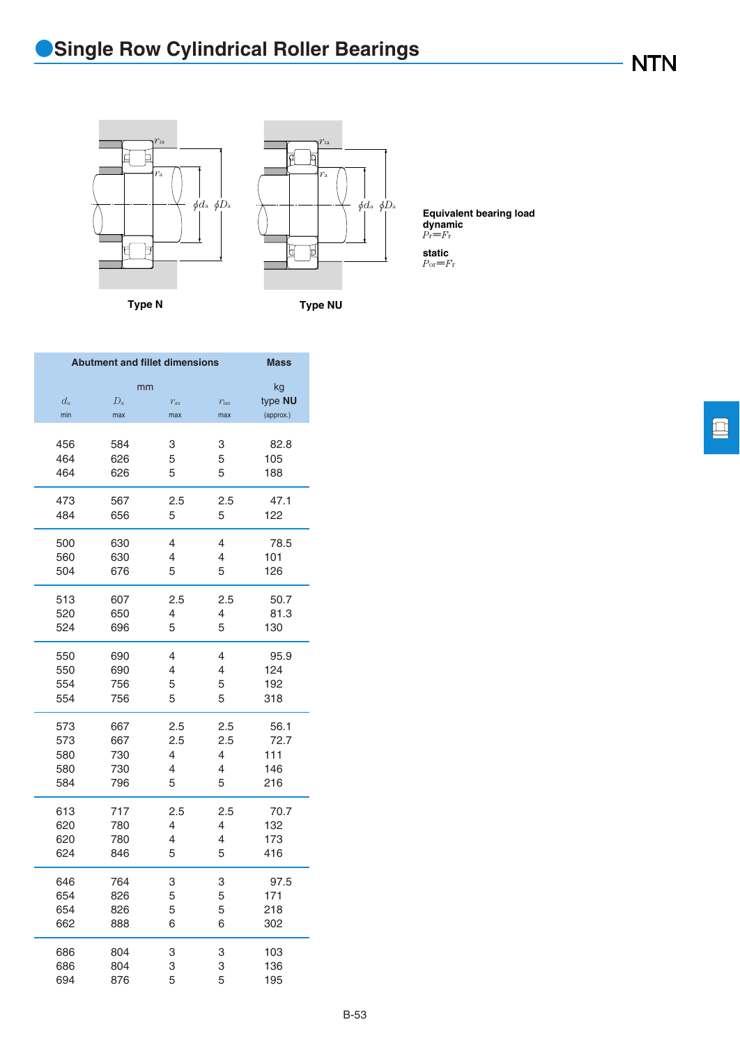# Single Row Cylindrical Roller Bearings

Type N

Type NU

**Equivalent bearing load**
**dynamic**
$P_r = F_r$

**static**
$P_{or} = F_r$

| Abutment and fillet dimensions | | | | Mass |
|---|---|---|---|---|
| mm | | | | kg |
| $d_a$ | $D_a$ | $r_{as}$ | $r_{1as}$ | type **NU** |
| min | max | max | max | (approx.) |
| 456 | 584 | 3 | 3 | 82.8 |
| 464 | 626 | 5 | 5 | 105 |
| 464 | 626 | 5 | 5 | 188 |
| 473 | 567 | 2.5 | 2.5 | 47.1 |
| 484 | 656 | 5 | 5 | 122 |
| 500 | 630 | 4 | 4 | 78.5 |
| 560 | 630 | 4 | 4 | 101 |
| 504 | 676 | 5 | 5 | 126 |
| 513 | 607 | 2.5 | 2.5 | 50.7 |
| 520 | 650 | 4 | 4 | 81.3 |
| 524 | 696 | 5 | 5 | 130 |
| 550 | 690 | 4 | 4 | 95.9 |
| 550 | 690 | 4 | 4 | 124 |
| 554 | 756 | 5 | 5 | 192 |
| 554 | 756 | 5 | 5 | 318 |
| 573 | 667 | 2.5 | 2.5 | 56.1 |
| 573 | 667 | 2.5 | 2.5 | 72.7 |
| 580 | 730 | 4 | 4 | 111 |
| 580 | 730 | 4 | 4 | 146 |
| 584 | 796 | 5 | 5 | 216 |
| 613 | 717 | 2.5 | 2.5 | 70.7 |
| 620 | 780 | 4 | 4 | 132 |
| 620 | 780 | 4 | 4 | 173 |
| 624 | 846 | 5 | 5 | 416 |
| 646 | 764 | 3 | 3 | 97.5 |
| 654 | 826 | 5 | 5 | 171 |
| 654 | 826 | 5 | 5 | 218 |
| 662 | 888 | 6 | 6 | 302 |
| 686 | 804 | 3 | 3 | 103 |
| 686 | 804 | 3 | 3 | 136 |
| 694 | 876 | 5 | 5 | 195 |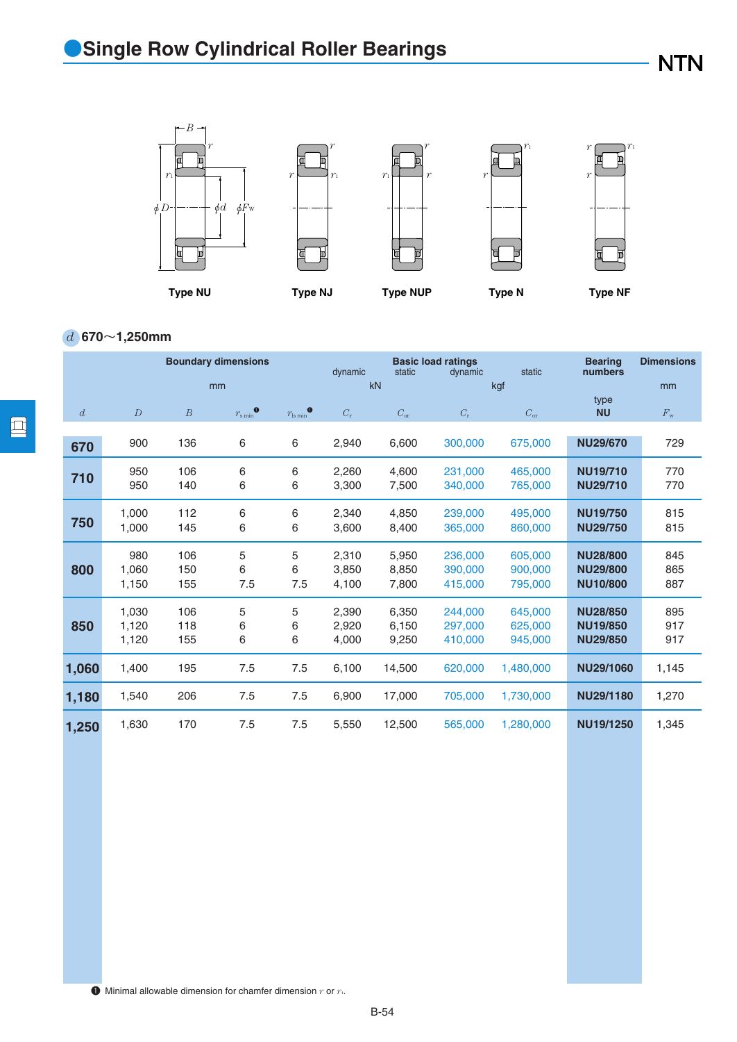# Single Row Cylindrical Roller Bearings

Type NU    Type NJ    Type NUP    Type N    Type NF

$d$ 670～1,250mm

| Boundary dimensions (mm) | | | | | Basic load ratings dynamic (kN) | static (kN) | dynamic (kgf) | static (kgf) | Bearing numbers | Dimensions (mm) |
|---|---|---|---|---|---|---|---|---|---|---|
| $d$ | $D$ | $B$ | $r_{s\,min}$ ❶ | $r_{1s\,min}$ ❶ | $C_r$ | $C_{or}$ | $C_r$ | $C_{or}$ | type NU | $F_w$ |
| 670 | 900 | 136 | 6 | 6 | 2,940 | 6,600 | 300,000 | 675,000 | NU29/670 | 729 |
| 710 | 950 | 106 | 6 | 6 | 2,260 | 4,600 | 231,000 | 465,000 | NU19/710 | 770 |
| | 950 | 140 | 6 | 6 | 3,300 | 7,500 | 340,000 | 765,000 | NU29/710 | 770 |
| 750 | 1,000 | 112 | 6 | 6 | 2,340 | 4,850 | 239,000 | 495,000 | NU19/750 | 815 |
| | 1,000 | 145 | 6 | 6 | 3,600 | 8,400 | 365,000 | 860,000 | NU29/750 | 815 |
| 800 | 980 | 106 | 5 | 5 | 2,310 | 5,950 | 236,000 | 605,000 | NU28/800 | 845 |
| | 1,060 | 150 | 6 | 6 | 3,850 | 8,850 | 390,000 | 900,000 | NU29/800 | 865 |
| | 1,150 | 155 | 7.5 | 7.5 | 4,100 | 7,800 | 415,000 | 795,000 | NU10/800 | 887 |
| 850 | 1,030 | 106 | 5 | 5 | 2,390 | 6,350 | 244,000 | 645,000 | NU28/850 | 895 |
| | 1,120 | 118 | 6 | 6 | 2,920 | 6,150 | 297,000 | 625,000 | NU19/850 | 917 |
| | 1,120 | 155 | 6 | 6 | 4,000 | 9,250 | 410,000 | 945,000 | NU29/850 | 917 |
| 1,060 | 1,400 | 195 | 7.5 | 7.5 | 6,100 | 14,500 | 620,000 | 1,480,000 | NU29/1060 | 1,145 |
| 1,180 | 1,540 | 206 | 7.5 | 7.5 | 6,900 | 17,000 | 705,000 | 1,730,000 | NU29/1180 | 1,270 |
| 1,250 | 1,630 | 170 | 7.5 | 7.5 | 5,550 | 12,500 | 565,000 | 1,280,000 | NU19/1250 | 1,345 |

❶ Minimal allowable dimension for chamfer dimension $r$ or $r_1$.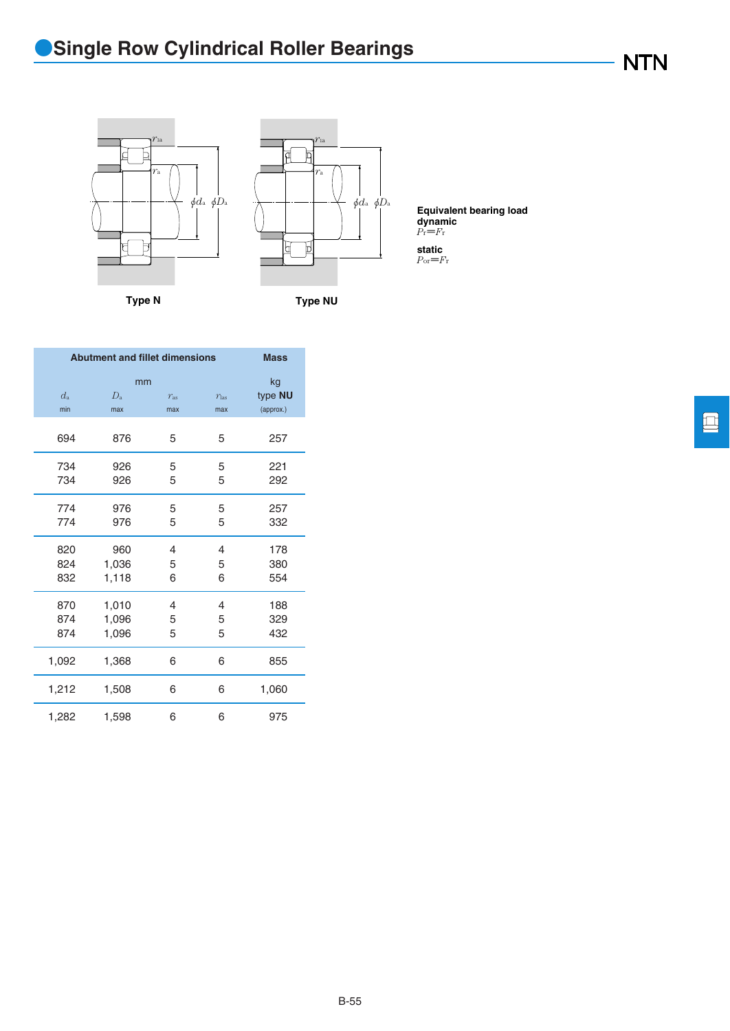# Single Row Cylindrical Roller Bearings

Type N

Type NU

**Equivalent bearing load**
**dynamic**
$P_r = F_r$

**static**
$P_{or} = F_r$

| Abutment and fillet dimensions | | | | Mass |
|---|---|---|---|---|
| mm | | | | kg |
| $d_a$ min | $D_a$ max | $r_{as}$ max | $r_{1as}$ max | type **NU** (approx.) |
| 694 | 876 | 5 | 5 | 257 |
| 734 | 926 | 5 | 5 | 221 |
| 734 | 926 | 5 | 5 | 292 |
| 774 | 976 | 5 | 5 | 257 |
| 774 | 976 | 5 | 5 | 332 |
| 820 | 960 | 4 | 4 | 178 |
| 824 | 1,036 | 5 | 5 | 380 |
| 832 | 1,118 | 6 | 6 | 554 |
| 870 | 1,010 | 4 | 4 | 188 |
| 874 | 1,096 | 5 | 5 | 329 |
| 874 | 1,096 | 5 | 5 | 432 |
| 1,092 | 1,368 | 6 | 6 | 855 |
| 1,212 | 1,508 | 6 | 6 | 1,060 |
| 1,282 | 1,598 | 6 | 6 | 975 |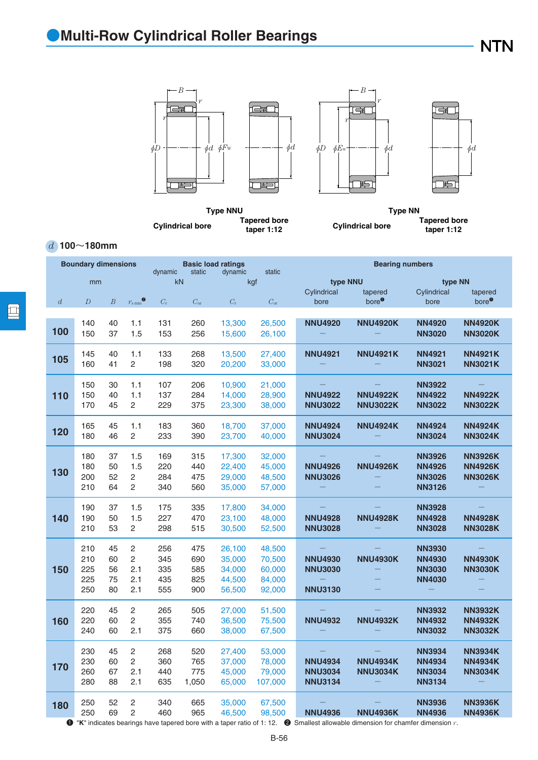# Multi-Row Cylindrical Roller Bearings

Type NNU — Cylindrical bore / Tapered bore taper 1:12

Type NN — Cylindrical bore / Tapered bore taper 1:12

$d$ 100～180mm

| Boundary dimensions | | | | Basic load ratings | | | | Bearing numbers | | | |
|---|---|---|---|---|---|---|---|---|---|---|---|
| | | | | dynamic | static | dynamic | static | type NNU | | type NN | |
| mm | | | | kN | | kgf | | Cylindrical bore | tapered bore[1] | Cylindrical bore | tapered bore[1] |
| $d$ | $D$ | $B$ | $r_{s\,min}$[2] | $C_r$ | $C_{or}$ | $C_r$ | $C_{or}$ | | | | |
| 100 | 140 | 40 | 1.1 | 131 | 260 | 13,300 | 26,500 | NNU4920 | NNU4920K | NN4920 | NN4920K |
| | 150 | 37 | 1.5 | 153 | 256 | 15,600 | 26,100 | — | — | NN3020 | NN3020K |
| 105 | 145 | 40 | 1.1 | 133 | 268 | 13,500 | 27,400 | NNU4921 | NNU4921K | NN4921 | NN4921K |
| | 160 | 41 | 2 | 198 | 320 | 20,200 | 33,000 | — | — | NN3021 | NN3021K |
| 110 | 150 | 30 | 1.1 | 107 | 206 | 10,900 | 21,000 | — | — | NN3922 | — |
| | 150 | 40 | 1.1 | 137 | 284 | 14,000 | 28,900 | NNU4922 | NNU4922K | NN4922 | NN4922K |
| | 170 | 45 | 2 | 229 | 375 | 23,300 | 38,000 | NNU3022 | NNU3022K | NN3022 | NN3022K |
| 120 | 165 | 45 | 1.1 | 183 | 360 | 18,700 | 37,000 | NNU4924 | NNU4924K | NN4924 | NN4924K |
| | 180 | 46 | 2 | 233 | 390 | 23,700 | 40,000 | NNU3024 | — | NN3024 | NN3024K |
| 130 | 180 | 37 | 1.5 | 169 | 315 | 17,300 | 32,000 | — | — | NN3926 | NN3926K |
| | 180 | 50 | 1.5 | 220 | 440 | 22,400 | 45,000 | NNU4926 | NNU4926K | NN4926 | NN4926K |
| | 200 | 52 | 2 | 284 | 475 | 29,000 | 48,500 | NNU3026 | — | NN3026 | NN3026K |
| | 210 | 64 | 2 | 340 | 560 | 35,000 | 57,000 | — | — | NN3126 | — |
| 140 | 190 | 37 | 1.5 | 175 | 335 | 17,800 | 34,000 | — | — | NN3928 | — |
| | 190 | 50 | 1.5 | 227 | 470 | 23,100 | 48,000 | NNU4928 | NNU4928K | NN4928 | NN4928K |
| | 210 | 53 | 2 | 298 | 515 | 30,500 | 52,500 | NNU3028 | — | NN3028 | NN3028K |
| 150 | 210 | 45 | 2 | 256 | 475 | 26,100 | 48,500 | — | — | NN3930 | — |
| | 210 | 60 | 2 | 345 | 690 | 35,000 | 70,500 | NNU4930 | NNU4930K | NN4930 | NN4930K |
| | 225 | 56 | 2.1 | 335 | 585 | 34,000 | 60,000 | NNU3030 | — | NN3030 | NN3030K |
| | 225 | 75 | 2.1 | 435 | 825 | 44,500 | 84,000 | — | — | NN4030 | — |
| | 250 | 80 | 2.1 | 555 | 900 | 56,500 | 92,000 | NNU3130 | — | — | — |
| 160 | 220 | 45 | 2 | 265 | 505 | 27,000 | 51,500 | — | — | NN3932 | NN3932K |
| | 220 | 60 | 2 | 355 | 740 | 36,500 | 75,500 | NNU4932 | NNU4932K | NN4932 | NN4932K |
| | 240 | 60 | 2.1 | 375 | 660 | 38,000 | 67,500 | — | — | NN3032 | NN3032K |
| 170 | 230 | 45 | 2 | 268 | 520 | 27,400 | 53,000 | — | — | NN3934 | NN3934K |
| | 230 | 60 | 2 | 360 | 765 | 37,000 | 78,000 | NNU4934 | NNU4934K | NN4934 | NN4934K |
| | 260 | 67 | 2.1 | 440 | 775 | 45,000 | 79,000 | NNU3034 | NNU3034K | NN3034 | NN3034K |
| | 280 | 88 | 2.1 | 635 | 1,050 | 65,000 | 107,000 | NNU3134 | — | NN3134 | — |
| 180 | 250 | 52 | 2 | 340 | 665 | 35,000 | 67,500 | — | — | NN3936 | NN3936K |
| | 250 | 69 | 2 | 460 | 965 | 46,500 | 98,500 | NNU4936 | NNU4936K | NN4936 | NN4936K |

[1] "K" indicates bearings have tapered bore with a taper ratio of 1: 12. [2] Smallest allowable dimension for chamfer dimension $r$.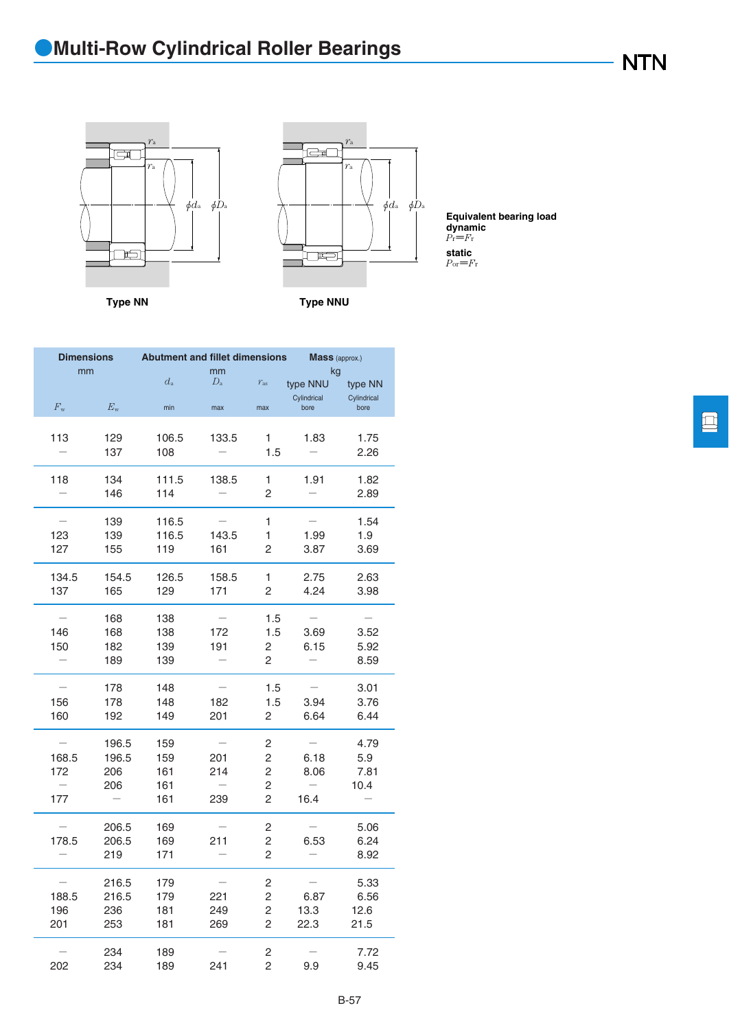# Multi-Row Cylindrical Roller Bearings

Type NN

Type NNU

**Equivalent bearing load**
**dynamic**
$P_r = F_r$

**static**
$P_{or} = F_r$

| Dimensions mm | | Abutment and fillet dimensions mm | | | Mass (approx.) kg | |
|---|---|---|---|---|---|---|
| | | $d_a$ | $D_a$ | $r_{as}$ | type NNU | type NN |
| $F_w$ | $E_w$ | min | max | max | Cylindrical bore | Cylindrical bore |
| 113 | 129 | 106.5 | 133.5 | 1 | 1.83 | 1.75 |
| — | 137 | 108 | — | 1.5 | — | 2.26 |
| 118 | 134 | 111.5 | 138.5 | 1 | 1.91 | 1.82 |
| — | 146 | 114 | — | 2 | — | 2.89 |
| — | 139 | 116.5 | — | 1 | — | 1.54 |
| 123 | 139 | 116.5 | 143.5 | 1 | 1.99 | 1.9 |
| 127 | 155 | 119 | 161 | 2 | 3.87 | 3.69 |
| 134.5 | 154.5 | 126.5 | 158.5 | 1 | 2.75 | 2.63 |
| 137 | 165 | 129 | 171 | 2 | 4.24 | 3.98 |
| — | 168 | 138 | — | 1.5 | — | — |
| 146 | 168 | 138 | 172 | 1.5 | 3.69 | 3.52 |
| 150 | 182 | 139 | 191 | 2 | 6.15 | 5.92 |
| — | 189 | 139 | — | 2 | — | 8.59 |
| — | 178 | 148 | — | 1.5 | — | 3.01 |
| 156 | 178 | 148 | 182 | 1.5 | 3.94 | 3.76 |
| 160 | 192 | 149 | 201 | 2 | 6.64 | 6.44 |
| — | 196.5 | 159 | — | 2 | — | 4.79 |
| 168.5 | 196.5 | 159 | 201 | 2 | 6.18 | 5.9 |
| 172 | 206 | 161 | 214 | 2 | 8.06 | 7.81 |
| — | 206 | 161 | — | 2 | — | 10.4 |
| 177 | — | 161 | 239 | 2 | 16.4 | — |
| — | 206.5 | 169 | — | 2 | — | 5.06 |
| 178.5 | 206.5 | 169 | 211 | 2 | 6.53 | 6.24 |
| — | 219 | 171 | — | 2 | — | 8.92 |
| — | 216.5 | 179 | — | 2 | — | 5.33 |
| 188.5 | 216.5 | 179 | 221 | 2 | 6.87 | 6.56 |
| 196 | 236 | 181 | 249 | 2 | 13.3 | 12.6 |
| 201 | 253 | 181 | 269 | 2 | 22.3 | 21.5 |
| — | 234 | 189 | — | 2 | — | 7.72 |
| 202 | 234 | 189 | 241 | 2 | 9.9 | 9.45 |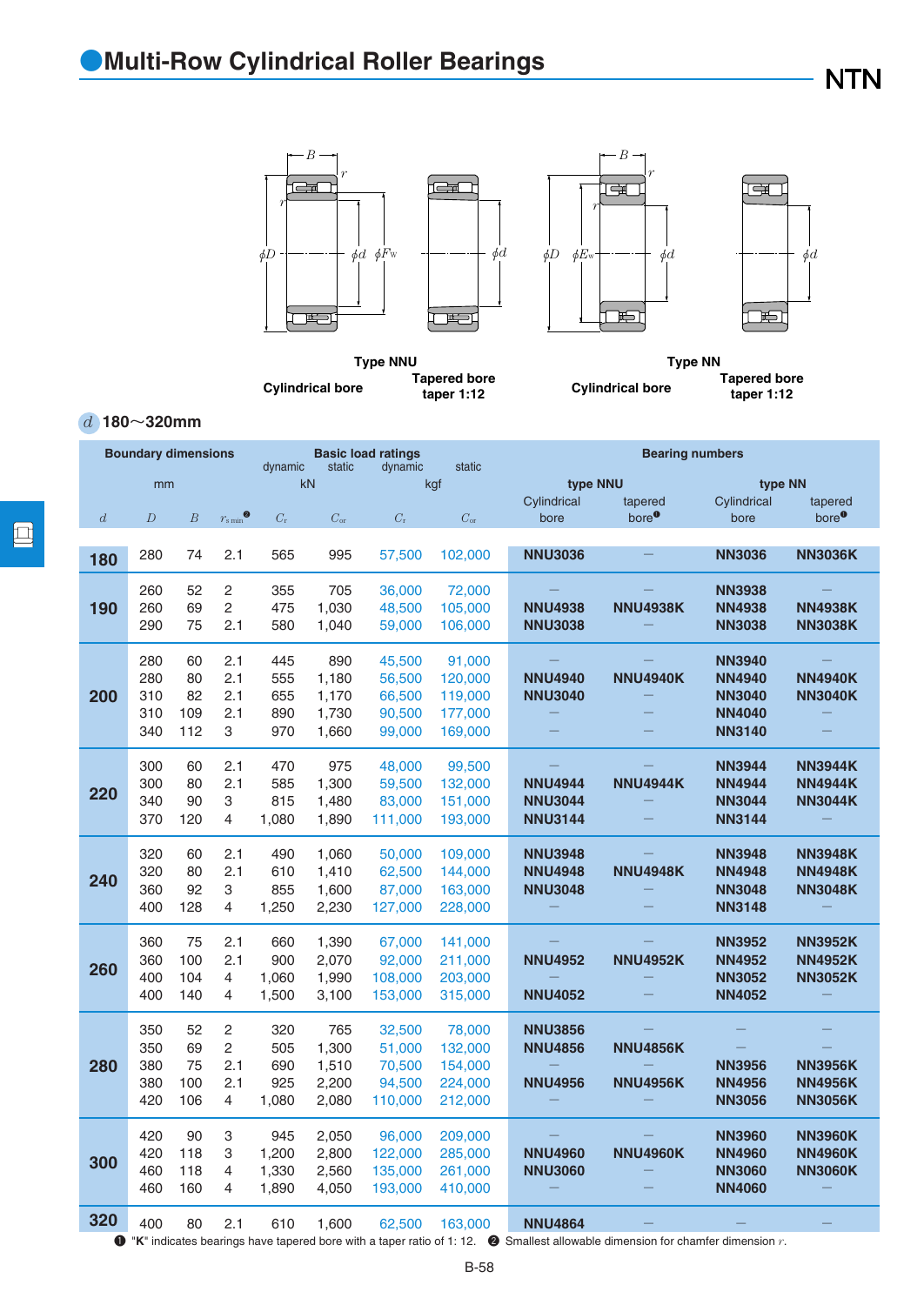# Multi-Row Cylindrical Roller Bearings

Type NNU — Cylindrical bore; Tapered bore taper 1:12

Type NN — Cylindrical bore; Tapered bore taper 1:12

*d* 180～320mm

| Boundary dimensions | | | | Basic load ratings | | | | Bearing numbers | | | |
|---|---|---|---|---|---|---|---|---|---|---|---|
| mm | | | | dynamic kN | static kN | dynamic kgf | static kgf | type NNU | | type NN | |
| $d$ | $D$ | $B$ | $r_{s\,min}$ ❷ | $C_r$ | $C_{or}$ | $C_r$ | $C_{or}$ | Cylindrical bore | tapered bore❶ | Cylindrical bore | tapered bore❶ |
| 180 | 280 | 74 | 2.1 | 565 | 995 | 57,500 | 102,000 | NNU3036 | — | NN3036 | NN3036K |
| 190 | 260 | 52 | 2 | 355 | 705 | 36,000 | 72,000 | — | — | NN3938 | — |
| | 260 | 69 | 2 | 475 | 1,030 | 48,500 | 105,000 | NNU4938 | NNU4938K | NN4938 | NN4938K |
| | 290 | 75 | 2.1 | 580 | 1,040 | 59,000 | 106,000 | NNU3038 | — | NN3038 | NN3038K |
| 200 | 280 | 60 | 2.1 | 445 | 890 | 45,500 | 91,000 | — | — | NN3940 | — |
| | 280 | 80 | 2.1 | 555 | 1,180 | 56,500 | 120,000 | NNU4940 | NNU4940K | NN4940 | NN4940K |
| | 310 | 82 | 2.1 | 655 | 1,170 | 66,500 | 119,000 | NNU3040 | — | NN3040 | NN3040K |
| | 310 | 109 | 2.1 | 890 | 1,730 | 90,500 | 177,000 | — | — | NN4040 | — |
| | 340 | 112 | 3 | 970 | 1,660 | 99,000 | 169,000 | — | — | NN3140 | — |
| 220 | 300 | 60 | 2.1 | 470 | 975 | 48,000 | 99,500 | — | — | NN3944 | NN3944K |
| | 300 | 80 | 2.1 | 585 | 1,300 | 59,500 | 132,000 | NNU4944 | NNU4944K | NN4944 | NN4944K |
| | 340 | 90 | 3 | 815 | 1,480 | 83,000 | 151,000 | NNU3044 | — | NN3044 | NN3044K |
| | 370 | 120 | 4 | 1,080 | 1,890 | 111,000 | 193,000 | NNU3144 | — | NN3144 | — |
| 240 | 320 | 60 | 2.1 | 490 | 1,060 | 50,000 | 109,000 | NNU3948 | — | NN3948 | NN3948K |
| | 320 | 80 | 2.1 | 610 | 1,410 | 62,500 | 144,000 | NNU4948 | NNU4948K | NN4948 | NN4948K |
| | 360 | 92 | 3 | 855 | 1,600 | 87,000 | 163,000 | NNU3048 | — | NN3048 | NN3048K |
| | 400 | 128 | 4 | 1,250 | 2,230 | 127,000 | 228,000 | — | — | NN3148 | — |
| 260 | 360 | 75 | 2.1 | 660 | 1,390 | 67,000 | 141,000 | — | — | NN3952 | NN3952K |
| | 360 | 100 | 2.1 | 900 | 2,070 | 92,000 | 211,000 | NNU4952 | NNU4952K | NN4952 | NN4952K |
| | 400 | 104 | 4 | 1,060 | 1,990 | 108,000 | 203,000 | — | — | NN3052 | NN3052K |
| | 400 | 140 | 4 | 1,500 | 3,100 | 153,000 | 315,000 | NNU4052 | — | NN4052 | — |
| 280 | 350 | 52 | 2 | 320 | 765 | 32,500 | 78,000 | NNU3856 | — | — | — |
| | 350 | 69 | 2 | 505 | 1,300 | 51,000 | 132,000 | NNU4856 | NNU4856K | — | — |
| | 380 | 75 | 2.1 | 690 | 1,510 | 70,500 | 154,000 | — | — | NN3956 | NN3956K |
| | 380 | 100 | 2.1 | 925 | 2,200 | 94,500 | 224,000 | NNU4956 | NNU4956K | NN4956 | NN4956K |
| | 420 | 106 | 4 | 1,080 | 2,080 | 110,000 | 212,000 | — | — | NN3056 | NN3056K |
| 300 | 420 | 90 | 3 | 945 | 2,050 | 96,000 | 209,000 | — | — | NN3960 | NN3960K |
| | 420 | 118 | 3 | 1,200 | 2,800 | 122,000 | 285,000 | NNU4960 | NNU4960K | NN4960 | NN4960K |
| | 460 | 118 | 4 | 1,330 | 2,560 | 135,000 | 261,000 | NNU3060 | — | NN3060 | NN3060K |
| | 460 | 160 | 4 | 1,890 | 4,050 | 193,000 | 410,000 | — | — | NN4060 | — |
| 320 | 400 | 80 | 2.1 | 610 | 1,600 | 62,500 | 163,000 | NNU4864 | — | — | — |

❶ "K" indicates bearings have tapered bore with a taper ratio of 1: 12. ❷ Smallest allowable dimension for chamfer dimension $r$.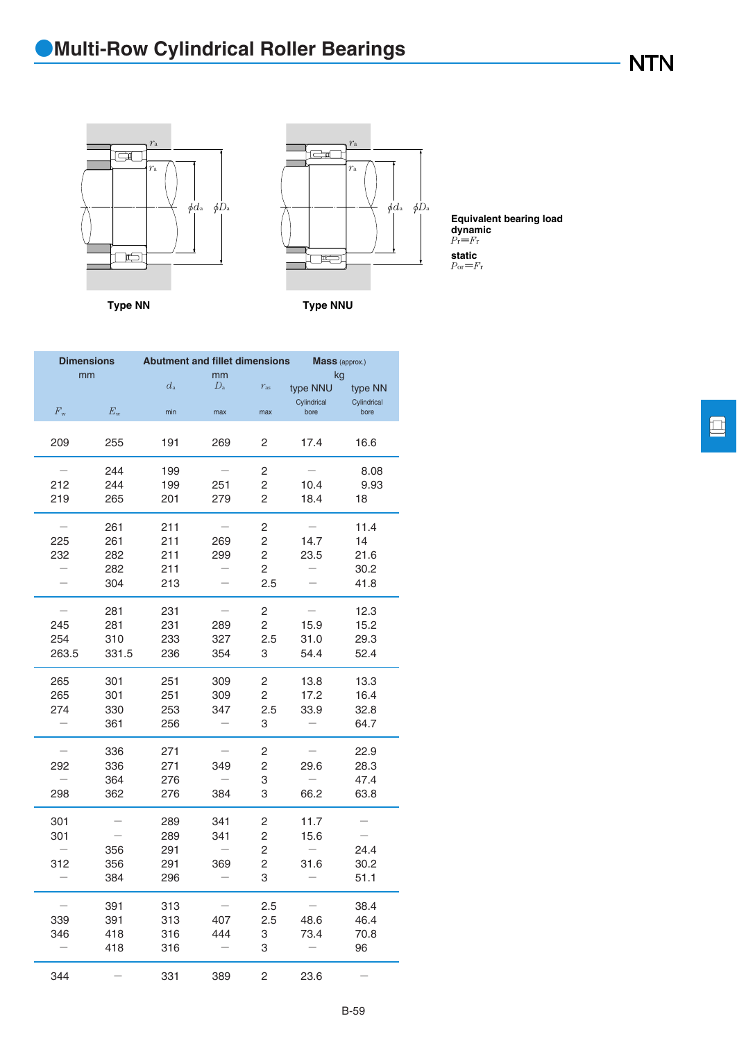# Multi-Row Cylindrical Roller Bearings

Type NN

Type NNU

**Equivalent bearing load**
**dynamic**
$P_r = F_r$

**static**
$P_{or} = F_r$

| Dimensions mm | | Abutment and fillet dimensions mm | | | Mass (approx.) kg | |
|---|---|---|---|---|---|---|
| | | $d_a$ | $D_a$ | $r_{as}$ | type NNU | type NN |
| $F_w$ | $E_w$ | min | max | max | Cylindrical bore | Cylindrical bore |
| 209 | 255 | 191 | 269 | 2 | 17.4 | 16.6 |
| — | 244 | 199 | — | 2 | — | 8.08 |
| 212 | 244 | 199 | 251 | 2 | 10.4 | 9.93 |
| 219 | 265 | 201 | 279 | 2 | 18.4 | 18 |
| — | 261 | 211 | — | 2 | — | 11.4 |
| 225 | 261 | 211 | 269 | 2 | 14.7 | 14 |
| 232 | 282 | 211 | 299 | 2 | 23.5 | 21.6 |
| — | 282 | 211 | — | 2 | — | 30.2 |
| — | 304 | 213 | — | 2.5 | — | 41.8 |
| — | 281 | 231 | — | 2 | — | 12.3 |
| 245 | 281 | 231 | 289 | 2 | 15.9 | 15.2 |
| 254 | 310 | 233 | 327 | 2.5 | 31.0 | 29.3 |
| 263.5 | 331.5 | 236 | 354 | 3 | 54.4 | 52.4 |
| 265 | 301 | 251 | 309 | 2 | 13.8 | 13.3 |
| 265 | 301 | 251 | 309 | 2 | 17.2 | 16.4 |
| 274 | 330 | 253 | 347 | 2.5 | 33.9 | 32.8 |
| — | 361 | 256 | — | 3 | — | 64.7 |
| — | 336 | 271 | — | 2 | — | 22.9 |
| 292 | 336 | 271 | 349 | 2 | 29.6 | 28.3 |
| — | 364 | 276 | — | 3 | — | 47.4 |
| 298 | 362 | 276 | 384 | 3 | 66.2 | 63.8 |
| 301 | — | 289 | 341 | 2 | 11.7 | — |
| 301 | — | 289 | 341 | 2 | 15.6 | — |
| — | 356 | 291 | — | 2 | — | 24.4 |
| 312 | 356 | 291 | 369 | 2 | 31.6 | 30.2 |
| — | 384 | 296 | — | 3 | — | 51.1 |
| — | 391 | 313 | — | 2.5 | — | 38.4 |
| 339 | 391 | 313 | 407 | 2.5 | 48.6 | 46.4 |
| 346 | 418 | 316 | 444 | 3 | 73.4 | 70.8 |
| — | 418 | 316 | — | 3 | — | 96 |
| 344 | — | 331 | 389 | 2 | 23.6 | — |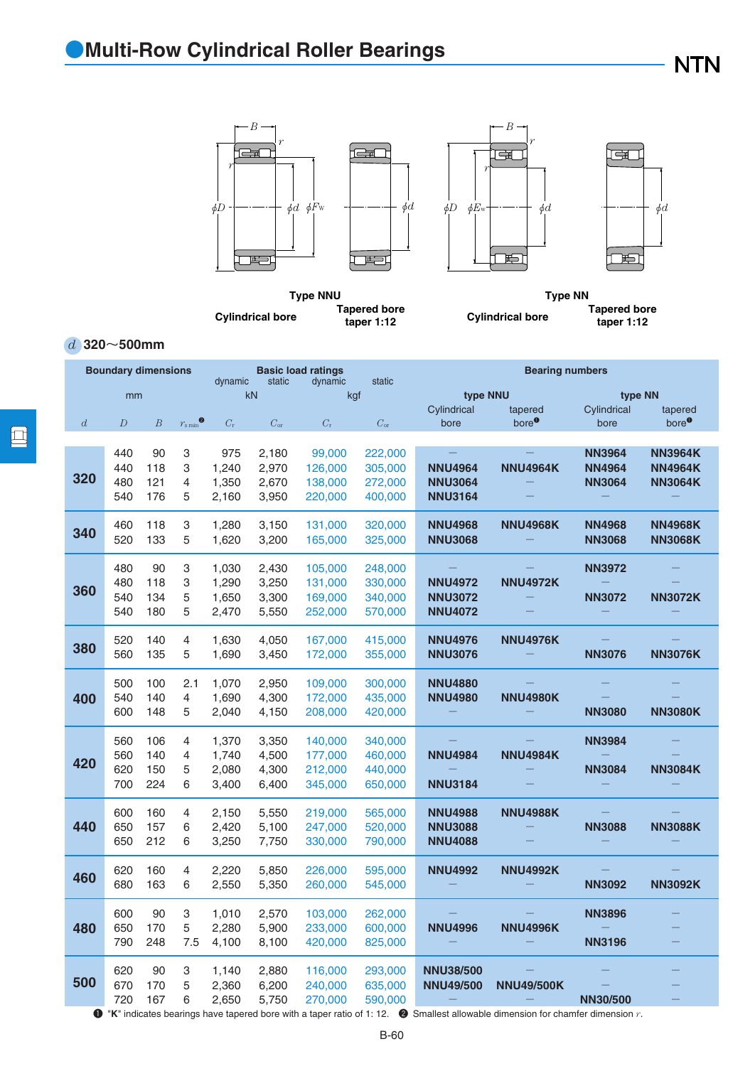# Multi-Row Cylindrical Roller Bearings

Type NNU — Cylindrical bore / Tapered bore taper 1:12

Type NN — Cylindrical bore / Tapered bore taper 1:12

$d$ 320～500mm

| Boundary dimensions | | | | Basic load ratings | | | | Bearing numbers | | | |
|---|---|---|---|---|---|---|---|---|---|---|---|
| mm | | | | dynamic kN | static kN | dynamic kgf | static kgf | type NNU | | type NN | |
| $d$ | $D$ | $B$ | $r_{s\,min}$ [2] | $C_r$ | $C_{or}$ | $C_r$ | $C_{or}$ | Cylindrical bore | tapered bore [1] | Cylindrical bore | tapered bore [1] |
| 320 | 440 | 90 | 3 | 975 | 2,180 | 99,000 | 222,000 | — | — | NN3964 | NN3964K |
| | 440 | 118 | 3 | 1,240 | 2,970 | 126,000 | 305,000 | NNU4964 | NNU4964K | NN4964 | NN4964K |
| | 480 | 121 | 4 | 1,350 | 2,670 | 138,000 | 272,000 | NNU3064 | — | NN3064 | NN3064K |
| | 540 | 176 | 5 | 2,160 | 3,950 | 220,000 | 400,000 | NNU3164 | — | — | — |
| 340 | 460 | 118 | 3 | 1,280 | 3,150 | 131,000 | 320,000 | NNU4968 | NNU4968K | NN4968 | NN4968K |
| | 520 | 133 | 5 | 1,620 | 3,200 | 165,000 | 325,000 | NNU3068 | — | NN3068 | NN3068K |
| 360 | 480 | 90 | 3 | 1,030 | 2,430 | 105,000 | 248,000 | — | — | NN3972 | — |
| | 480 | 118 | 3 | 1,290 | 3,250 | 131,000 | 330,000 | NNU4972 | NNU4972K | — | — |
| | 540 | 134 | 5 | 1,650 | 3,300 | 169,000 | 340,000 | NNU3072 | — | NN3072 | NN3072K |
| | 540 | 180 | 5 | 2,470 | 5,550 | 252,000 | 570,000 | NNU4072 | — | — | — |
| 380 | 520 | 140 | 4 | 1,630 | 4,050 | 167,000 | 415,000 | NNU4976 | NNU4976K | — | — |
| | 560 | 135 | 5 | 1,690 | 3,450 | 172,000 | 355,000 | NNU3076 | — | NN3076 | NN3076K |
| 400 | 500 | 100 | 2.1 | 1,070 | 2,950 | 109,000 | 300,000 | NNU4880 | — | — | — |
| | 540 | 140 | 4 | 1,690 | 4,300 | 172,000 | 435,000 | NNU4980 | NNU4980K | — | — |
| | 600 | 148 | 5 | 2,040 | 4,150 | 208,000 | 420,000 | — | — | NN3080 | NN3080K |
| 420 | 560 | 106 | 4 | 1,370 | 3,350 | 140,000 | 340,000 | — | — | NN3984 | — |
| | 560 | 140 | 4 | 1,740 | 4,500 | 177,000 | 460,000 | NNU4984 | NNU4984K | — | — |
| | 620 | 150 | 5 | 2,080 | 4,300 | 212,000 | 440,000 | — | — | NN3084 | NN3084K |
| | 700 | 224 | 6 | 3,400 | 6,400 | 345,000 | 650,000 | NNU3184 | — | — | — |
| 440 | 600 | 160 | 4 | 2,150 | 5,550 | 219,000 | 565,000 | NNU4988 | NNU4988K | — | — |
| | 650 | 157 | 6 | 2,420 | 5,100 | 247,000 | 520,000 | NNU3088 | — | NN3088 | NN3088K |
| | 650 | 212 | 6 | 3,250 | 7,750 | 330,000 | 790,000 | NNU4088 | — | — | — |
| 460 | 620 | 160 | 4 | 2,220 | 5,850 | 226,000 | 595,000 | NNU4992 | NNU4992K | — | — |
| | 680 | 163 | 6 | 2,550 | 5,350 | 260,000 | 545,000 | — | — | NN3092 | NN3092K |
| 480 | 600 | 90 | 3 | 1,010 | 2,570 | 103,000 | 262,000 | — | — | NN3896 | — |
| | 650 | 170 | 5 | 2,280 | 5,900 | 233,000 | 600,000 | NNU4996 | NNU4996K | — | — |
| | 790 | 248 | 7.5 | 4,100 | 8,100 | 420,000 | 825,000 | — | — | NN3196 | — |
| 500 | 620 | 90 | 3 | 1,140 | 2,880 | 116,000 | 293,000 | NNU38/500 | — | — | — |
| | 670 | 170 | 5 | 2,360 | 6,200 | 240,000 | 635,000 | NNU49/500 | NNU49/500K | — | — |
| | 720 | 167 | 6 | 2,650 | 5,750 | 270,000 | 590,000 | — | — | NN30/500 | — |

[1] "K" indicates bearings have tapered bore with a taper ratio of 1: 12. [2] Smallest allowable dimension for chamfer dimension $r$.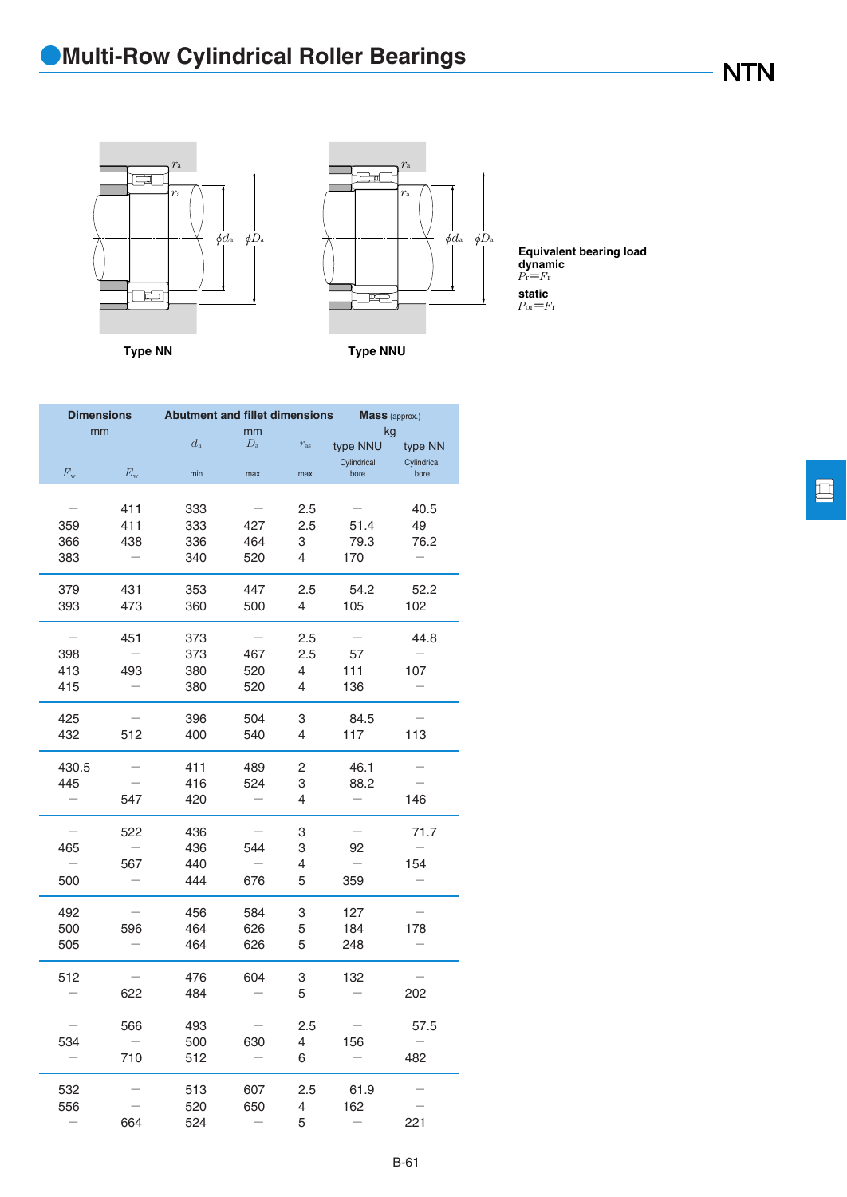# Multi-Row Cylindrical Roller Bearings

Type NN

Type NNU

**Equivalent bearing load**
**dynamic**
$P_r = F_r$

**static**
$P_{or} = F_r$

| Dimensions |  | Abutment and fillet dimensions |  |  | Mass (approx.) |  |
|---|---|---|---|---|---|---|
| mm |  | mm |  |  | kg |  |
|  |  | $d_a$ | $D_a$ | $r_{as}$ | type NNU | type NN |
| $F_w$ | $E_w$ | min | max | max | Cylindrical bore | Cylindrical bore |
| — | 411 | 333 | — | 2.5 | — | 40.5 |
| 359 | 411 | 333 | 427 | 2.5 | 51.4 | 49 |
| 366 | 438 | 336 | 464 | 3 | 79.3 | 76.2 |
| 383 | — | 340 | 520 | 4 | 170 | — |
| 379 | 431 | 353 | 447 | 2.5 | 54.2 | 52.2 |
| 393 | 473 | 360 | 500 | 4 | 105 | 102 |
| — | 451 | 373 | — | 2.5 | — | 44.8 |
| 398 | — | 373 | 467 | 2.5 | 57 | — |
| 413 | 493 | 380 | 520 | 4 | 111 | 107 |
| 415 | — | 380 | 520 | 4 | 136 | — |
| 425 | — | 396 | 504 | 3 | 84.5 | — |
| 432 | 512 | 400 | 540 | 4 | 117 | 113 |
| 430.5 | — | 411 | 489 | 2 | 46.1 | — |
| 445 | — | 416 | 524 | 3 | 88.2 | — |
| — | 547 | 420 | — | 4 | — | 146 |
| — | 522 | 436 | — | 3 | — | 71.7 |
| 465 | — | 436 | 544 | 3 | 92 | — |
| — | 567 | 440 | — | 4 | — | 154 |
| 500 | — | 444 | 676 | 5 | 359 | — |
| 492 | — | 456 | 584 | 3 | 127 | — |
| 500 | 596 | 464 | 626 | 5 | 184 | 178 |
| 505 | — | 464 | 626 | 5 | 248 | — |
| 512 | — | 476 | 604 | 3 | 132 | — |
| — | 622 | 484 | — | 5 | — | 202 |
| — | 566 | 493 | — | 2.5 | — | 57.5 |
| 534 | — | 500 | 630 | 4 | 156 | — |
| — | 710 | 512 | — | 6 | — | 482 |
| 532 | — | 513 | 607 | 2.5 | 61.9 | — |
| 556 | — | 520 | 650 | 4 | 162 | — |
| — | 664 | 524 | — | 5 | — | 221 |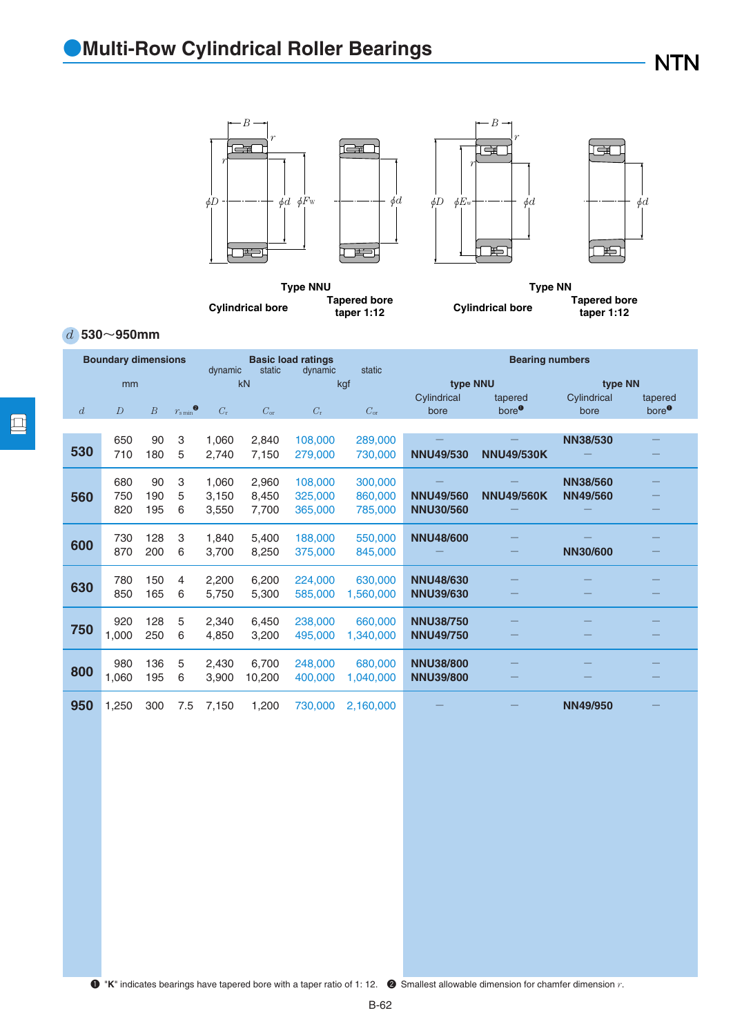## Multi-Row Cylindrical Roller Bearings

Type NNU — Cylindrical bore / Tapered bore taper 1:12

Type NN — Cylindrical bore / Tapered bore taper 1:12

$d$ 530～950mm

| Boundary dimensions | | | | Basic load ratings | | | | Bearing numbers | | | |
|---|---|---|---|---|---|---|---|---|---|---|---|
| mm | | | | dynamic kN | static kN | dynamic kgf | static kgf | type NNU | | type NN | |
| $d$ | $D$ | $B$ | $r_{s\,min}$[2] | $C_r$ | $C_{or}$ | $C_r$ | $C_{or}$ | Cylindrical bore | tapered bore[1] | Cylindrical bore | tapered bore[1] |
| 530 | 650 | 90 | 3 | 1,060 | 2,840 | 108,000 | 289,000 | — | — | NN38/530 | — |
| | 710 | 180 | 5 | 2,740 | 7,150 | 279,000 | 730,000 | NNU49/530 | NNU49/530K | — | — |
| 560 | 680 | 90 | 3 | 1,060 | 2,960 | 108,000 | 300,000 | — | — | NN38/560 | — |
| | 750 | 190 | 5 | 3,150 | 8,450 | 325,000 | 860,000 | NNU49/560 | NNU49/560K | NN49/560 | — |
| | 820 | 195 | 6 | 3,550 | 7,700 | 365,000 | 785,000 | NNU30/560 | — | — | — |
| 600 | 730 | 128 | 3 | 1,840 | 5,400 | 188,000 | 550,000 | NNU48/600 | — | — | — |
| | 870 | 200 | 6 | 3,700 | 8,250 | 375,000 | 845,000 | — | — | NN30/600 | — |
| 630 | 780 | 150 | 4 | 2,200 | 6,200 | 224,000 | 630,000 | NNU48/630 | — | — | — |
| | 850 | 165 | 6 | 5,750 | 5,300 | 585,000 | 1,560,000 | NNU39/630 | — | — | — |
| 750 | 920 | 128 | 5 | 2,340 | 6,450 | 238,000 | 660,000 | NNU38/750 | — | — | — |
| | 1,000 | 250 | 6 | 4,850 | 3,200 | 495,000 | 1,340,000 | NNU49/750 | — | — | — |
| 800 | 980 | 136 | 5 | 2,430 | 6,700 | 248,000 | 680,000 | NNU38/800 | — | — | — |
| | 1,060 | 195 | 6 | 3,900 | 10,200 | 400,000 | 1,040,000 | NNU39/800 | — | — | — |
| 950 | 1,250 | 300 | 7.5 | 7,150 | 1,200 | 730,000 | 2,160,000 | — | — | NN49/950 | — |

[1] "**K**" indicates bearings have tapered bore with a taper ratio of 1: 12. [2] Smallest allowable dimension for chamfer dimension $r$.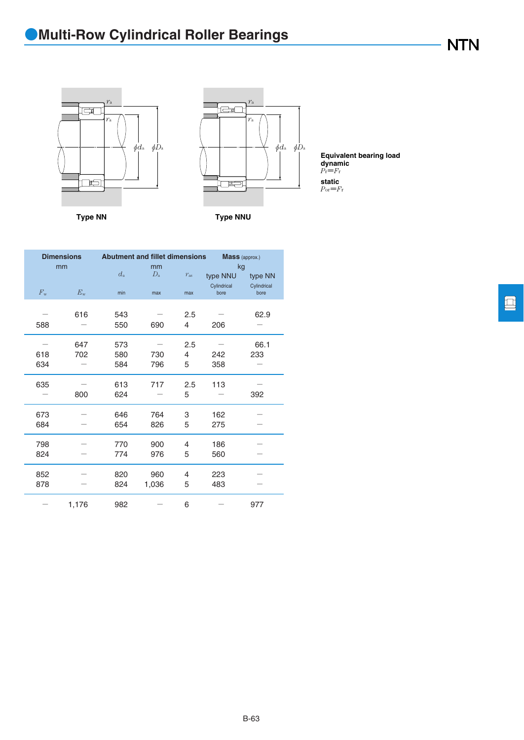# Multi-Row Cylindrical Roller Bearings

Type NN

Type NNU

**Equivalent bearing load**
**dynamic**
$P_r = F_r$

**static**
$P_{or} = F_r$

| Dimensions mm | | Abutment and fillet dimensions mm | | | Mass (approx.) kg | |
|---|---|---|---|---|---|---|
| | | $d_a$ | $D_a$ | $r_{as}$ | type NNU | type NN |
| | | | | | Cylindrical bore | Cylindrical bore |
| $F_w$ | $E_w$ | min | max | max | | |
| — | 616 | 543 | — | 2.5 | — | 62.9 |
| 588 | — | 550 | 690 | 4 | 206 | — |
| — | 647 | 573 | — | 2.5 | — | 66.1 |
| 618 | 702 | 580 | 730 | 4 | 242 | 233 |
| 634 | — | 584 | 796 | 5 | 358 | — |
| 635 | — | 613 | 717 | 2.5 | 113 | — |
| — | 800 | 624 | — | 5 | — | 392 |
| 673 | — | 646 | 764 | 3 | 162 | — |
| 684 | — | 654 | 826 | 5 | 275 | — |
| 798 | — | 770 | 900 | 4 | 186 | — |
| 824 | — | 774 | 976 | 5 | 560 | — |
| 852 | — | 820 | 960 | 4 | 223 | — |
| 878 | — | 824 | 1,036 | 5 | 483 | — |
| — | 1,176 | 982 | — | 6 | — | 977 |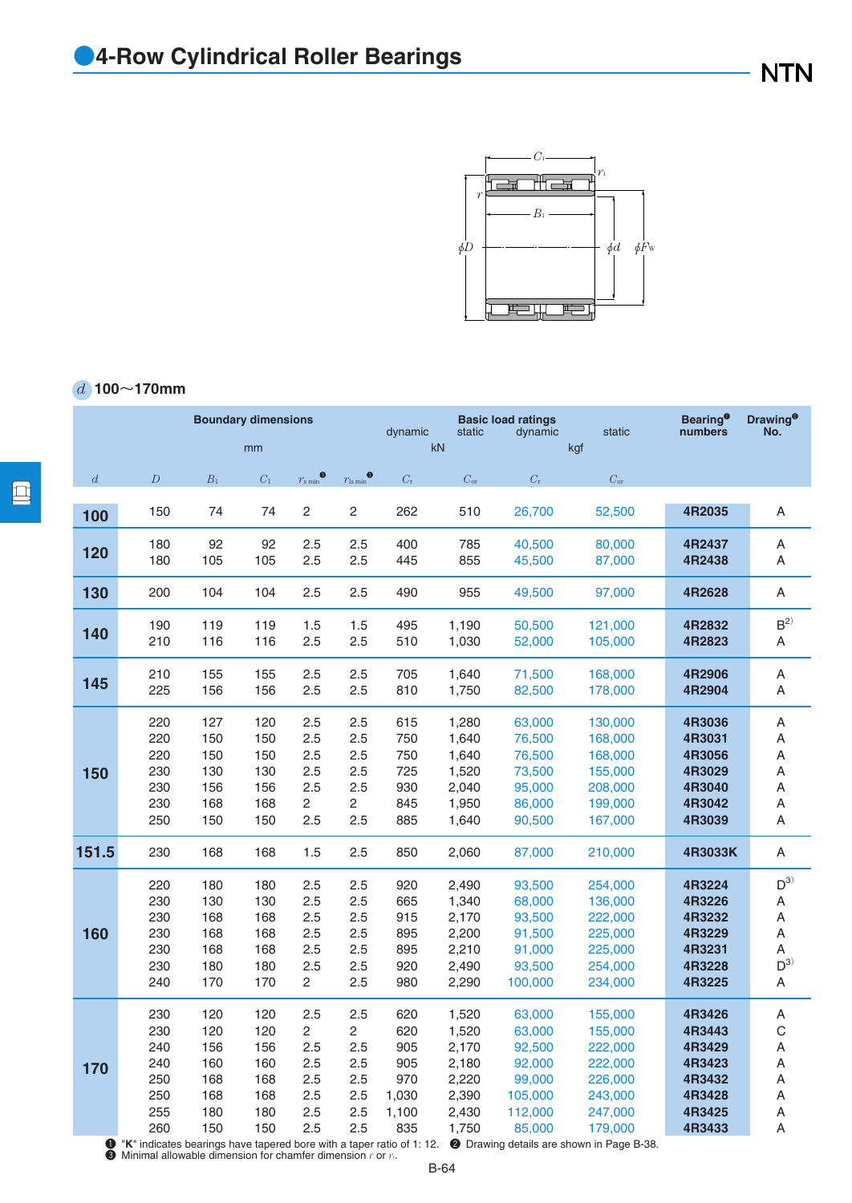# 4-Row Cylindrical Roller Bearings

$d$ 100～170mm

| Boundary dimensions (mm) | | | | | | Basic load ratings dynamic (kN) | static (kN) | dynamic (kgf) | static (kgf) | Bearing❶ numbers | Drawing❷ No. |
|---|---|---|---|---|---|---|---|---|---|---|---|
| $d$ | $D$ | $B_1$ | $C_1$ | $r_{s\,min}$❸ | $r_{1s\,min}$❸ | $C_r$ | $C_{or}$ | $C_r$ | $C_{or}$ | | |
| 100 | 150 | 74 | 74 | 2 | 2 | 262 | 510 | 26,700 | 52,500 | 4R2035 | A |
| 120 | 180 | 92 | 92 | 2.5 | 2.5 | 400 | 785 | 40,500 | 80,000 | 4R2437 | A |
| | 180 | 105 | 105 | 2.5 | 2.5 | 445 | 855 | 45,500 | 87,000 | 4R2438 | A |
| 130 | 200 | 104 | 104 | 2.5 | 2.5 | 490 | 955 | 49,500 | 97,000 | 4R2628 | A |
| 140 | 190 | 119 | 119 | 1.5 | 1.5 | 495 | 1,190 | 50,500 | 121,000 | 4R2832 | B[2] |
| | 210 | 116 | 116 | 2.5 | 2.5 | 510 | 1,030 | 52,000 | 105,000 | 4R2823 | A |
| 145 | 210 | 155 | 155 | 2.5 | 2.5 | 705 | 1,640 | 71,500 | 168,000 | 4R2906 | A |
| | 225 | 156 | 156 | 2.5 | 2.5 | 810 | 1,750 | 82,500 | 178,000 | 4R2904 | A |
| 150 | 220 | 127 | 120 | 2.5 | 2.5 | 615 | 1,280 | 63,000 | 130,000 | 4R3036 | A |
| | 220 | 150 | 150 | 2.5 | 2.5 | 750 | 1,640 | 76,500 | 168,000 | 4R3031 | A |
| | 220 | 150 | 150 | 2.5 | 2.5 | 750 | 1,640 | 76,500 | 168,000 | 4R3056 | A |
| | 230 | 130 | 130 | 2.5 | 2.5 | 725 | 1,520 | 73,500 | 155,000 | 4R3029 | A |
| | 230 | 156 | 156 | 2.5 | 2.5 | 930 | 2,040 | 95,000 | 208,000 | 4R3040 | A |
| | 230 | 168 | 168 | 2 | 2 | 845 | 1,950 | 86,000 | 199,000 | 4R3042 | A |
| | 250 | 150 | 150 | 2.5 | 2.5 | 885 | 1,640 | 90,500 | 167,000 | 4R3039 | A |
| 151.5 | 230 | 168 | 168 | 1.5 | 2.5 | 850 | 2,060 | 87,000 | 210,000 | 4R3033K | A |
| 160 | 220 | 180 | 180 | 2.5 | 2.5 | 920 | 2,490 | 93,500 | 254,000 | 4R3224 | D[3] |
| | 230 | 130 | 130 | 2.5 | 2.5 | 665 | 1,340 | 68,000 | 136,000 | 4R3226 | A |
| | 230 | 168 | 168 | 2.5 | 2.5 | 915 | 2,170 | 93,500 | 222,000 | 4R3232 | A |
| | 230 | 168 | 168 | 2.5 | 2.5 | 895 | 2,200 | 91,500 | 225,000 | 4R3229 | A |
| | 230 | 168 | 168 | 2.5 | 2.5 | 895 | 2,210 | 91,000 | 225,000 | 4R3231 | A |
| | 230 | 180 | 180 | 2.5 | 2.5 | 920 | 2,490 | 93,500 | 254,000 | 4R3228 | D[3] |
| | 240 | 170 | 170 | 2 | 2.5 | 980 | 2,290 | 100,000 | 234,000 | 4R3225 | A |
| 170 | 230 | 120 | 120 | 2.5 | 2.5 | 620 | 1,520 | 63,000 | 155,000 | 4R3426 | A |
| | 230 | 120 | 120 | 2 | 2 | 620 | 1,520 | 63,000 | 155,000 | 4R3443 | C |
| | 240 | 156 | 156 | 2.5 | 2.5 | 905 | 2,170 | 92,500 | 222,000 | 4R3429 | A |
| | 240 | 160 | 160 | 2.5 | 2.5 | 905 | 2,180 | 92,000 | 222,000 | 4R3423 | A |
| | 250 | 168 | 168 | 2.5 | 2.5 | 970 | 2,220 | 99,000 | 226,000 | 4R3432 | A |
| | 250 | 168 | 168 | 2.5 | 2.5 | 1,030 | 2,390 | 105,000 | 243,000 | 4R3428 | A |
| | 255 | 180 | 180 | 2.5 | 2.5 | 1,100 | 2,430 | 112,000 | 247,000 | 4R3425 | A |
| | 260 | 150 | 150 | 2.5 | 2.5 | 835 | 1,750 | 85,000 | 179,000 | 4R3433 | A |

❶ "**K**" indicates bearings have tapered bore with a taper ratio of 1: 12. ❷ Drawing details are shown in Page B-38.
❸ Minimal allowable dimension for chamfer dimension $r$ or $r_1$.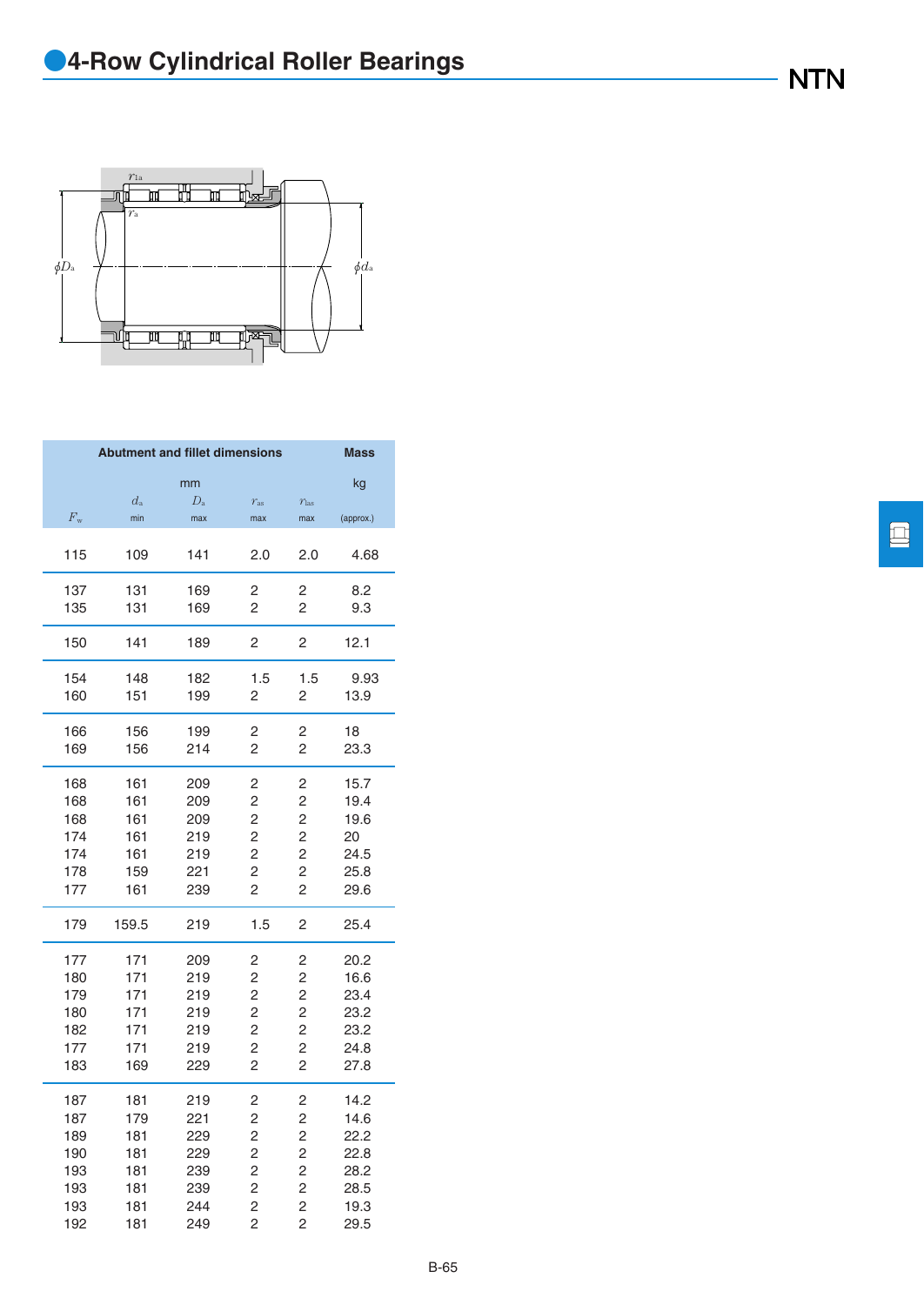# 4-Row Cylindrical Roller Bearings

NTN

| | Abutment and fillet dimensions | | | | Mass |
|---|---|---|---|---|---|
| | mm | | | | kg |
| $F_w$ | $d_a$ min | $D_a$ max | $r_{as}$ max | $r_{1as}$ max | (approx.) |
| 115 | 109 | 141 | 2.0 | 2.0 | 4.68 |
| 137 | 131 | 169 | 2 | 2 | 8.2 |
| 135 | 131 | 169 | 2 | 2 | 9.3 |
| 150 | 141 | 189 | 2 | 2 | 12.1 |
| 154 | 148 | 182 | 1.5 | 1.5 | 9.93 |
| 160 | 151 | 199 | 2 | 2 | 13.9 |
| 166 | 156 | 199 | 2 | 2 | 18 |
| 169 | 156 | 214 | 2 | 2 | 23.3 |
| 168 | 161 | 209 | 2 | 2 | 15.7 |
| 168 | 161 | 209 | 2 | 2 | 19.4 |
| 168 | 161 | 209 | 2 | 2 | 19.6 |
| 174 | 161 | 219 | 2 | 2 | 20 |
| 174 | 161 | 219 | 2 | 2 | 24.5 |
| 178 | 159 | 221 | 2 | 2 | 25.8 |
| 177 | 161 | 239 | 2 | 2 | 29.6 |
| 179 | 159.5 | 219 | 1.5 | 2 | 25.4 |
| 177 | 171 | 209 | 2 | 2 | 20.2 |
| 180 | 171 | 219 | 2 | 2 | 16.6 |
| 179 | 171 | 219 | 2 | 2 | 23.4 |
| 180 | 171 | 219 | 2 | 2 | 23.2 |
| 182 | 171 | 219 | 2 | 2 | 23.2 |
| 177 | 171 | 219 | 2 | 2 | 24.8 |
| 183 | 169 | 229 | 2 | 2 | 27.8 |
| 187 | 181 | 219 | 2 | 2 | 14.2 |
| 187 | 179 | 221 | 2 | 2 | 14.6 |
| 189 | 181 | 229 | 2 | 2 | 22.2 |
| 190 | 181 | 229 | 2 | 2 | 22.8 |
| 193 | 181 | 239 | 2 | 2 | 28.2 |
| 193 | 181 | 239 | 2 | 2 | 28.5 |
| 193 | 181 | 244 | 2 | 2 | 19.3 |
| 192 | 181 | 249 | 2 | 2 | 29.5 |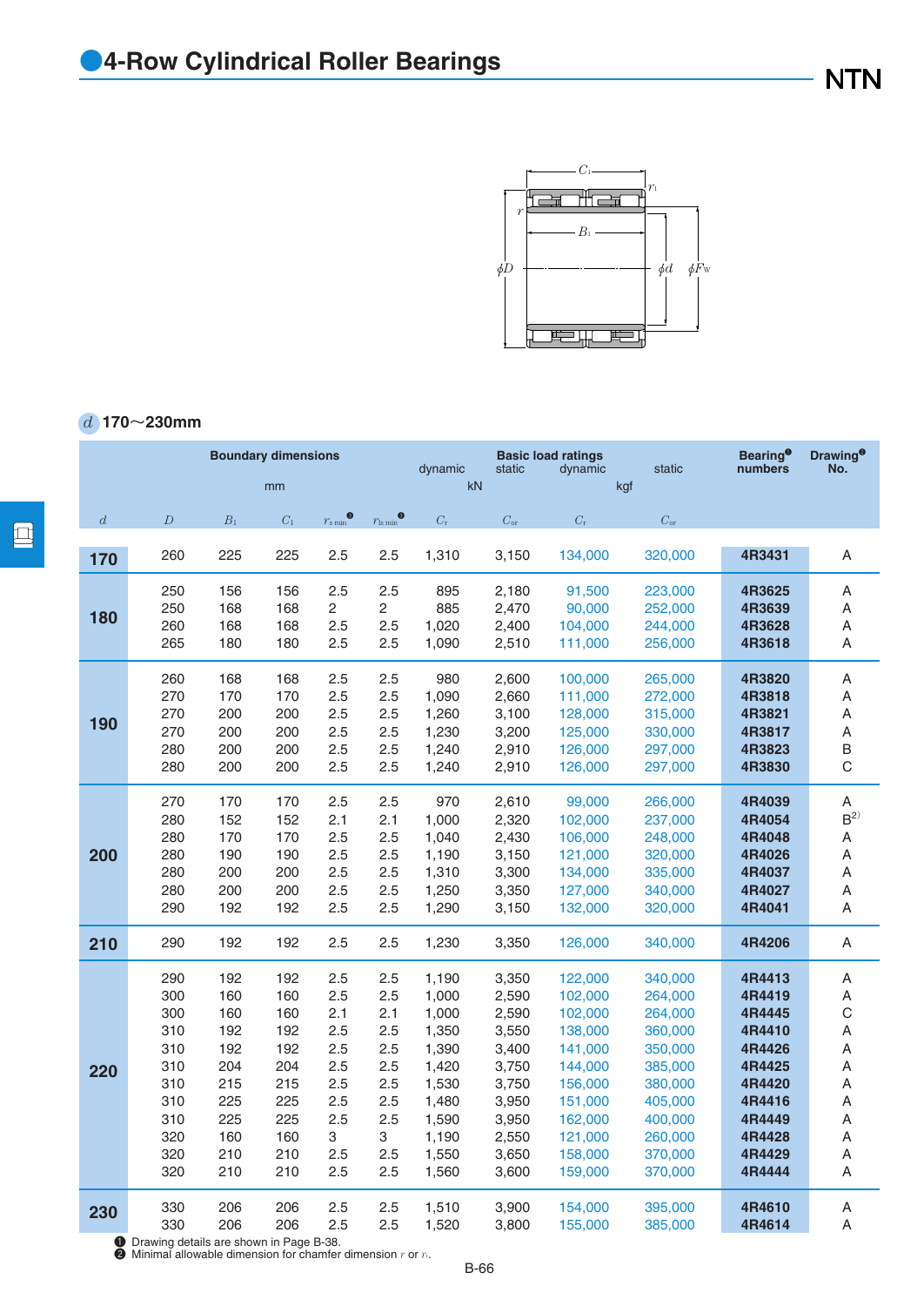# 4-Row Cylindrical Roller Bearings

$d$ 170〜230mm

| | | | | | | Basic load ratings | | | | Bearing❶ numbers | Drawing❶ No. |
|---|---|---|---|---|---|---|---|---|---|---|---|
| Boundary dimensions | | | | | | dynamic | static | dynamic | static | | |
| mm | | | | | | kN | | kgf | | | |
| $d$ | $D$ | $B_1$ | $C_1$ | $r_{s\,min}$❷ | $r_{1s\,min}$❷ | $C_r$ | $C_{or}$ | $C_r$ | $C_{or}$ | | |
| 170 | 260 | 225 | 225 | 2.5 | 2.5 | 1,310 | 3,150 | 134,000 | 320,000 | 4R3431 | A |
| 180 | 250 | 156 | 156 | 2.5 | 2.5 | 895 | 2,180 | 91,500 | 223,000 | 4R3625 | A |
| | 250 | 168 | 168 | 2 | 2 | 885 | 2,470 | 90,000 | 252,000 | 4R3639 | A |
| | 260 | 168 | 168 | 2.5 | 2.5 | 1,020 | 2,400 | 104,000 | 244,000 | 4R3628 | A |
| | 265 | 180 | 180 | 2.5 | 2.5 | 1,090 | 2,510 | 111,000 | 256,000 | 4R3618 | A |
| 190 | 260 | 168 | 168 | 2.5 | 2.5 | 980 | 2,600 | 100,000 | 265,000 | 4R3820 | A |
| | 270 | 170 | 170 | 2.5 | 2.5 | 1,090 | 2,660 | 111,000 | 272,000 | 4R3818 | A |
| | 270 | 200 | 200 | 2.5 | 2.5 | 1,260 | 3,100 | 128,000 | 315,000 | 4R3821 | A |
| | 270 | 200 | 200 | 2.5 | 2.5 | 1,230 | 3,200 | 125,000 | 330,000 | 4R3817 | A |
| | 280 | 200 | 200 | 2.5 | 2.5 | 1,240 | 2,910 | 126,000 | 297,000 | 4R3823 | B |
| | 280 | 200 | 200 | 2.5 | 2.5 | 1,240 | 2,910 | 126,000 | 297,000 | 4R3830 | C |
| 200 | 270 | 170 | 170 | 2.5 | 2.5 | 970 | 2,610 | 99,000 | 266,000 | 4R4039 | A |
| | 280 | 152 | 152 | 2.1 | 2.1 | 1,000 | 2,320 | 102,000 | 237,000 | 4R4054 | B[2)] |
| | 280 | 170 | 170 | 2.5 | 2.5 | 1,040 | 2,430 | 106,000 | 248,000 | 4R4048 | A |
| | 280 | 190 | 190 | 2.5 | 2.5 | 1,190 | 3,150 | 121,000 | 320,000 | 4R4026 | A |
| | 280 | 200 | 200 | 2.5 | 2.5 | 1,310 | 3,300 | 134,000 | 335,000 | 4R4037 | A |
| | 280 | 200 | 200 | 2.5 | 2.5 | 1,250 | 3,350 | 127,000 | 340,000 | 4R4027 | A |
| | 290 | 192 | 192 | 2.5 | 2.5 | 1,290 | 3,150 | 132,000 | 320,000 | 4R4041 | A |
| 210 | 290 | 192 | 192 | 2.5 | 2.5 | 1,230 | 3,350 | 126,000 | 340,000 | 4R4206 | A |
| 220 | 290 | 192 | 192 | 2.5 | 2.5 | 1,190 | 3,350 | 122,000 | 340,000 | 4R4413 | A |
| | 300 | 160 | 160 | 2.5 | 2.5 | 1,000 | 2,590 | 102,000 | 264,000 | 4R4419 | A |
| | 300 | 160 | 160 | 2.1 | 2.1 | 1,000 | 2,590 | 102,000 | 264,000 | 4R4445 | C |
| | 310 | 192 | 192 | 2.5 | 2.5 | 1,350 | 3,550 | 138,000 | 360,000 | 4R4410 | A |
| | 310 | 192 | 192 | 2.5 | 2.5 | 1,390 | 3,400 | 141,000 | 350,000 | 4R4426 | A |
| | 310 | 204 | 204 | 2.5 | 2.5 | 1,420 | 3,750 | 144,000 | 385,000 | 4R4425 | A |
| | 310 | 215 | 215 | 2.5 | 2.5 | 1,530 | 3,750 | 156,000 | 380,000 | 4R4420 | A |
| | 310 | 225 | 225 | 2.5 | 2.5 | 1,480 | 3,950 | 151,000 | 405,000 | 4R4416 | A |
| | 310 | 225 | 225 | 2.5 | 2.5 | 1,590 | 3,950 | 162,000 | 400,000 | 4R4449 | A |
| | 320 | 160 | 160 | 3 | 3 | 1,190 | 2,550 | 121,000 | 260,000 | 4R4428 | A |
| | 320 | 210 | 210 | 2.5 | 2.5 | 1,550 | 3,650 | 158,000 | 370,000 | 4R4429 | A |
| | 320 | 210 | 210 | 2.5 | 2.5 | 1,560 | 3,600 | 159,000 | 370,000 | 4R4444 | A |
| 230 | 330 | 206 | 206 | 2.5 | 2.5 | 1,510 | 3,900 | 154,000 | 395,000 | 4R4610 | A |
| | 330 | 206 | 206 | 2.5 | 2.5 | 1,520 | 3,800 | 155,000 | 385,000 | 4R4614 | A |

❶ Drawing details are shown in Page B-38.
❷ Minimal allowable dimension for chamfer dimension $r$ or $r_1$.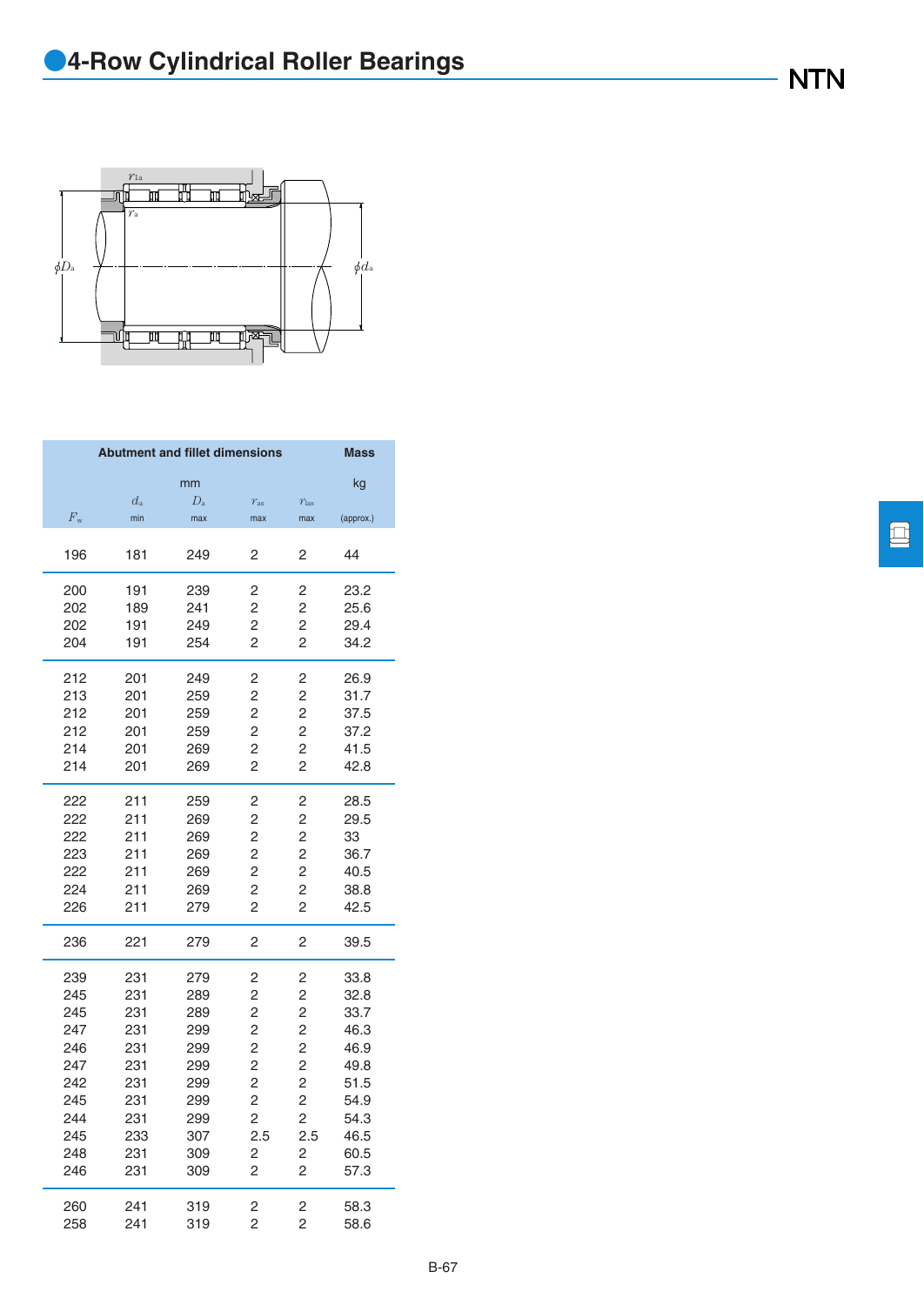# 4-Row Cylindrical Roller Bearings

| Abutment and fillet dimensions | | | | | Mass |
|---|---|---|---|---|---|
| mm | | | | | kg |
| $F_w$ | $d_a$ min | $D_a$ max | $r_{as}$ max | $r_{1as}$ max | (approx.) |
| 196 | 181 | 249 | 2 | 2 | 44 |
| 200 | 191 | 239 | 2 | 2 | 23.2 |
| 202 | 189 | 241 | 2 | 2 | 25.6 |
| 202 | 191 | 249 | 2 | 2 | 29.4 |
| 204 | 191 | 254 | 2 | 2 | 34.2 |
| 212 | 201 | 249 | 2 | 2 | 26.9 |
| 213 | 201 | 259 | 2 | 2 | 31.7 |
| 212 | 201 | 259 | 2 | 2 | 37.5 |
| 212 | 201 | 259 | 2 | 2 | 37.2 |
| 214 | 201 | 269 | 2 | 2 | 41.5 |
| 214 | 201 | 269 | 2 | 2 | 42.8 |
| 222 | 211 | 259 | 2 | 2 | 28.5 |
| 222 | 211 | 269 | 2 | 2 | 29.5 |
| 222 | 211 | 269 | 2 | 2 | 33 |
| 223 | 211 | 269 | 2 | 2 | 36.7 |
| 222 | 211 | 269 | 2 | 2 | 40.5 |
| 224 | 211 | 269 | 2 | 2 | 38.8 |
| 226 | 211 | 279 | 2 | 2 | 42.5 |
| 236 | 221 | 279 | 2 | 2 | 39.5 |
| 239 | 231 | 279 | 2 | 2 | 33.8 |
| 245 | 231 | 289 | 2 | 2 | 32.8 |
| 245 | 231 | 289 | 2 | 2 | 33.7 |
| 247 | 231 | 299 | 2 | 2 | 46.3 |
| 246 | 231 | 299 | 2 | 2 | 46.9 |
| 247 | 231 | 299 | 2 | 2 | 49.8 |
| 242 | 231 | 299 | 2 | 2 | 51.5 |
| 245 | 231 | 299 | 2 | 2 | 54.9 |
| 244 | 231 | 299 | 2 | 2 | 54.3 |
| 245 | 233 | 307 | 2.5 | 2.5 | 46.5 |
| 248 | 231 | 309 | 2 | 2 | 60.5 |
| 246 | 231 | 309 | 2 | 2 | 57.3 |
| 260 | 241 | 319 | 2 | 2 | 58.3 |
| 258 | 241 | 319 | 2 | 2 | 58.6 |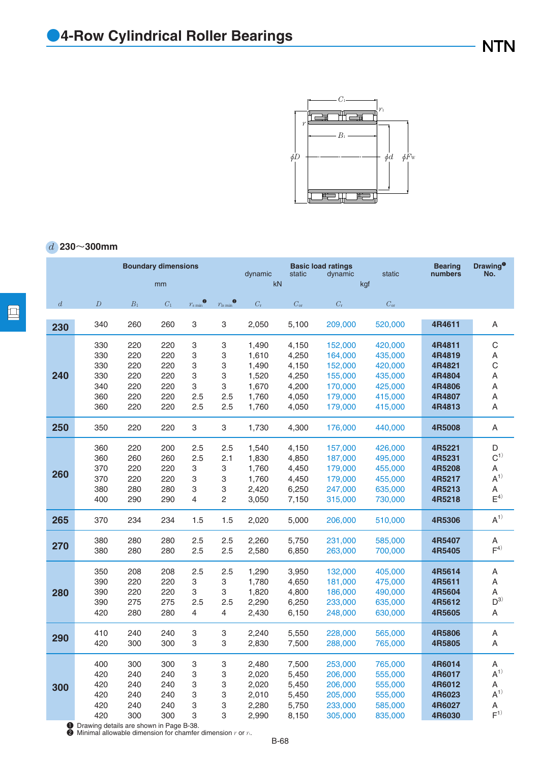# 4-Row Cylindrical Roller Bearings

**NTN**

$d$ 230～300mm

| Boundary dimensions | | | | | | Basic load ratings | | | | Bearing numbers | Drawing[1] No. |
|---|---|---|---|---|---|---|---|---|---|---|---|
| mm | | | | | | dynamic kN | static kN | dynamic kgf | static kgf | | |
| $d$ | $D$ | $B_1$ | $C_1$ | $r_{s\,min}$[2] | $r_{1s\,min}$[2] | $C_r$ | $C_{or}$ | $C_r$ | $C_{or}$ | | |
| 230 | 340 | 260 | 260 | 3 | 3 | 2,050 | 5,100 | 209,000 | 520,000 | 4R4611 | A |
| 240 | 330 | 220 | 220 | 3 | 3 | 1,490 | 4,150 | 152,000 | 420,000 | 4R4811 | C |
| | 330 | 220 | 220 | 3 | 3 | 1,610 | 4,250 | 164,000 | 435,000 | 4R4819 | A |
| | 330 | 220 | 220 | 3 | 3 | 1,490 | 4,150 | 152,000 | 420,000 | 4R4821 | C |
| | 330 | 220 | 220 | 3 | 3 | 1,520 | 4,250 | 155,000 | 435,000 | 4R4804 | A |
| | 340 | 220 | 220 | 3 | 3 | 1,670 | 4,200 | 170,000 | 425,000 | 4R4806 | A |
| | 360 | 220 | 220 | 2.5 | 2.5 | 1,760 | 4,050 | 179,000 | 415,000 | 4R4807 | A |
| | 360 | 220 | 220 | 2.5 | 2.5 | 1,760 | 4,050 | 179,000 | 415,000 | 4R4813 | A |
| 250 | 350 | 220 | 220 | 3 | 3 | 1,730 | 4,300 | 176,000 | 440,000 | 4R5008 | A |
| 260 | 360 | 220 | 200 | 2.5 | 2.5 | 1,540 | 4,150 | 157,000 | 426,000 | 4R5221 | D |
| | 360 | 260 | 260 | 2.5 | 2.1 | 1,830 | 4,850 | 187,000 | 495,000 | 4R5231 | C[1)] |
| | 370 | 220 | 220 | 3 | 3 | 1,760 | 4,450 | 179,000 | 455,000 | 4R5208 | A |
| | 370 | 220 | 220 | 3 | 3 | 1,760 | 4,450 | 179,000 | 455,000 | 4R5217 | A[1)] |
| | 380 | 280 | 280 | 3 | 3 | 2,420 | 6,250 | 247,000 | 635,000 | 4R5213 | A |
| | 400 | 290 | 290 | 4 | 2 | 3,050 | 7,150 | 315,000 | 730,000 | 4R5218 | E[4)] |
| 265 | 370 | 234 | 234 | 1.5 | 1.5 | 2,020 | 5,000 | 206,000 | 510,000 | 4R5306 | A[1)] |
| 270 | 380 | 280 | 280 | 2.5 | 2.5 | 2,260 | 5,750 | 231,000 | 585,000 | 4R5407 | A |
| | 380 | 280 | 280 | 2.5 | 2.5 | 2,580 | 6,850 | 263,000 | 700,000 | 4R5405 | F[4)] |
| 280 | 350 | 208 | 208 | 2.5 | 2.5 | 1,290 | 3,950 | 132,000 | 405,000 | 4R5614 | A |
| | 390 | 220 | 220 | 3 | 3 | 1,780 | 4,650 | 181,000 | 475,000 | 4R5611 | A |
| | 390 | 220 | 220 | 3 | 3 | 1,820 | 4,800 | 186,000 | 490,000 | 4R5604 | A |
| | 390 | 275 | 275 | 2.5 | 2.5 | 2,290 | 6,250 | 233,000 | 635,000 | 4R5612 | D[3)] |
| | 420 | 280 | 280 | 4 | 4 | 2,430 | 6,150 | 248,000 | 630,000 | 4R5605 | A |
| 290 | 410 | 240 | 240 | 3 | 3 | 2,240 | 5,550 | 228,000 | 565,000 | 4R5806 | A |
| | 420 | 300 | 300 | 3 | 3 | 2,830 | 7,500 | 288,000 | 765,000 | 4R5805 | A |
| 300 | 400 | 300 | 300 | 3 | 3 | 2,480 | 7,500 | 253,000 | 765,000 | 4R6014 | A |
| | 420 | 240 | 240 | 3 | 3 | 2,020 | 5,450 | 206,000 | 555,000 | 4R6017 | A[1)] |
| | 420 | 240 | 240 | 3 | 3 | 2,020 | 5,450 | 206,000 | 555,000 | 4R6012 | A |
| | 420 | 240 | 240 | 3 | 3 | 2,010 | 5,450 | 205,000 | 555,000 | 4R6023 | A[1)] |
| | 420 | 240 | 240 | 3 | 3 | 2,280 | 5,750 | 233,000 | 585,000 | 4R6027 | A |
| | 420 | 300 | 300 | 3 | 3 | 2,990 | 8,150 | 305,000 | 835,000 | 4R6030 | F[1)] |

[1] Drawing details are shown in Page B-38.
[2] Minimal allowable dimension for chamfer dimension $r$ or $r_1$.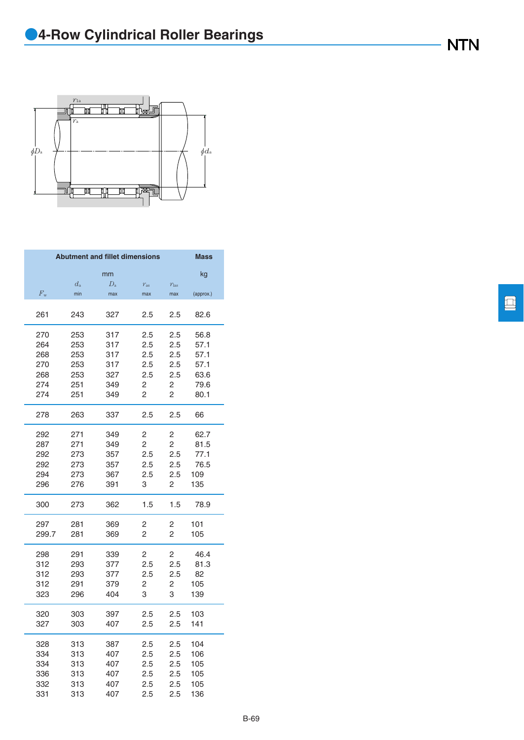# 4-Row Cylindrical Roller Bearings

| | Abutment and fillet dimensions | | | | Mass |
|---|---|---|---|---|---|
| | mm | | | | kg |
| $F_w$ | $d_a$ min | $D_a$ max | $r_{as}$ max | $r_{1as}$ max | (approx.) |
| 261 | 243 | 327 | 2.5 | 2.5 | 82.6 |
| 270 | 253 | 317 | 2.5 | 2.5 | 56.8 |
| 264 | 253 | 317 | 2.5 | 2.5 | 57.1 |
| 268 | 253 | 317 | 2.5 | 2.5 | 57.1 |
| 270 | 253 | 317 | 2.5 | 2.5 | 57.1 |
| 268 | 253 | 327 | 2.5 | 2.5 | 63.6 |
| 274 | 251 | 349 | 2 | 2 | 79.6 |
| 274 | 251 | 349 | 2 | 2 | 80.1 |
| 278 | 263 | 337 | 2.5 | 2.5 | 66 |
| 292 | 271 | 349 | 2 | 2 | 62.7 |
| 287 | 271 | 349 | 2 | 2 | 81.5 |
| 292 | 273 | 357 | 2.5 | 2.5 | 77.1 |
| 292 | 273 | 357 | 2.5 | 2.5 | 76.5 |
| 294 | 273 | 367 | 2.5 | 2.5 | 109 |
| 296 | 276 | 391 | 3 | 2 | 135 |
| 300 | 273 | 362 | 1.5 | 1.5 | 78.9 |
| 297 | 281 | 369 | 2 | 2 | 101 |
| 299.7 | 281 | 369 | 2 | 2 | 105 |
| 298 | 291 | 339 | 2 | 2 | 46.4 |
| 312 | 293 | 377 | 2.5 | 2.5 | 81.3 |
| 312 | 293 | 377 | 2.5 | 2.5 | 82 |
| 312 | 291 | 379 | 2 | 2 | 105 |
| 323 | 296 | 404 | 3 | 3 | 139 |
| 320 | 303 | 397 | 2.5 | 2.5 | 103 |
| 327 | 303 | 407 | 2.5 | 2.5 | 141 |
| 328 | 313 | 387 | 2.5 | 2.5 | 104 |
| 334 | 313 | 407 | 2.5 | 2.5 | 106 |
| 334 | 313 | 407 | 2.5 | 2.5 | 105 |
| 336 | 313 | 407 | 2.5 | 2.5 | 105 |
| 332 | 313 | 407 | 2.5 | 2.5 | 105 |
| 331 | 313 | 407 | 2.5 | 2.5 | 136 |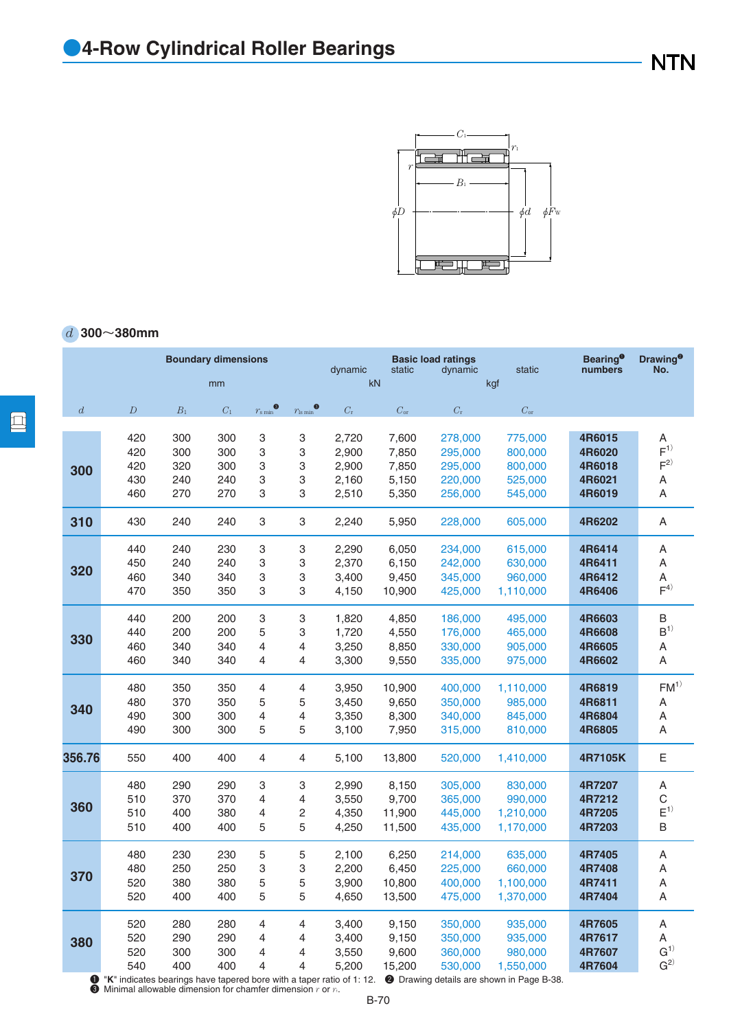# 4-Row Cylindrical Roller Bearings

$d$ 300～380mm

| Boundary dimensions | | | | | | Basic load ratings | | | | Bearing❶ numbers | Drawing❷ No. |
|---|---|---|---|---|---|---|---|---|---|---|---|
| mm | | | | | | dynamic | static | dynamic | static | | |
| | | | | | | kN | | kgf | | | |
| $d$ | $D$ | $B_1$ | $C_1$ | $r_{s\,min}$ ❸ | $r_{1s\,min}$ ❸ | $C_r$ | $C_{or}$ | $C_r$ | $C_{or}$ | | |
| 300 | 420 | 300 | 300 | 3 | 3 | 2,720 | 7,600 | 278,000 | 775,000 | 4R6015 | A |
| | 420 | 300 | 300 | 3 | 3 | 2,900 | 7,850 | 295,000 | 800,000 | 4R6020 | F[1] |
| | 420 | 320 | 300 | 3 | 3 | 2,900 | 7,850 | 295,000 | 800,000 | 4R6018 | F[2] |
| | 430 | 240 | 240 | 3 | 3 | 2,160 | 5,150 | 220,000 | 525,000 | 4R6021 | A |
| | 460 | 270 | 270 | 3 | 3 | 2,510 | 5,350 | 256,000 | 545,000 | 4R6019 | A |
| 310 | 430 | 240 | 240 | 3 | 3 | 2,240 | 5,950 | 228,000 | 605,000 | 4R6202 | A |
| 320 | 440 | 240 | 230 | 3 | 3 | 2,290 | 6,050 | 234,000 | 615,000 | 4R6414 | A |
| | 450 | 240 | 240 | 3 | 3 | 2,370 | 6,150 | 242,000 | 630,000 | 4R6411 | A |
| | 460 | 340 | 340 | 3 | 3 | 3,400 | 9,450 | 345,000 | 960,000 | 4R6412 | A |
| | 470 | 350 | 350 | 3 | 3 | 4,150 | 10,900 | 425,000 | 1,110,000 | 4R6406 | F[4] |
| 330 | 440 | 200 | 200 | 3 | 3 | 1,820 | 4,850 | 186,000 | 495,000 | 4R6603 | B |
| | 440 | 200 | 200 | 5 | 3 | 1,720 | 4,550 | 176,000 | 465,000 | 4R6608 | B[1] |
| | 460 | 340 | 340 | 4 | 4 | 3,250 | 8,850 | 330,000 | 905,000 | 4R6605 | A |
| | 460 | 340 | 340 | 4 | 4 | 3,300 | 9,550 | 335,000 | 975,000 | 4R6602 | A |
| 340 | 480 | 350 | 350 | 4 | 4 | 3,950 | 10,900 | 400,000 | 1,110,000 | 4R6819 | FM[1] |
| | 480 | 370 | 350 | 5 | 5 | 3,450 | 9,650 | 350,000 | 985,000 | 4R6811 | A |
| | 490 | 300 | 300 | 4 | 4 | 3,350 | 8,300 | 340,000 | 845,000 | 4R6804 | A |
| | 490 | 300 | 300 | 5 | 5 | 3,100 | 7,950 | 315,000 | 810,000 | 4R6805 | A |
| 356.76 | 550 | 400 | 400 | 4 | 4 | 5,100 | 13,800 | 520,000 | 1,410,000 | 4R7105K | E |
| 360 | 480 | 290 | 290 | 3 | 3 | 2,990 | 8,150 | 305,000 | 830,000 | 4R7207 | A |
| | 510 | 370 | 370 | 4 | 4 | 3,550 | 9,700 | 365,000 | 990,000 | 4R7212 | C |
| | 510 | 400 | 380 | 4 | 2 | 4,350 | 11,900 | 445,000 | 1,210,000 | 4R7205 | E[1] |
| | 510 | 400 | 400 | 5 | 5 | 4,250 | 11,500 | 435,000 | 1,170,000 | 4R7203 | B |
| 370 | 480 | 230 | 230 | 5 | 5 | 2,100 | 6,250 | 214,000 | 635,000 | 4R7405 | A |
| | 480 | 250 | 250 | 3 | 3 | 2,200 | 6,450 | 225,000 | 660,000 | 4R7408 | A |
| | 520 | 380 | 380 | 5 | 5 | 3,900 | 10,800 | 400,000 | 1,100,000 | 4R7411 | A |
| | 520 | 400 | 400 | 5 | 5 | 4,650 | 13,500 | 475,000 | 1,370,000 | 4R7404 | A |
| 380 | 520 | 280 | 280 | 4 | 4 | 3,400 | 9,150 | 350,000 | 935,000 | 4R7605 | A |
| | 520 | 290 | 290 | 4 | 4 | 3,400 | 9,150 | 350,000 | 935,000 | 4R7617 | A |
| | 520 | 300 | 300 | 4 | 4 | 3,550 | 9,600 | 360,000 | 980,000 | 4R7607 | G[1] |
| | 540 | 400 | 400 | 4 | 4 | 5,200 | 15,200 | 530,000 | 1,550,000 | 4R7604 | G[2] |

❶ "K" indicates bearings have tapered bore with a taper ratio of 1: 12. ❷ Drawing details are shown in Page B-38.
❸ Minimal allowable dimension for chamfer dimension $r$ or $r_1$.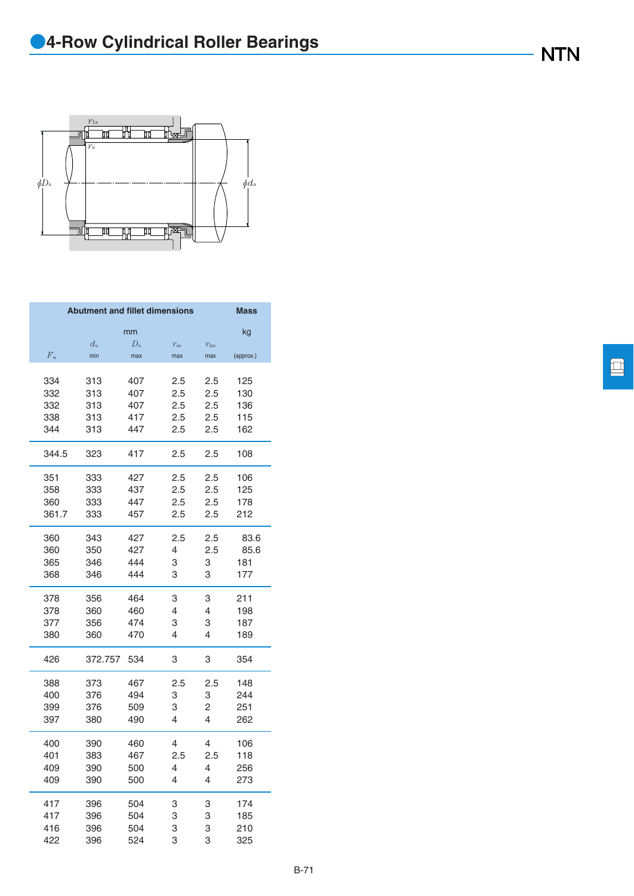# 4-Row Cylindrical Roller Bearings

| $F_w$ | Abutment and fillet dimensions mm $d_a$ min | $D_a$ max | $r_{as}$ max | $r_{1as}$ max | Mass kg (approx.) |
|---|---|---|---|---|---|
| 334 | 313 | 407 | 2.5 | 2.5 | 125 |
| 332 | 313 | 407 | 2.5 | 2.5 | 130 |
| 332 | 313 | 407 | 2.5 | 2.5 | 136 |
| 338 | 313 | 417 | 2.5 | 2.5 | 115 |
| 344 | 313 | 447 | 2.5 | 2.5 | 162 |
| 344.5 | 323 | 417 | 2.5 | 2.5 | 108 |
| 351 | 333 | 427 | 2.5 | 2.5 | 106 |
| 358 | 333 | 437 | 2.5 | 2.5 | 125 |
| 360 | 333 | 447 | 2.5 | 2.5 | 178 |
| 361.7 | 333 | 457 | 2.5 | 2.5 | 212 |
| 360 | 343 | 427 | 2.5 | 2.5 | 83.6 |
| 360 | 350 | 427 | 4 | 2.5 | 85.6 |
| 365 | 346 | 444 | 3 | 3 | 181 |
| 368 | 346 | 444 | 3 | 3 | 177 |
| 378 | 356 | 464 | 3 | 3 | 211 |
| 378 | 360 | 460 | 4 | 4 | 198 |
| 377 | 356 | 474 | 3 | 3 | 187 |
| 380 | 360 | 470 | 4 | 4 | 189 |
| 426 | 372.757 | 534 | 3 | 3 | 354 |
| 388 | 373 | 467 | 2.5 | 2.5 | 148 |
| 400 | 376 | 494 | 3 | 3 | 244 |
| 399 | 376 | 509 | 3 | 2 | 251 |
| 397 | 380 | 490 | 4 | 4 | 262 |
| 400 | 390 | 460 | 4 | 4 | 106 |
| 401 | 383 | 467 | 2.5 | 2.5 | 118 |
| 409 | 390 | 500 | 4 | 4 | 256 |
| 409 | 390 | 500 | 4 | 4 | 273 |
| 417 | 396 | 504 | 3 | 3 | 174 |
| 417 | 396 | 504 | 3 | 3 | 185 |
| 416 | 396 | 504 | 3 | 3 | 210 |
| 422 | 396 | 524 | 3 | 3 | 325 |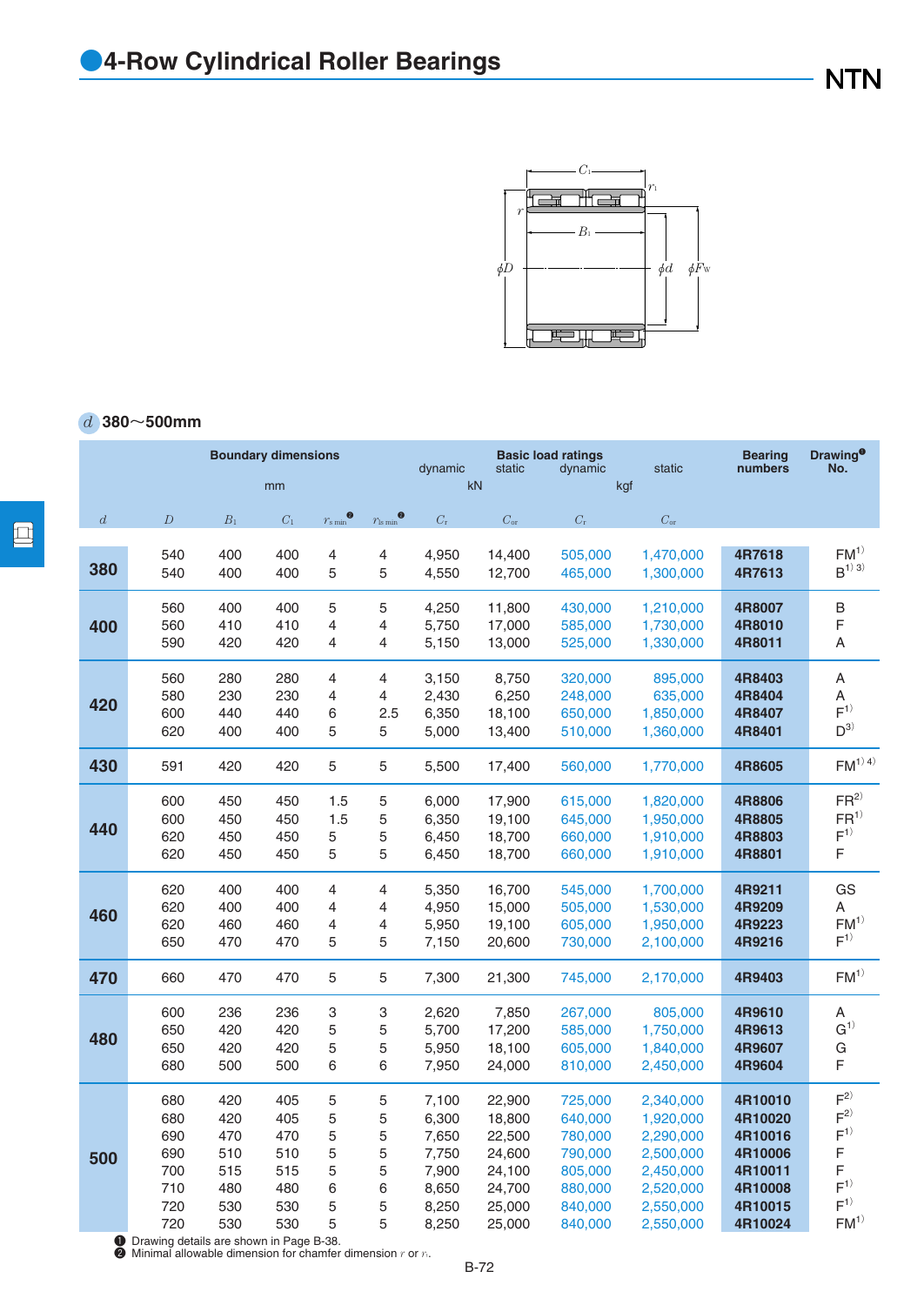# 4-Row Cylindrical Roller Bearings

*d* 380～500mm

| Boundary dimensions (mm) | | | | | | Basic load ratings dynamic (kN) | static (kN) | dynamic (kgf) | static (kgf) | Bearing numbers | Drawing❶ No. |
|---|---|---|---|---|---|---|---|---|---|---|---|
| $d$ | $D$ | $B_1$ | $C_1$ | $r_{s\,min}$❷ | $r_{1s\,min}$❷ | $C_r$ | $C_{or}$ | $C_r$ | $C_{or}$ | | |
| 380 | 540 | 400 | 400 | 4 | 4 | 4,950 | 14,400 | 505,000 | 1,470,000 | 4R7618 | FM[1)] |
| | 540 | 400 | 400 | 5 | 5 | 4,550 | 12,700 | 465,000 | 1,300,000 | 4R7613 | B[1) 3)] |
| 400 | 560 | 400 | 400 | 5 | 5 | 4,250 | 11,800 | 430,000 | 1,210,000 | 4R8007 | B |
| | 560 | 410 | 410 | 4 | 4 | 5,750 | 17,000 | 585,000 | 1,730,000 | 4R8010 | F |
| | 590 | 420 | 420 | 4 | 4 | 5,150 | 13,000 | 525,000 | 1,330,000 | 4R8011 | A |
| 420 | 560 | 280 | 280 | 4 | 4 | 3,150 | 8,750 | 320,000 | 895,000 | 4R8403 | A |
| | 580 | 230 | 230 | 4 | 4 | 2,430 | 6,250 | 248,000 | 635,000 | 4R8404 | A |
| | 600 | 440 | 440 | 6 | 2.5 | 6,350 | 18,100 | 650,000 | 1,850,000 | 4R8407 | F[1)] |
| | 620 | 400 | 400 | 5 | 5 | 5,000 | 13,400 | 510,000 | 1,360,000 | 4R8401 | D[3)] |
| 430 | 591 | 420 | 420 | 5 | 5 | 5,500 | 17,400 | 560,000 | 1,770,000 | 4R8605 | FM[1) 4)] |
| 440 | 600 | 450 | 450 | 1.5 | 5 | 6,000 | 17,900 | 615,000 | 1,820,000 | 4R8806 | FR[2)] |
| | 600 | 450 | 450 | 1.5 | 5 | 6,350 | 19,100 | 645,000 | 1,950,000 | 4R8805 | FR[1)] |
| | 620 | 450 | 450 | 5 | 5 | 6,450 | 18,700 | 660,000 | 1,910,000 | 4R8803 | F[1)] |
| | 620 | 450 | 450 | 5 | 5 | 6,450 | 18,700 | 660,000 | 1,910,000 | 4R8801 | F |
| 460 | 620 | 400 | 400 | 4 | 4 | 5,350 | 16,700 | 545,000 | 1,700,000 | 4R9211 | GS |
| | 620 | 400 | 400 | 4 | 4 | 4,950 | 15,000 | 505,000 | 1,530,000 | 4R9209 | A |
| | 620 | 460 | 460 | 4 | 4 | 5,950 | 19,100 | 605,000 | 1,950,000 | 4R9223 | FM[1)] |
| | 650 | 470 | 470 | 5 | 5 | 7,150 | 20,600 | 730,000 | 2,100,000 | 4R9216 | F[1)] |
| 470 | 660 | 470 | 470 | 5 | 5 | 7,300 | 21,300 | 745,000 | 2,170,000 | 4R9403 | FM[1)] |
| 480 | 600 | 236 | 236 | 3 | 3 | 2,620 | 7,850 | 267,000 | 805,000 | 4R9610 | A |
| | 650 | 420 | 420 | 5 | 5 | 5,700 | 17,200 | 585,000 | 1,750,000 | 4R9613 | G[1)] |
| | 650 | 420 | 420 | 5 | 5 | 5,950 | 18,100 | 605,000 | 1,840,000 | 4R9607 | G |
| | 680 | 500 | 500 | 6 | 6 | 7,950 | 24,000 | 810,000 | 2,450,000 | 4R9604 | F |
| 500 | 680 | 420 | 405 | 5 | 5 | 7,100 | 22,900 | 725,000 | 2,340,000 | 4R10010 | F[2)] |
| | 680 | 420 | 405 | 5 | 5 | 6,300 | 18,800 | 640,000 | 1,920,000 | 4R10020 | F[2)] |
| | 690 | 470 | 470 | 5 | 5 | 7,650 | 22,500 | 780,000 | 2,290,000 | 4R10016 | F[1)] |
| | 690 | 510 | 510 | 5 | 5 | 7,750 | 24,600 | 790,000 | 2,500,000 | 4R10006 | F |
| | 700 | 515 | 515 | 5 | 5 | 7,900 | 24,100 | 805,000 | 2,450,000 | 4R10011 | F |
| | 710 | 480 | 480 | 6 | 6 | 8,650 | 24,700 | 880,000 | 2,520,000 | 4R10008 | F[1)] |
| | 720 | 530 | 530 | 5 | 5 | 8,250 | 25,000 | 840,000 | 2,550,000 | 4R10015 | F[1)] |
| | 720 | 530 | 530 | 5 | 5 | 8,250 | 25,000 | 840,000 | 2,550,000 | 4R10024 | FM[1)] |

❶ Drawing details are shown in Page B-38.
❷ Minimal allowable dimension for chamfer dimension $r$ or $r_1$.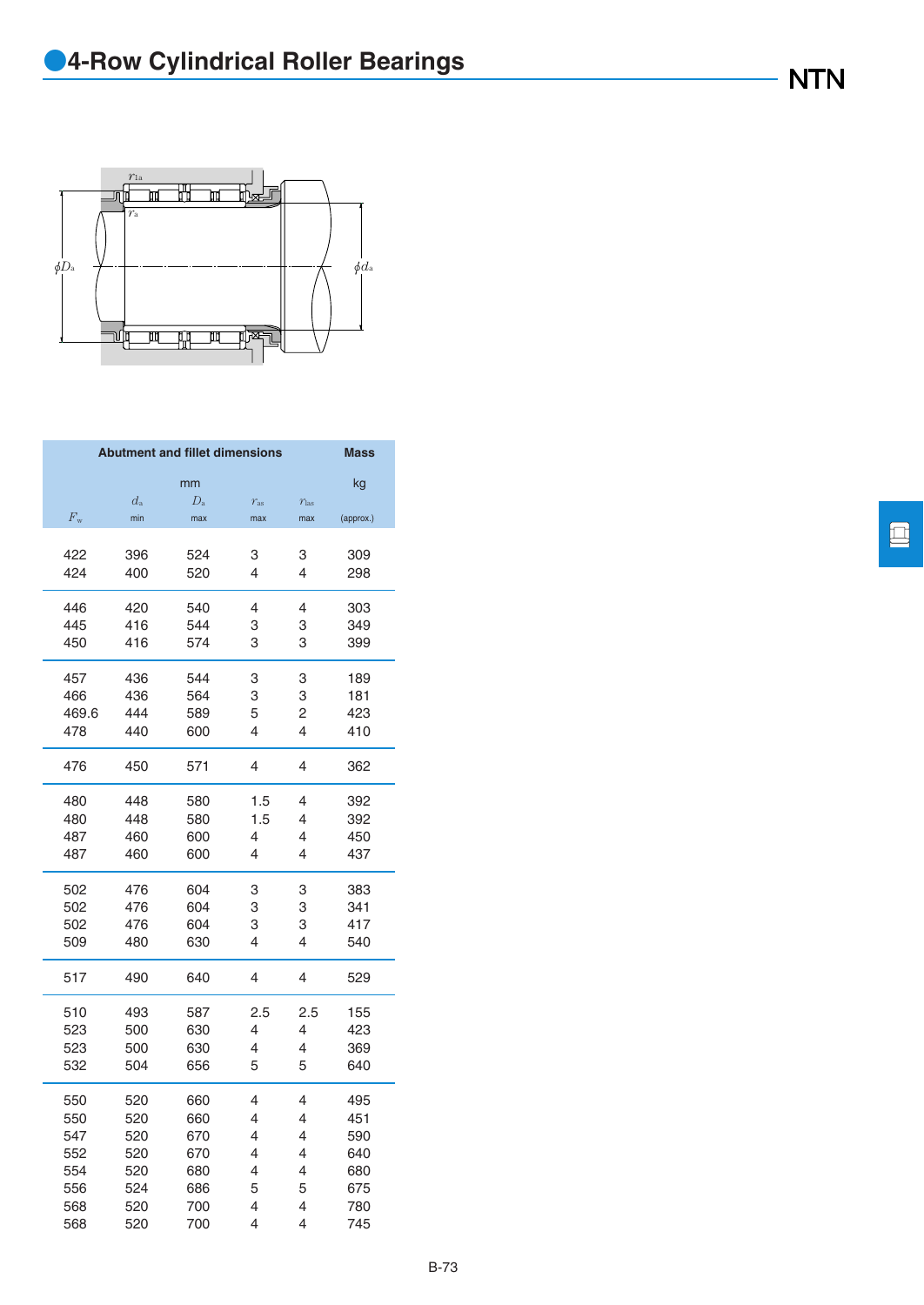# 4-Row Cylindrical Roller Bearings

| $F_w$ | Abutment and fillet dimensions (mm) $d_a$ min | $D_a$ max | $r_{as}$ max | $r_{1as}$ max | Mass (kg) (approx.) |
|---|---|---|---|---|---|
| 422 | 396 | 524 | 3 | 3 | 309 |
| 424 | 400 | 520 | 4 | 4 | 298 |
| 446 | 420 | 540 | 4 | 4 | 303 |
| 445 | 416 | 544 | 3 | 3 | 349 |
| 450 | 416 | 574 | 3 | 3 | 399 |
| 457 | 436 | 544 | 3 | 3 | 189 |
| 466 | 436 | 564 | 3 | 3 | 181 |
| 469.6 | 444 | 589 | 5 | 2 | 423 |
| 478 | 440 | 600 | 4 | 4 | 410 |
| 476 | 450 | 571 | 4 | 4 | 362 |
| 480 | 448 | 580 | 1.5 | 4 | 392 |
| 480 | 448 | 580 | 1.5 | 4 | 392 |
| 487 | 460 | 600 | 4 | 4 | 450 |
| 487 | 460 | 600 | 4 | 4 | 437 |
| 502 | 476 | 604 | 3 | 3 | 383 |
| 502 | 476 | 604 | 3 | 3 | 341 |
| 502 | 476 | 604 | 3 | 3 | 417 |
| 509 | 480 | 630 | 4 | 4 | 540 |
| 517 | 490 | 640 | 4 | 4 | 529 |
| 510 | 493 | 587 | 2.5 | 2.5 | 155 |
| 523 | 500 | 630 | 4 | 4 | 423 |
| 523 | 500 | 630 | 4 | 4 | 369 |
| 532 | 504 | 656 | 5 | 5 | 640 |
| 550 | 520 | 660 | 4 | 4 | 495 |
| 550 | 520 | 660 | 4 | 4 | 451 |
| 547 | 520 | 670 | 4 | 4 | 590 |
| 552 | 520 | 670 | 4 | 4 | 640 |
| 554 | 520 | 680 | 4 | 4 | 680 |
| 556 | 524 | 686 | 5 | 5 | 675 |
| 568 | 520 | 700 | 4 | 4 | 780 |
| 568 | 520 | 700 | 4 | 4 | 745 |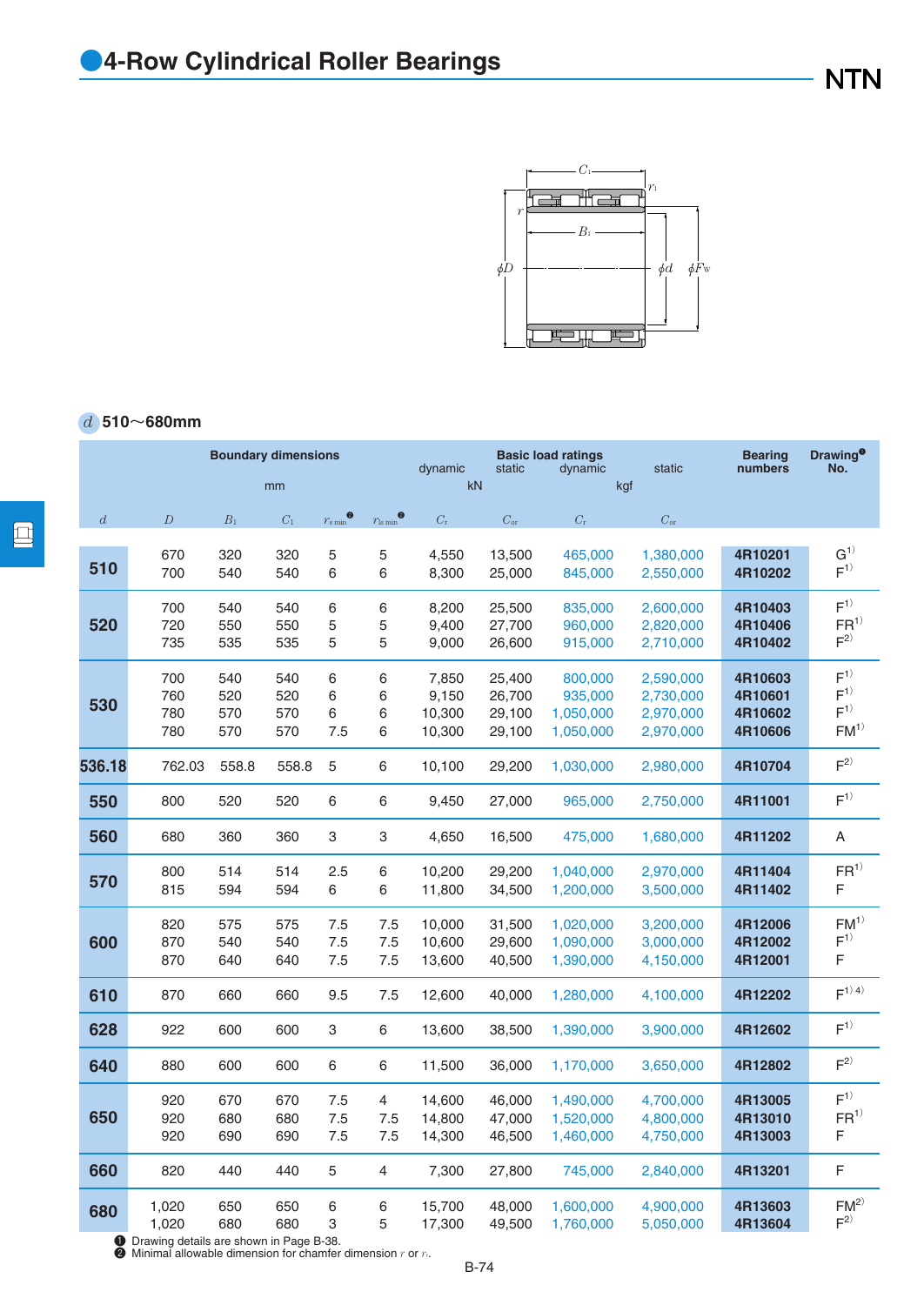# 4-Row Cylindrical Roller Bearings

$d$ 510～680mm

| Boundary dimensions (mm) | | | | | | Basic load ratings dynamic (kN) | static (kN) | dynamic (kgf) | static (kgf) | Bearing numbers | Drawing❶ No. |
|---|---|---|---|---|---|---|---|---|---|---|---|
| $d$ | $D$ | $B_1$ | $C_1$ | $r_{s\,min}$❷ | $r_{1s\,min}$❷ | $C_r$ | $C_{or}$ | $C_r$ | $C_{or}$ | | |
| 510 | 670 | 320 | 320 | 5 | 5 | 4,550 | 13,500 | 465,000 | 1,380,000 | 4R10201 | G[1] |
| | 700 | 540 | 540 | 6 | 6 | 8,300 | 25,000 | 845,000 | 2,550,000 | 4R10202 | F[1] |
| 520 | 700 | 540 | 540 | 6 | 6 | 8,200 | 25,500 | 835,000 | 2,600,000 | 4R10403 | F[1] |
| | 720 | 550 | 550 | 5 | 5 | 9,400 | 27,700 | 960,000 | 2,820,000 | 4R10406 | FR[1] |
| | 735 | 535 | 535 | 5 | 5 | 9,000 | 26,600 | 915,000 | 2,710,000 | 4R10402 | F[2] |
| 530 | 700 | 540 | 540 | 6 | 6 | 7,850 | 25,400 | 800,000 | 2,590,000 | 4R10603 | F[1] |
| | 760 | 520 | 520 | 6 | 6 | 9,150 | 26,700 | 935,000 | 2,730,000 | 4R10601 | F[1] |
| | 780 | 570 | 570 | 6 | 6 | 10,300 | 29,100 | 1,050,000 | 2,970,000 | 4R10602 | F[1] |
| | 780 | 570 | 570 | 7.5 | 6 | 10,300 | 29,100 | 1,050,000 | 2,970,000 | 4R10606 | FM[1] |
| 536.18 | 762.03 | 558.8 | 558.8 | 5 | 6 | 10,100 | 29,200 | 1,030,000 | 2,980,000 | 4R10704 | F[2] |
| 550 | 800 | 520 | 520 | 6 | 6 | 9,450 | 27,000 | 965,000 | 2,750,000 | 4R11001 | F[1] |
| 560 | 680 | 360 | 360 | 3 | 3 | 4,650 | 16,500 | 475,000 | 1,680,000 | 4R11202 | A |
| 570 | 800 | 514 | 514 | 2.5 | 6 | 10,200 | 29,200 | 1,040,000 | 2,970,000 | 4R11404 | FR[1] |
| | 815 | 594 | 594 | 6 | 6 | 11,800 | 34,500 | 1,200,000 | 3,500,000 | 4R11402 | F |
| 600 | 820 | 575 | 575 | 7.5 | 7.5 | 10,000 | 31,500 | 1,020,000 | 3,200,000 | 4R12006 | FM[1] |
| | 870 | 540 | 540 | 7.5 | 7.5 | 10,600 | 29,600 | 1,090,000 | 3,000,000 | 4R12002 | F[1] |
| | 870 | 640 | 640 | 7.5 | 7.5 | 13,600 | 40,500 | 1,390,000 | 4,150,000 | 4R12001 | F |
| 610 | 870 | 660 | 660 | 9.5 | 7.5 | 12,600 | 40,000 | 1,280,000 | 4,100,000 | 4R12202 | F[1][4] |
| 628 | 922 | 600 | 600 | 3 | 6 | 13,600 | 38,500 | 1,390,000 | 3,900,000 | 4R12602 | F[1] |
| 640 | 880 | 600 | 600 | 6 | 6 | 11,500 | 36,000 | 1,170,000 | 3,650,000 | 4R12802 | F[2] |
| 650 | 920 | 670 | 670 | 7.5 | 4 | 14,600 | 46,000 | 1,490,000 | 4,700,000 | 4R13005 | F[1] |
| | 920 | 680 | 680 | 7.5 | 7.5 | 14,800 | 47,000 | 1,520,000 | 4,800,000 | 4R13010 | FR[1] |
| | 920 | 690 | 690 | 7.5 | 7.5 | 14,300 | 46,500 | 1,460,000 | 4,750,000 | 4R13003 | F |
| 660 | 820 | 440 | 440 | 5 | 4 | 7,300 | 27,800 | 745,000 | 2,840,000 | 4R13201 | F |
| 680 | 1,020 | 650 | 650 | 6 | 6 | 15,700 | 48,000 | 1,600,000 | 4,900,000 | 4R13603 | FM[2] |
| | 1,020 | 680 | 680 | 6 | 5 | 17,300 | 49,500 | 1,760,000 | 5,050,000 | 4R13604 | F[2] |

❶ Drawing details are shown in Page B-38.
❷ Minimal allowable dimension for chamfer dimension $r$ or $r_1$.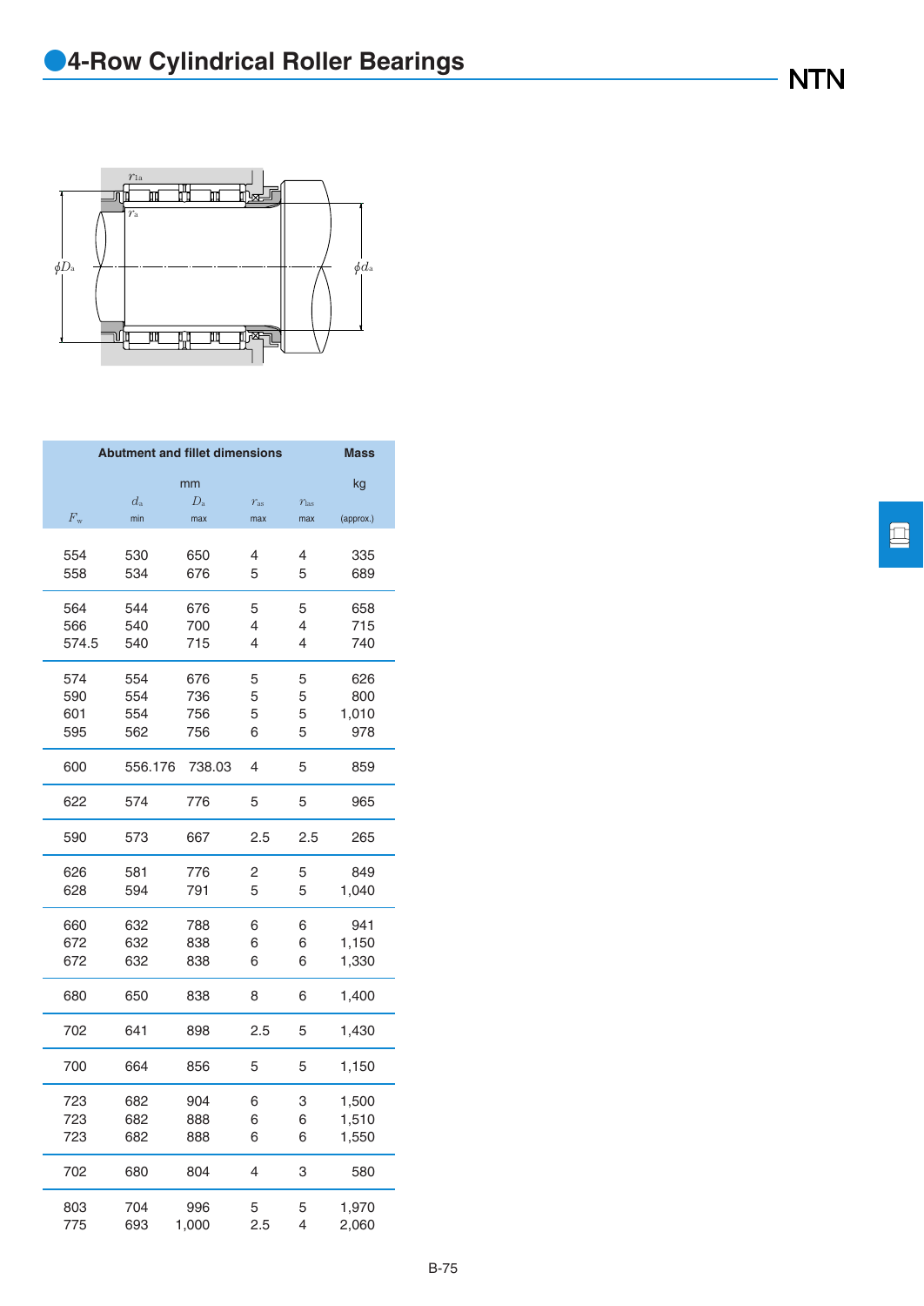## 4-Row Cylindrical Roller Bearings

| $F_w$ | $d_a$ min | $D_a$ max | $r_{as}$ max | $r_{1as}$ max | Mass kg (approx.) |
|---|---|---|---|---|---|
| | Abutment and fillet dimensions (mm) | | | | |
| 554 | 530 | 650 | 4 | 4 | 335 |
| 558 | 534 | 676 | 5 | 5 | 689 |
| 564 | 544 | 676 | 5 | 5 | 658 |
| 566 | 540 | 700 | 4 | 4 | 715 |
| 574.5 | 540 | 715 | 4 | 4 | 740 |
| 574 | 554 | 676 | 5 | 5 | 626 |
| 590 | 554 | 736 | 5 | 5 | 800 |
| 601 | 554 | 756 | 5 | 5 | 1,010 |
| 595 | 562 | 756 | 6 | 5 | 978 |
| 600 | 556.176 | 738.03 | 4 | 5 | 859 |
| 622 | 574 | 776 | 5 | 5 | 965 |
| 590 | 573 | 667 | 2.5 | 2.5 | 265 |
| 626 | 581 | 776 | 2 | 5 | 849 |
| 628 | 594 | 791 | 5 | 5 | 1,040 |
| 660 | 632 | 788 | 6 | 6 | 941 |
| 672 | 632 | 838 | 6 | 6 | 1,150 |
| 672 | 632 | 838 | 6 | 6 | 1,330 |
| 680 | 650 | 838 | 8 | 6 | 1,400 |
| 702 | 641 | 898 | 2.5 | 5 | 1,430 |
| 700 | 664 | 856 | 5 | 5 | 1,150 |
| 723 | 682 | 904 | 6 | 3 | 1,500 |
| 723 | 682 | 888 | 6 | 6 | 1,510 |
| 723 | 682 | 888 | 6 | 6 | 1,550 |
| 702 | 680 | 804 | 4 | 3 | 580 |
| 803 | 704 | 996 | 5 | 5 | 1,970 |
| 775 | 693 | 1,000 | 2.5 | 4 | 2,060 |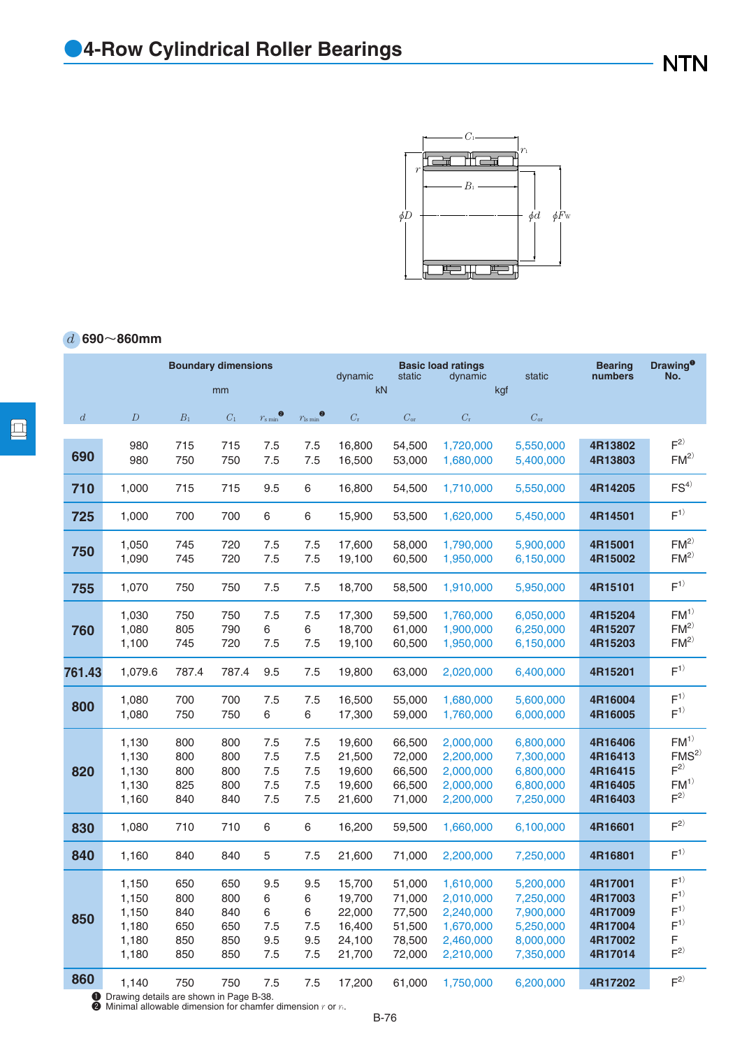# 4-Row Cylindrical Roller Bearings

NTN

*d* 690～860mm

| | Boundary dimensions | | | | | Basic load ratings | | | | Bearing numbers | Drawing[1] No. |
|---|---|---|---|---|---|---|---|---|---|---|---|
| | mm | | | | | dynamic | static | dynamic | static | | |
| | | | | | | kN | | kgf | | | |
| $d$ | $D$ | $B_1$ | $C_1$ | $r_{s\,min}$[2] | $r_{1s\,min}$[2] | $C_r$ | $C_{or}$ | $C_r$ | $C_{or}$ | | |
| 690 | 980 | 715 | 715 | 7.5 | 7.5 | 16,800 | 54,500 | 1,720,000 | 5,550,000 | 4R13802 | F[2)] |
| | 980 | 750 | 750 | 7.5 | 7.5 | 16,500 | 53,000 | 1,680,000 | 5,400,000 | 4R13803 | FM[2)] |
| 710 | 1,000 | 715 | 715 | 9.5 | 6 | 16,800 | 54,500 | 1,710,000 | 5,550,000 | 4R14205 | FS[4)] |
| 725 | 1,000 | 700 | 700 | 6 | 6 | 15,900 | 53,500 | 1,620,000 | 5,450,000 | 4R14501 | F[1)] |
| 750 | 1,050 | 745 | 720 | 7.5 | 7.5 | 17,600 | 58,000 | 1,790,000 | 5,900,000 | 4R15001 | FM[2)] |
| | 1,090 | 745 | 720 | 7.5 | 7.5 | 19,100 | 60,500 | 1,950,000 | 6,150,000 | 4R15002 | FM[2)] |
| 755 | 1,070 | 750 | 750 | 7.5 | 7.5 | 18,700 | 58,500 | 1,910,000 | 5,950,000 | 4R15101 | F[1)] |
| 760 | 1,030 | 750 | 750 | 7.5 | 7.5 | 17,300 | 59,500 | 1,760,000 | 6,050,000 | 4R15204 | FM[1)] |
| | 1,080 | 805 | 790 | 6 | 6 | 18,700 | 61,000 | 1,900,000 | 6,250,000 | 4R15207 | FM[2)] |
| | 1,100 | 745 | 720 | 7.5 | 7.5 | 19,100 | 60,500 | 1,950,000 | 6,150,000 | 4R15203 | FM[2)] |
| 761.43 | 1,079.6 | 787.4 | 787.4 | 9.5 | 7.5 | 19,800 | 63,000 | 2,020,000 | 6,400,000 | 4R15201 | F[1)] |
| 800 | 1,080 | 700 | 700 | 7.5 | 7.5 | 16,500 | 55,000 | 1,680,000 | 5,600,000 | 4R16004 | F[1)] |
| | 1,080 | 750 | 750 | 6 | 6 | 17,300 | 59,000 | 1,760,000 | 6,000,000 | 4R16005 | F[1)] |
| 820 | 1,130 | 800 | 800 | 7.5 | 7.5 | 19,600 | 66,500 | 2,000,000 | 6,800,000 | 4R16406 | FM[1)] |
| | 1,130 | 800 | 800 | 7.5 | 7.5 | 21,500 | 72,000 | 2,200,000 | 7,300,000 | 4R16413 | FMS[2)] |
| | 1,130 | 800 | 800 | 7.5 | 7.5 | 19,600 | 66,500 | 2,000,000 | 6,800,000 | 4R16415 | F[2)] |
| | 1,130 | 825 | 800 | 7.5 | 7.5 | 19,600 | 66,500 | 2,000,000 | 6,800,000 | 4R16405 | FM[1)] |
| | 1,160 | 840 | 840 | 7.5 | 7.5 | 21,600 | 71,000 | 2,200,000 | 7,250,000 | 4R16403 | F[2)] |
| 830 | 1,080 | 710 | 710 | 6 | 6 | 16,200 | 59,500 | 1,660,000 | 6,100,000 | 4R16601 | F[2)] |
| 840 | 1,160 | 840 | 840 | 5 | 7.5 | 21,600 | 71,000 | 2,200,000 | 7,250,000 | 4R16801 | F[1)] |
| 850 | 1,150 | 650 | 650 | 9.5 | 9.5 | 15,700 | 51,000 | 1,610,000 | 5,200,000 | 4R17001 | F[1)] |
| | 1,150 | 800 | 800 | 6 | 6 | 19,700 | 71,000 | 2,010,000 | 7,250,000 | 4R17003 | F[1)] |
| | 1,150 | 840 | 840 | 6 | 6 | 22,000 | 77,500 | 2,240,000 | 7,900,000 | 4R17009 | F[1)] |
| | 1,180 | 650 | 650 | 7.5 | 7.5 | 16,400 | 51,500 | 1,670,000 | 5,250,000 | 4R17004 | F[1)] |
| | 1,180 | 850 | 850 | 9.5 | 9.5 | 24,100 | 78,500 | 2,460,000 | 8,000,000 | 4R17002 | F |
| | 1,180 | 850 | 850 | 7.5 | 7.5 | 21,700 | 72,000 | 2,210,000 | 7,350,000 | 4R17014 | F[2)] |
| 860 | 1,140 | 750 | 750 | 7.5 | 7.5 | 17,200 | 61,000 | 1,750,000 | 6,200,000 | 4R17202 | F[2)] |

[1] Drawing details are shown in Page B-38.
[2] Minimal allowable dimension for chamfer dimension $r$ or $r_1$.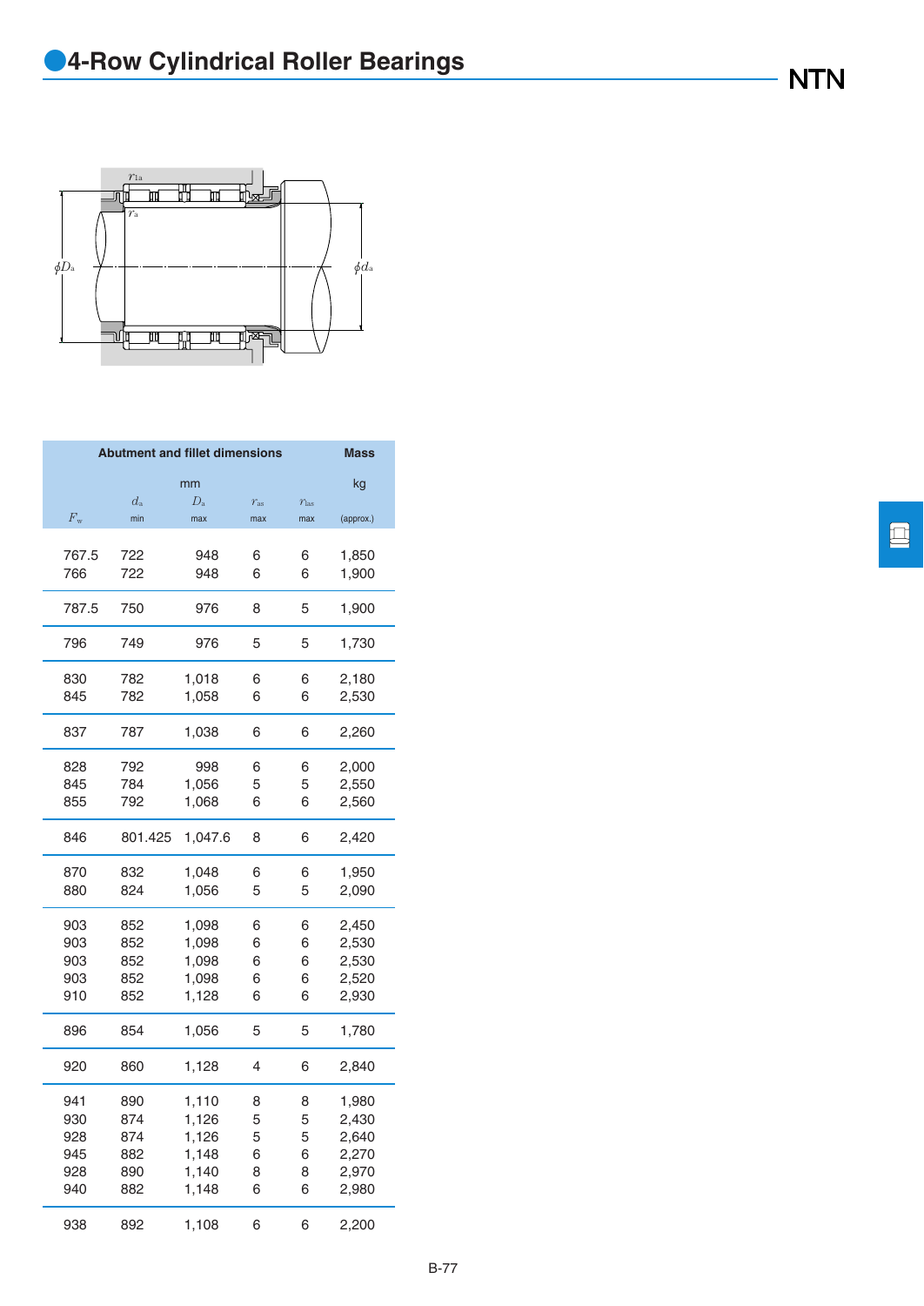## 4-Row Cylindrical Roller Bearings

| | Abutment and fillet dimensions | | | | Mass |
|---|---|---|---|---|---|
| | mm | | | | kg |
| $F_w$ | $d_a$ min | $D_a$ max | $r_{as}$ max | $r_{1as}$ max | (approx.) |
| 767.5 | 722 | 948 | 6 | 6 | 1,850 |
| 766 | 722 | 948 | 6 | 6 | 1,900 |
| 787.5 | 750 | 976 | 8 | 5 | 1,900 |
| 796 | 749 | 976 | 5 | 5 | 1,730 |
| 830 | 782 | 1,018 | 6 | 6 | 2,180 |
| 845 | 782 | 1,058 | 6 | 6 | 2,530 |
| 837 | 787 | 1,038 | 6 | 6 | 2,260 |
| 828 | 792 | 998 | 6 | 6 | 2,000 |
| 845 | 784 | 1,056 | 5 | 5 | 2,550 |
| 855 | 792 | 1,068 | 6 | 6 | 2,560 |
| 846 | 801.425 | 1,047.6 | 8 | 6 | 2,420 |
| 870 | 832 | 1,048 | 6 | 6 | 1,950 |
| 880 | 824 | 1,056 | 5 | 5 | 2,090 |
| 903 | 852 | 1,098 | 6 | 6 | 2,450 |
| 903 | 852 | 1,098 | 6 | 6 | 2,530 |
| 903 | 852 | 1,098 | 6 | 6 | 2,530 |
| 903 | 852 | 1,098 | 6 | 6 | 2,520 |
| 910 | 852 | 1,128 | 6 | 6 | 2,930 |
| 896 | 854 | 1,056 | 5 | 5 | 1,780 |
| 920 | 860 | 1,128 | 4 | 6 | 2,840 |
| 941 | 890 | 1,110 | 8 | 8 | 1,980 |
| 930 | 874 | 1,126 | 5 | 5 | 2,430 |
| 928 | 874 | 1,126 | 5 | 5 | 2,640 |
| 945 | 882 | 1,148 | 6 | 6 | 2,270 |
| 928 | 890 | 1,140 | 8 | 8 | 2,970 |
| 940 | 882 | 1,148 | 6 | 6 | 2,980 |
| 938 | 892 | 1,108 | 6 | 6 | 2,200 |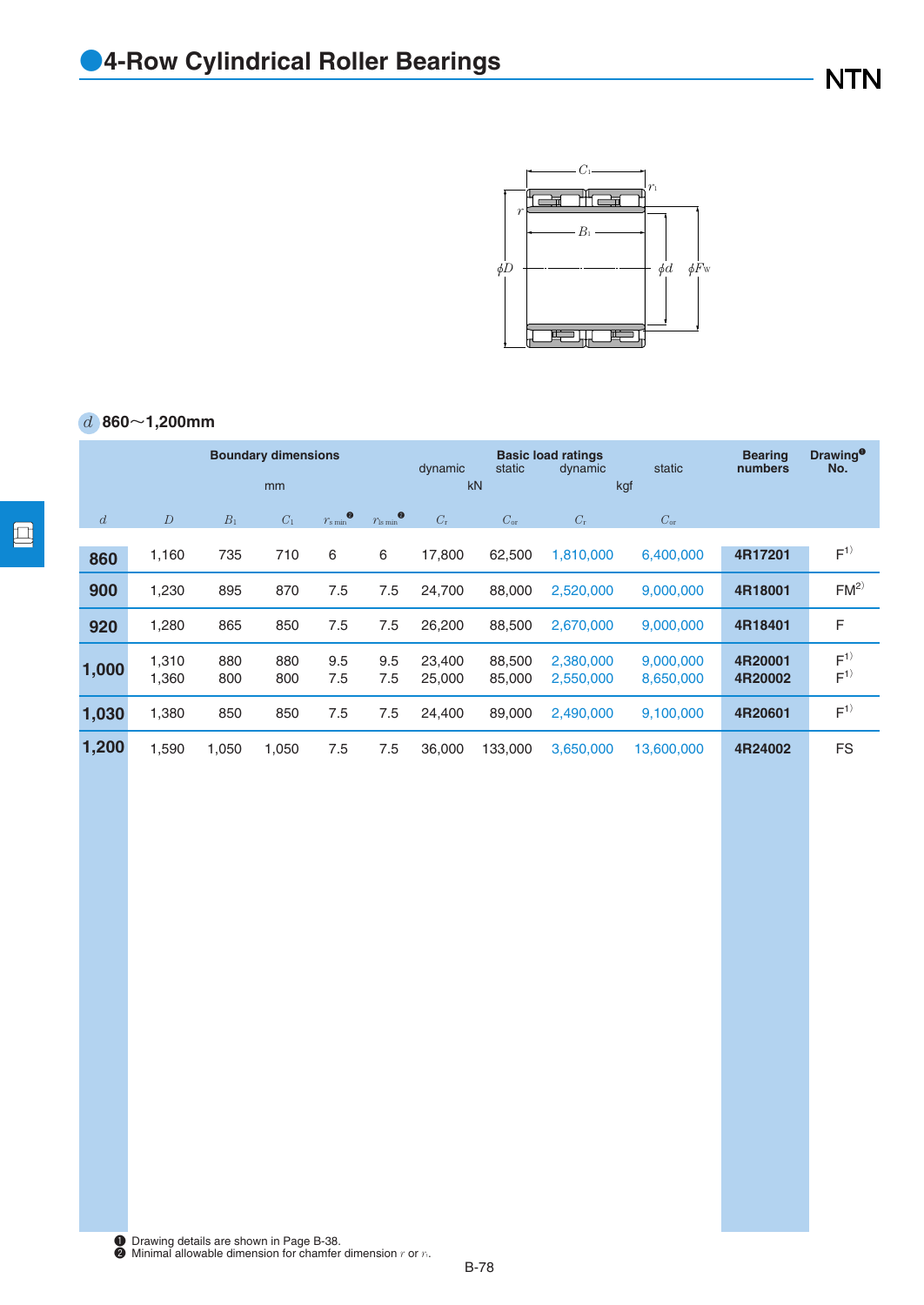# 4-Row Cylindrical Roller Bearings

$d$ 860～1,200mm

| Boundary dimensions | | | | | | Basic load ratings | | | | Bearing numbers | Drawing❶ No. |
|---|---|---|---|---|---|---|---|---|---|---|---|
| mm | | | | | | dynamic | static | dynamic | static | | |
| | | | | | | kN | | kgf | | | |
| $d$ | $D$ | $B_1$ | $C_1$ | $r_{s\,min}$ ❷ | $r_{1s\,min}$ ❷ | $C_r$ | $C_{or}$ | $C_r$ | $C_{or}$ | | |
| **860** | 1,160 | 735 | 710 | 6 | 6 | 17,800 | 62,500 | 1,810,000 | 6,400,000 | **4R17201** | F 1) |
| **900** | 1,230 | 895 | 870 | 7.5 | 7.5 | 24,700 | 88,000 | 2,520,000 | 9,000,000 | **4R18001** | FM 2) |
| **920** | 1,280 | 865 | 850 | 7.5 | 7.5 | 26,200 | 88,500 | 2,670,000 | 9,000,000 | **4R18401** | F |
| **1,000** | 1,310 | 880 | 880 | 9.5 | 9.5 | 23,400 | 88,500 | 2,380,000 | 9,000,000 | **4R20001** | F 1) |
| | 1,360 | 800 | 800 | 7.5 | 7.5 | 25,000 | 85,000 | 2,550,000 | 8,650,000 | **4R20002** | F 1) |
| **1,030** | 1,380 | 850 | 850 | 7.5 | 7.5 | 24,400 | 89,000 | 2,490,000 | 9,100,000 | **4R20601** | F 1) |
| **1,200** | 1,590 | 1,050 | 1,050 | 7.5 | 7.5 | 36,000 | 133,000 | 3,650,000 | 13,600,000 | **4R24002** | FS |

❶ Drawing details are shown in Page B-38.
❷ Minimal allowable dimension for chamfer dimension $r$ or $r_1$.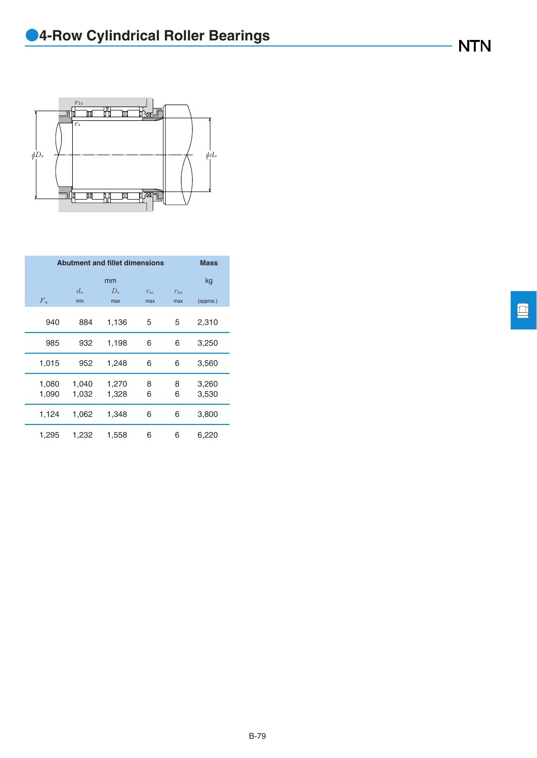# 4-Row Cylindrical Roller Bearings

| | Abutment and fillet dimensions | | | | Mass |
|---|---|---|---|---|---|
| | mm | | | | kg |
| $F_w$ | $d_a$ min | $D_a$ max | $r_{as}$ max | $r_{1as}$ max | (approx.) |
| 940 | 884 | 1,136 | 5 | 5 | 2,310 |
| 985 | 932 | 1,198 | 6 | 6 | 3,250 |
| 1,015 | 952 | 1,248 | 6 | 6 | 3,560 |
| 1,080 | 1,040 | 1,270 | 8 | 8 | 3,260 |
| 1,090 | 1,032 | 1,328 | 6 | 6 | 3,530 |
| 1,124 | 1,062 | 1,348 | 6 | 6 | 3,800 |
| 1,295 | 1,232 | 1,558 | 6 | 6 | 6,220 |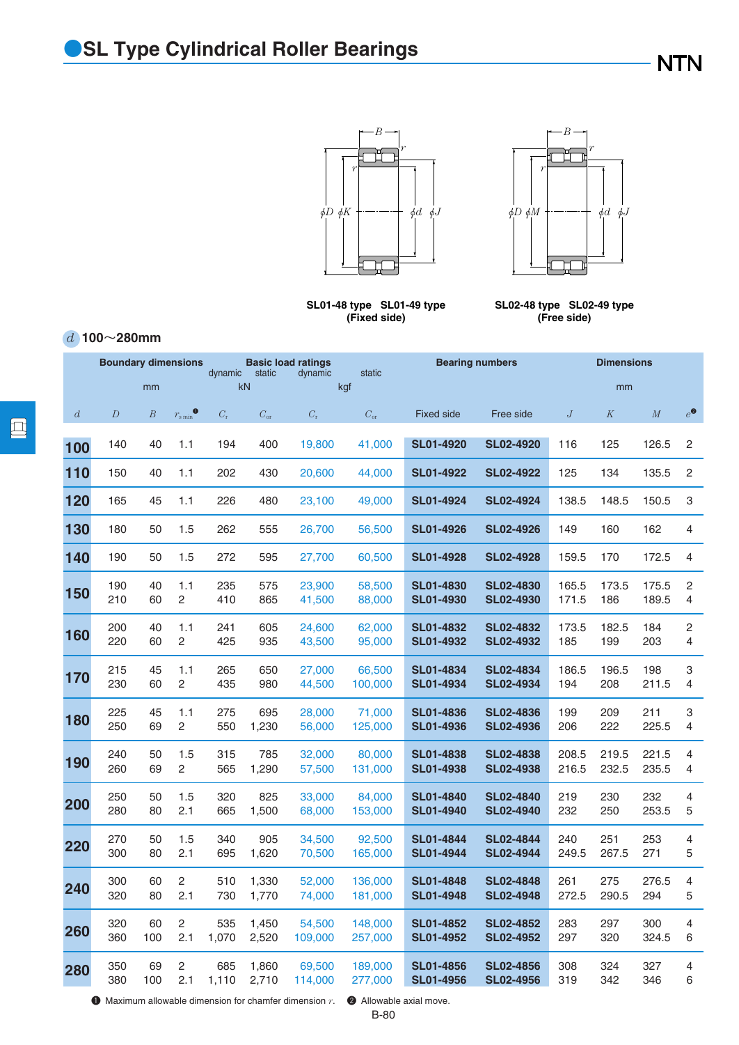# SL Type Cylindrical Roller Bearings

SL01-48 type SL01-49 type
(Fixed side)

SL02-48 type SL02-49 type
(Free side)

$d$ 100～280mm

| Boundary dimensions | | | | Basic load ratings | | | | Bearing numbers | | Dimensions | | | |
|---|---|---|---|---|---|---|---|---|---|---|---|---|---|
| mm | | | | dynamic kN | static kN | dynamic kgf | static kgf | | | mm | | | |
| $d$ | $D$ | $B$ | $r_{s\,min}$ [1] | $C_r$ | $C_{or}$ | $C_r$ | $C_{or}$ | Fixed side | Free side | $J$ | $K$ | $M$ | $e$ [2] |
| 100 | 140 | 40 | 1.1 | 194 | 400 | 19,800 | 41,000 | SL01-4920 | SL02-4920 | 116 | 125 | 126.5 | 2 |
| 110 | 150 | 40 | 1.1 | 202 | 430 | 20,600 | 44,000 | SL01-4922 | SL02-4922 | 125 | 134 | 135.5 | 2 |
| 120 | 165 | 45 | 1.1 | 226 | 480 | 23,100 | 49,000 | SL01-4924 | SL02-4924 | 138.5 | 148.5 | 150.5 | 3 |
| 130 | 180 | 50 | 1.5 | 262 | 555 | 26,700 | 56,500 | SL01-4926 | SL02-4926 | 149 | 160 | 162 | 4 |
| 140 | 190 | 50 | 1.5 | 272 | 595 | 27,700 | 60,500 | SL01-4928 | SL02-4928 | 159.5 | 170 | 172.5 | 4 |
| 150 | 190 | 40 | 1.1 | 235 | 575 | 23,900 | 58,500 | SL01-4830 | SL02-4830 | 165.5 | 173.5 | 175.5 | 2 |
| | 210 | 60 | 2 | 410 | 865 | 41,500 | 88,000 | SL01-4930 | SL02-4930 | 171.5 | 186 | 189.5 | 4 |
| 160 | 200 | 40 | 1.1 | 241 | 605 | 24,600 | 62,000 | SL01-4832 | SL02-4832 | 173.5 | 182.5 | 184 | 2 |
| | 220 | 60 | 2 | 425 | 935 | 43,500 | 95,000 | SL01-4932 | SL02-4932 | 185 | 199 | 203 | 4 |
| 170 | 215 | 45 | 1.1 | 265 | 650 | 27,000 | 66,500 | SL01-4834 | SL02-4834 | 186.5 | 196.5 | 198 | 3 |
| | 230 | 60 | 2 | 435 | 980 | 44,500 | 100,000 | SL01-4934 | SL02-4934 | 194 | 208 | 211.5 | 4 |
| 180 | 225 | 45 | 1.1 | 275 | 695 | 28,000 | 71,000 | SL01-4836 | SL02-4836 | 199 | 209 | 211 | 3 |
| | 250 | 69 | 2 | 550 | 1,230 | 56,000 | 125,000 | SL01-4936 | SL02-4936 | 206 | 222 | 225.5 | 4 |
| 190 | 240 | 50 | 1.5 | 315 | 785 | 32,000 | 80,000 | SL01-4838 | SL02-4838 | 208.5 | 219.5 | 221.5 | 4 |
| | 260 | 69 | 2 | 565 | 1,290 | 57,500 | 131,000 | SL01-4938 | SL02-4938 | 216.5 | 232.5 | 235.5 | 4 |
| 200 | 250 | 50 | 1.5 | 320 | 825 | 33,000 | 84,000 | SL01-4840 | SL02-4840 | 219 | 230 | 232 | 4 |
| | 280 | 80 | 2.1 | 665 | 1,500 | 68,000 | 153,000 | SL01-4940 | SL02-4940 | 232 | 250 | 253.5 | 5 |
| 220 | 270 | 50 | 1.5 | 340 | 905 | 34,500 | 92,500 | SL01-4844 | SL02-4844 | 240 | 251 | 253 | 4 |
| | 300 | 80 | 2.1 | 695 | 1,620 | 70,500 | 165,000 | SL01-4944 | SL02-4944 | 249.5 | 267.5 | 271 | 5 |
| 240 | 300 | 60 | 2 | 510 | 1,330 | 52,000 | 136,000 | SL01-4848 | SL02-4848 | 261 | 275 | 276.5 | 4 |
| | 320 | 80 | 2.1 | 730 | 1,770 | 74,000 | 181,000 | SL01-4948 | SL02-4948 | 272.5 | 290.5 | 294 | 5 |
| 260 | 320 | 60 | 2 | 535 | 1,450 | 54,500 | 148,000 | SL01-4852 | SL02-4852 | 283 | 297 | 300 | 4 |
| | 360 | 100 | 2.1 | 1,070 | 2,520 | 109,000 | 257,000 | SL01-4952 | SL02-4952 | 297 | 320 | 324.5 | 6 |
| 280 | 350 | 69 | 2 | 685 | 1,860 | 69,500 | 189,000 | SL01-4856 | SL02-4856 | 308 | 324 | 327 | 4 |
| | 380 | 100 | 2.1 | 1,110 | 2,710 | 114,000 | 277,000 | SL01-4956 | SL02-4956 | 319 | 342 | 346 | 6 |

[1] Maximum allowable dimension for chamfer dimension $r$. [2] Allowable axial move.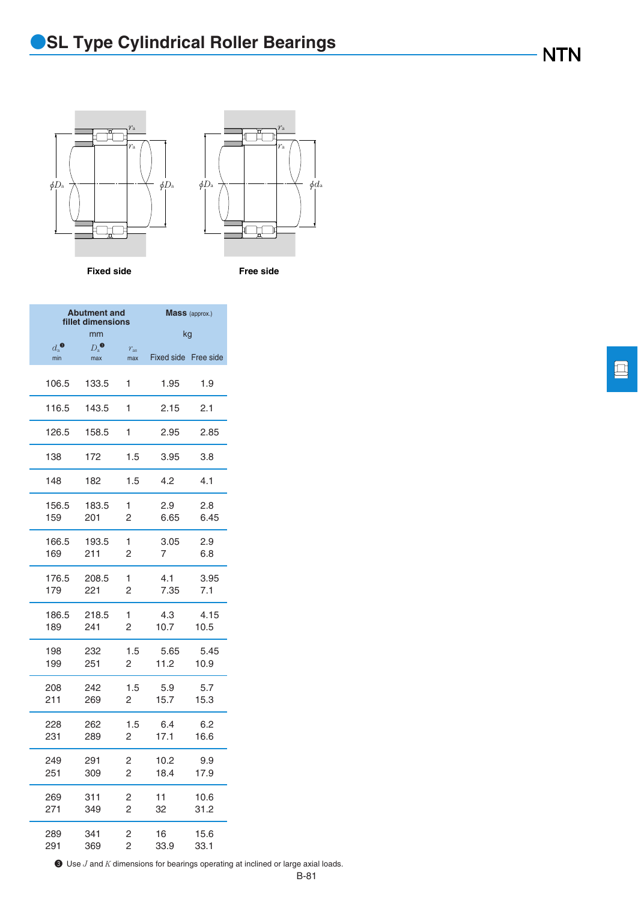# SL Type Cylindrical Roller Bearings

Fixed side

Free side

| Abutment and fillet dimensions | | | Mass (approx.) | |
|---|---|---|---|---|
| mm | | | kg | |
| $d_a$ [3] min | $D_a$ [3] max | $r_{as}$ max | Fixed side | Free side |
| 106.5 | 133.5 | 1 | 1.95 | 1.9 |
| 116.5 | 143.5 | 1 | 2.15 | 2.1 |
| 126.5 | 158.5 | 1 | 2.95 | 2.85 |
| 138 | 172 | 1.5 | 3.95 | 3.8 |
| 148 | 182 | 1.5 | 4.2 | 4.1 |
| 156.5 | 183.5 | 1 | 2.9 | 2.8 |
| 159 | 201 | 2 | 6.65 | 6.45 |
| 166.5 | 193.5 | 1 | 3.05 | 2.9 |
| 169 | 211 | 2 | 7 | 6.8 |
| 176.5 | 208.5 | 1 | 4.1 | 3.95 |
| 179 | 221 | 2 | 7.35 | 7.1 |
| 186.5 | 218.5 | 1 | 4.3 | 4.15 |
| 189 | 241 | 2 | 10.7 | 10.5 |
| 198 | 232 | 1.5 | 5.65 | 5.45 |
| 199 | 251 | 2 | 11.2 | 10.9 |
| 208 | 242 | 1.5 | 5.9 | 5.7 |
| 211 | 269 | 2 | 15.7 | 15.3 |
| 228 | 262 | 1.5 | 6.4 | 6.2 |
| 231 | 289 | 2 | 17.1 | 16.6 |
| 249 | 291 | 2 | 10.2 | 9.9 |
| 251 | 309 | 2 | 18.4 | 17.9 |
| 269 | 311 | 2 | 11 | 10.6 |
| 271 | 349 | 2 | 32 | 31.2 |
| 289 | 341 | 2 | 16 | 15.6 |
| 291 | 369 | 2 | 33.9 | 33.1 |

[3] Use $J$ and $K$ dimensions for bearings operating at inclined or large axial loads.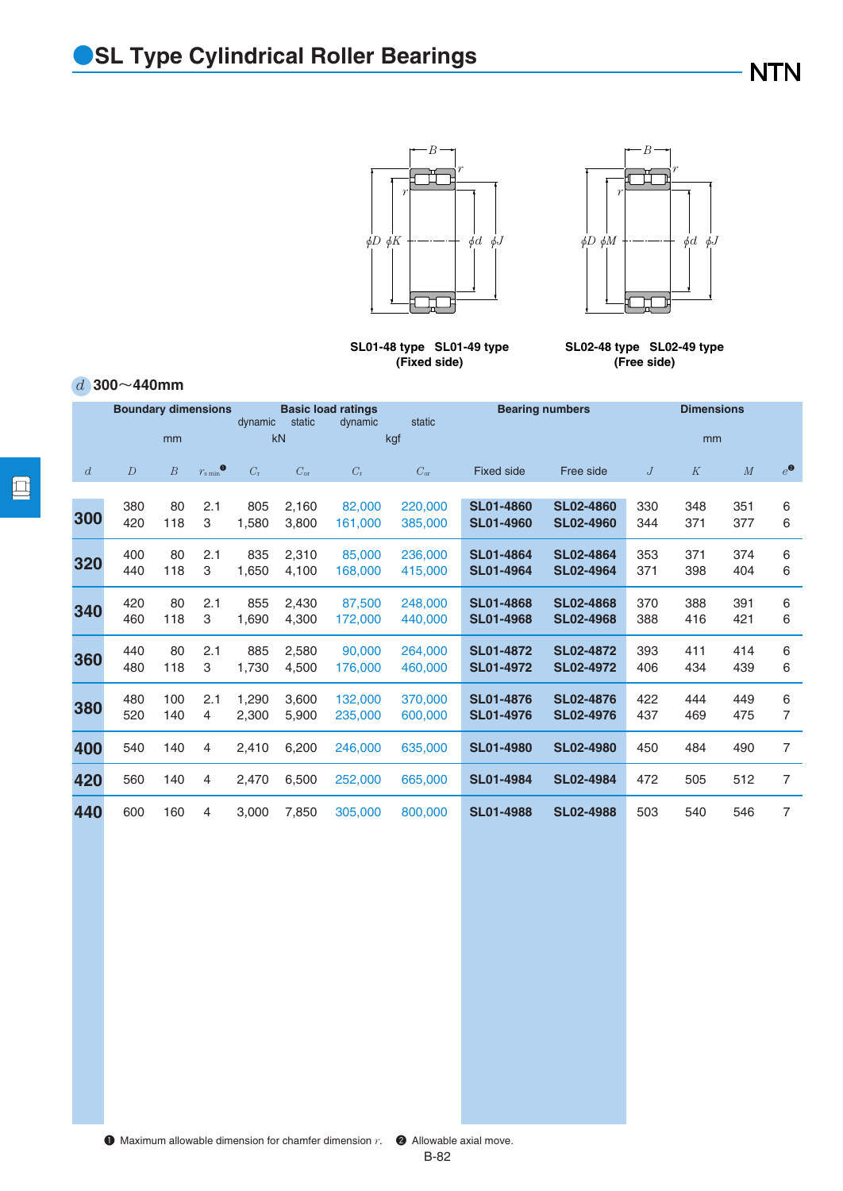# SL Type Cylindrical Roller Bearings

SL01-48 type SL01-49 type
(Fixed side)

SL02-48 type SL02-49 type
(Free side)

$d$ 300～440mm

| Boundary dimensions | | | | Basic load ratings | | | | Bearing numbers | | Dimensions | | | |
|---|---|---|---|---|---|---|---|---|---|---|---|---|---|
| | | | | dynamic | static | dynamic | static | | | | | | |
| mm | | | | kN | | kgf | | | | mm | | | |
| $d$ | $D$ | $B$ | $r_{s\,min}$ [1] | $C_r$ | $C_{or}$ | $C_r$ | $C_{or}$ | Fixed side | Free side | $J$ | $K$ | $M$ | $e$ [2] |
| **300** | 380 | 80 | 2.1 | 805 | 2,160 | 82,000 | 220,000 | **SL01-4860** | **SL02-4860** | 330 | 348 | 351 | 6 |
| | 420 | 118 | 3 | 1,580 | 3,800 | 161,000 | 385,000 | **SL01-4960** | **SL02-4960** | 344 | 371 | 377 | 6 |
| **320** | 400 | 80 | 2.1 | 835 | 2,310 | 85,000 | 236,000 | **SL01-4864** | **SL02-4864** | 353 | 371 | 374 | 6 |
| | 440 | 118 | 3 | 1,650 | 4,100 | 168,000 | 415,000 | **SL01-4964** | **SL02-4964** | 371 | 398 | 404 | 6 |
| **340** | 420 | 80 | 2.1 | 855 | 2,430 | 87,500 | 248,000 | **SL01-4868** | **SL02-4868** | 370 | 388 | 391 | 6 |
| | 460 | 118 | 3 | 1,690 | 4,300 | 172,000 | 440,000 | **SL01-4968** | **SL02-4968** | 388 | 416 | 421 | 6 |
| **360** | 440 | 80 | 2.1 | 885 | 2,580 | 90,000 | 264,000 | **SL01-4872** | **SL02-4872** | 393 | 411 | 414 | 6 |
| | 480 | 118 | 3 | 1,730 | 4,500 | 176,000 | 460,000 | **SL01-4972** | **SL02-4972** | 406 | 434 | 439 | 6 |
| **380** | 480 | 100 | 2.1 | 1,290 | 3,600 | 132,000 | 370,000 | **SL01-4876** | **SL02-4876** | 422 | 444 | 449 | 6 |
| | 520 | 140 | 4 | 2,300 | 5,900 | 235,000 | 600,000 | **SL01-4976** | **SL02-4976** | 437 | 469 | 475 | 7 |
| **400** | 540 | 140 | 4 | 2,410 | 6,200 | 246,000 | 635,000 | **SL01-4980** | **SL02-4980** | 450 | 484 | 490 | 7 |
| **420** | 560 | 140 | 4 | 2,470 | 6,500 | 252,000 | 665,000 | **SL01-4984** | **SL02-4984** | 472 | 505 | 512 | 7 |
| **440** | 600 | 160 | 4 | 3,000 | 7,850 | 305,000 | 800,000 | **SL01-4988** | **SL02-4988** | 503 | 540 | 546 | 7 |

[1] Maximum allowable dimension for chamfer dimension $r$. [2] Allowable axial move.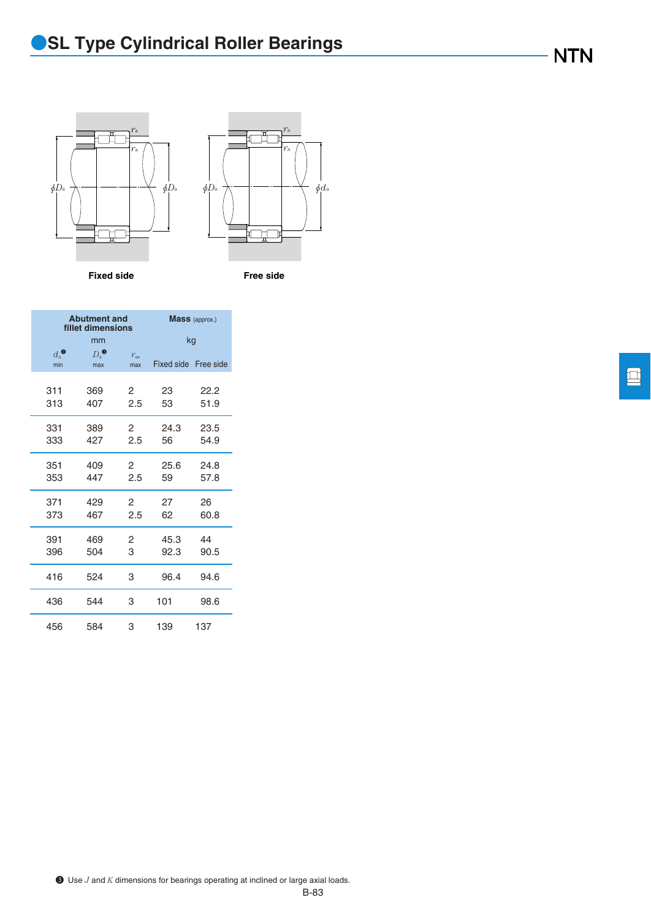# SL Type Cylindrical Roller Bearings

Fixed side

Free side

| Abutment and fillet dimensions | | | Mass (approx.) | |
|---|---|---|---|---|
| mm | | | kg | |
| $d_a$ [3] min | $D_a$ [3] max | $r_{as}$ max | Fixed side | Free side |
| 311 | 369 | 2 | 23 | 22.2 |
| 313 | 407 | 2.5 | 53 | 51.9 |
| 331 | 389 | 2 | 24.3 | 23.5 |
| 333 | 427 | 2.5 | 56 | 54.9 |
| 351 | 409 | 2 | 25.6 | 24.8 |
| 353 | 447 | 2.5 | 59 | 57.8 |
| 371 | 429 | 2 | 27 | 26 |
| 373 | 467 | 2.5 | 62 | 60.8 |
| 391 | 469 | 2 | 45.3 | 44 |
| 396 | 504 | 3 | 92.3 | 90.5 |
| 416 | 524 | 3 | 96.4 | 94.6 |
| 436 | 544 | 3 | 101 | 98.6 |
| 456 | 584 | 3 | 139 | 137 |

[3] Use $J$ and $K$ dimensions for bearings operating at inclined or large axial loads.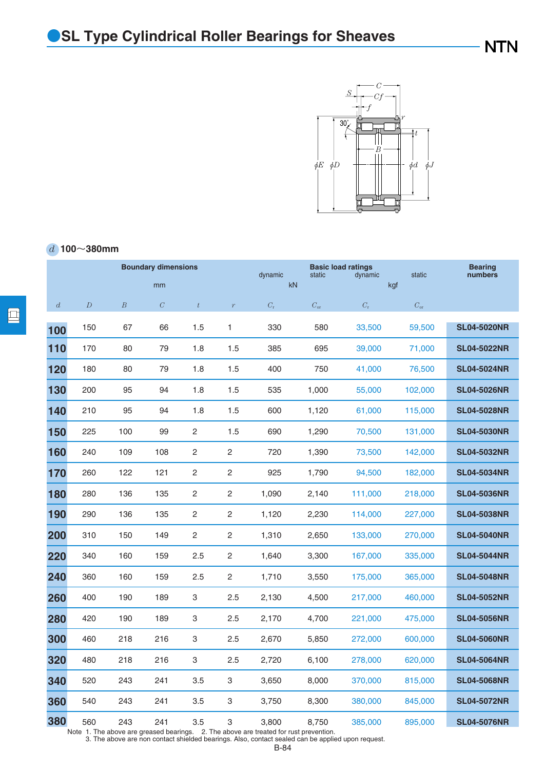# SL Type Cylindrical Roller Bearings for Sheaves

*d* 100～380mm

| Boundary dimensions | | | | | | Basic load ratings | | | | Bearing numbers |
|---|---|---|---|---|---|---|---|---|---|---|
| mm | | | | | | dynamic kN | static kN | dynamic kgf | static kgf | |
| $d$ | $D$ | $B$ | $C$ | $t$ | $r$ | $C_r$ | $C_{or}$ | $C_r$ | $C_{or}$ | |
| 100 | 150 | 67 | 66 | 1.5 | 1 | 330 | 580 | 33,500 | 59,500 | SL04-5020NR |
| 110 | 170 | 80 | 79 | 1.8 | 1.5 | 385 | 695 | 39,000 | 71,000 | SL04-5022NR |
| 120 | 180 | 80 | 79 | 1.8 | 1.5 | 400 | 750 | 41,000 | 76,500 | SL04-5024NR |
| 130 | 200 | 95 | 94 | 1.8 | 1.5 | 535 | 1,000 | 55,000 | 102,000 | SL04-5026NR |
| 140 | 210 | 95 | 94 | 1.8 | 1.5 | 600 | 1,120 | 61,000 | 115,000 | SL04-5028NR |
| 150 | 225 | 100 | 99 | 2 | 1.5 | 690 | 1,290 | 70,500 | 131,000 | SL04-5030NR |
| 160 | 240 | 109 | 108 | 2 | 2 | 720 | 1,390 | 73,500 | 142,000 | SL04-5032NR |
| 170 | 260 | 122 | 121 | 2 | 2 | 925 | 1,790 | 94,500 | 182,000 | SL04-5034NR |
| 180 | 280 | 136 | 135 | 2 | 2 | 1,090 | 2,140 | 111,000 | 218,000 | SL04-5036NR |
| 190 | 290 | 136 | 135 | 2 | 2 | 1,120 | 2,230 | 114,000 | 227,000 | SL04-5038NR |
| 200 | 310 | 150 | 149 | 2 | 2 | 1,310 | 2,650 | 133,000 | 270,000 | SL04-5040NR |
| 220 | 340 | 160 | 159 | 2.5 | 2 | 1,640 | 3,300 | 167,000 | 335,000 | SL04-5044NR |
| 240 | 360 | 160 | 159 | 2.5 | 2 | 1,710 | 3,550 | 175,000 | 365,000 | SL04-5048NR |
| 260 | 400 | 190 | 189 | 3 | 2.5 | 2,130 | 4,500 | 217,000 | 460,000 | SL04-5052NR |
| 280 | 420 | 190 | 189 | 3 | 2.5 | 2,170 | 4,700 | 221,000 | 475,000 | SL04-5056NR |
| 300 | 460 | 218 | 216 | 3 | 2.5 | 2,670 | 5,850 | 272,000 | 600,000 | SL04-5060NR |
| 320 | 480 | 218 | 216 | 3 | 2.5 | 2,720 | 6,100 | 278,000 | 620,000 | SL04-5064NR |
| 340 | 520 | 243 | 241 | 3.5 | 3 | 3,650 | 8,000 | 370,000 | 815,000 | SL04-5068NR |
| 360 | 540 | 243 | 241 | 3.5 | 3 | 3,750 | 8,300 | 380,000 | 845,000 | SL04-5072NR |
| 380 | 560 | 243 | 241 | 3.5 | 3 | 3,800 | 8,750 | 385,000 | 895,000 | SL04-5076NR |

Note 1. The above are greased bearings. 2. The above are treated for rust prevention.
3. The above are non contact shielded bearings. Also, contact sealed can be applied upon request.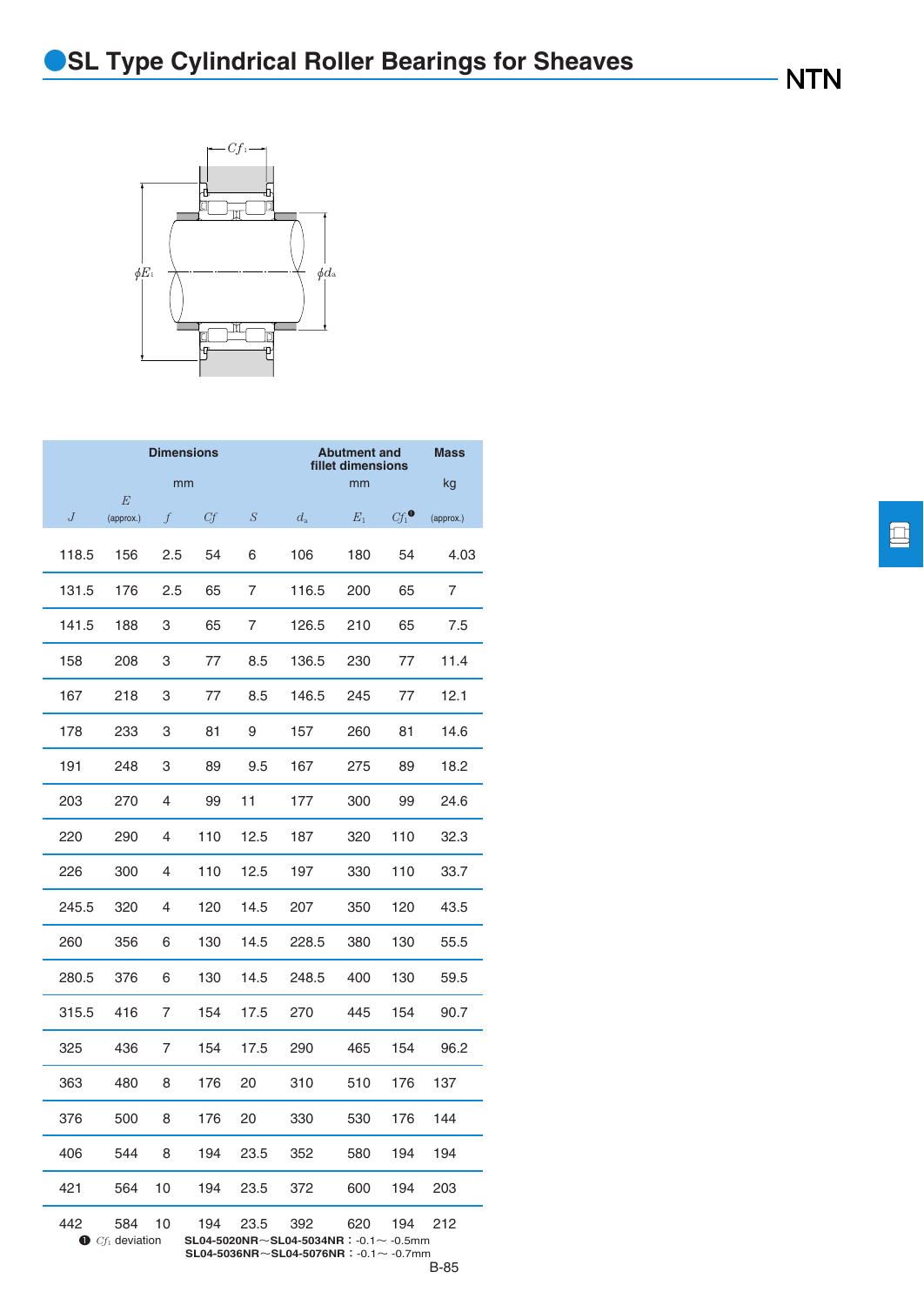## SL Type Cylindrical Roller Bearings for Sheaves

| Dimensions mm | | | | | Abutment and fillet dimensions mm | | | Mass kg |
|---|---|---|---|---|---|---|---|---|
| $J$ | $E$ (approx.) | $f$ | $Cf$ | $S$ | $d_a$ | $E_1$ | $Cf_1$[1] | (approx.) |
| 118.5 | 156 | 2.5 | 54 | 6 | 106 | 180 | 54 | 4.03 |
| 131.5 | 176 | 2.5 | 65 | 7 | 116.5 | 200 | 65 | 7 |
| 141.5 | 188 | 3 | 65 | 7 | 126.5 | 210 | 65 | 7.5 |
| 158 | 208 | 3 | 77 | 8.5 | 136.5 | 230 | 77 | 11.4 |
| 167 | 218 | 3 | 77 | 8.5 | 146.5 | 245 | 77 | 12.1 |
| 178 | 233 | 3 | 81 | 9 | 157 | 260 | 81 | 14.6 |
| 191 | 248 | 3 | 89 | 9.5 | 167 | 275 | 89 | 18.2 |
| 203 | 270 | 4 | 99 | 11 | 177 | 300 | 99 | 24.6 |
| 220 | 290 | 4 | 110 | 12.5 | 187 | 320 | 110 | 32.3 |
| 226 | 300 | 4 | 110 | 12.5 | 197 | 330 | 110 | 33.7 |
| 245.5 | 320 | 4 | 120 | 14.5 | 207 | 350 | 120 | 43.5 |
| 260 | 356 | 6 | 130 | 14.5 | 228.5 | 380 | 130 | 55.5 |
| 280.5 | 376 | 6 | 130 | 14.5 | 248.5 | 400 | 130 | 59.5 |
| 315.5 | 416 | 7 | 154 | 17.5 | 270 | 445 | 154 | 90.7 |
| 325 | 436 | 7 | 154 | 17.5 | 290 | 465 | 154 | 96.2 |
| 363 | 480 | 8 | 176 | 20 | 310 | 510 | 176 | 137 |
| 376 | 500 | 8 | 176 | 20 | 330 | 530 | 176 | 144 |
| 406 | 544 | 8 | 194 | 23.5 | 352 | 580 | 194 | 194 |
| 421 | 564 | 10 | 194 | 23.5 | 372 | 600 | 194 | 203 |
| 442 | 584 | 10 | 194 | 23.5 | 392 | 620 | 194 | 212 |

[1] $Cf_1$ deviation **SL04-5020NR～SL04-5034NR**: -0.1～ -0.5mm
**SL04-5036NR～SL04-5076NR**: -0.1～ -0.7mm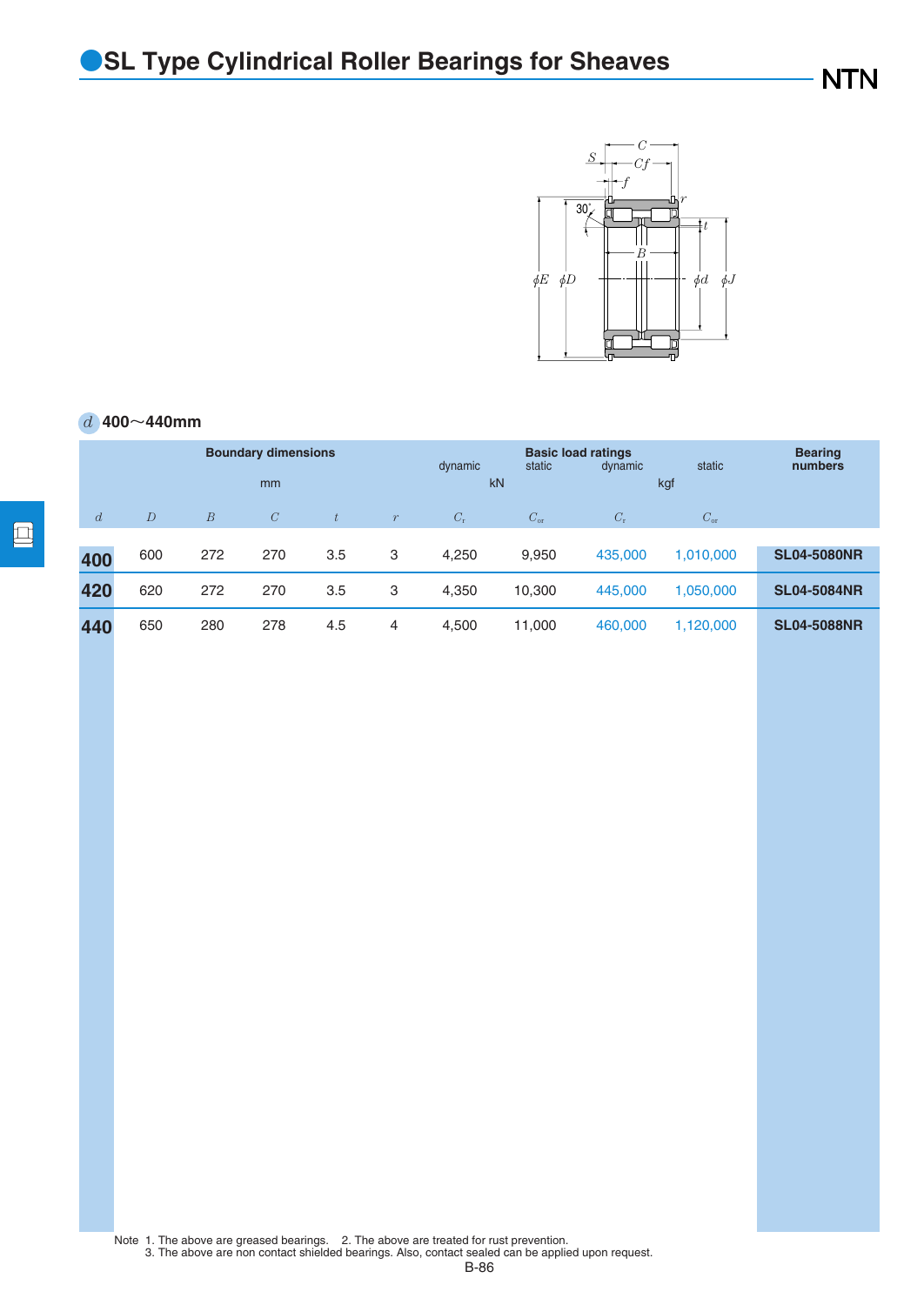# SL Type Cylindrical Roller Bearings for Sheaves

$d$ 400～440mm

| Boundary dimensions | | | | | | Basic load ratings | | | | Bearing numbers |
|---|---|---|---|---|---|---|---|---|---|---|
| mm | | | | | | dynamic | static | dynamic | static | |
| | | | | | | kN | | kgf | | |
| $d$ | $D$ | $B$ | $C$ | $t$ | $r$ | $C_r$ | $C_{or}$ | $C_r$ | $C_{or}$ | |
| 400 | 600 | 272 | 270 | 3.5 | 3 | 4,250 | 9,950 | 435,000 | 1,010,000 | SL04-5080NR |
| 420 | 620 | 272 | 270 | 3.5 | 3 | 4,350 | 10,300 | 445,000 | 1,050,000 | SL04-5084NR |
| 440 | 650 | 280 | 278 | 4.5 | 4 | 4,500 | 11,000 | 460,000 | 1,120,000 | SL04-5088NR |

Note 1. The above are greased bearings. 2. The above are treated for rust prevention.
3. The above are non contact shielded bearings. Also, contact sealed can be applied upon request.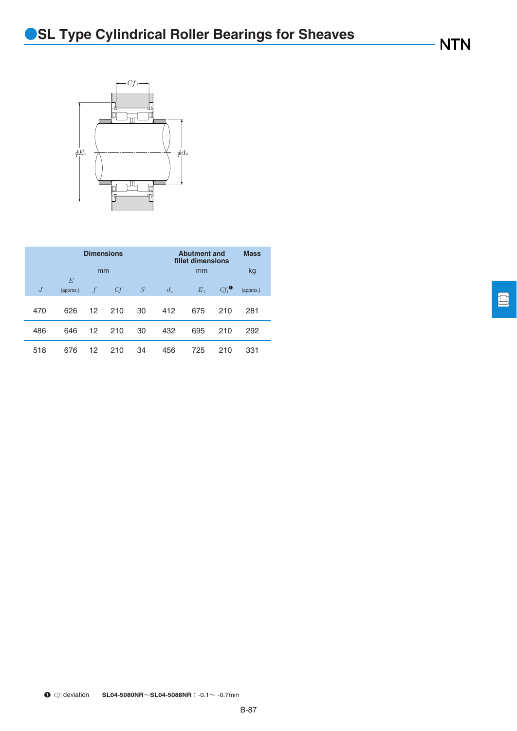# SL Type Cylindrical Roller Bearings for Sheaves

| Dimensions | | | | | Abutment and fillet dimensions | | | Mass |
|---|---|---|---|---|---|---|---|---|
| mm | | | | | mm | | | kg |
| $J$ | $E$ (approx.) | $f$ | $Cf$ | $S$ | $d_a$ | $E_1$ | $Cf_1$ ❶ | (approx.) |
| 470 | 626 | 12 | 210 | 30 | 412 | 675 | 210 | 281 |
| 486 | 646 | 12 | 210 | 30 | 432 | 695 | 210 | 292 |
| 518 | 676 | 12 | 210 | 34 | 456 | 725 | 210 | 331 |

❶ $Cf_1$ deviation  **SL04-5080NR～SL04-5088NR**：-0.1～ -0.7mm